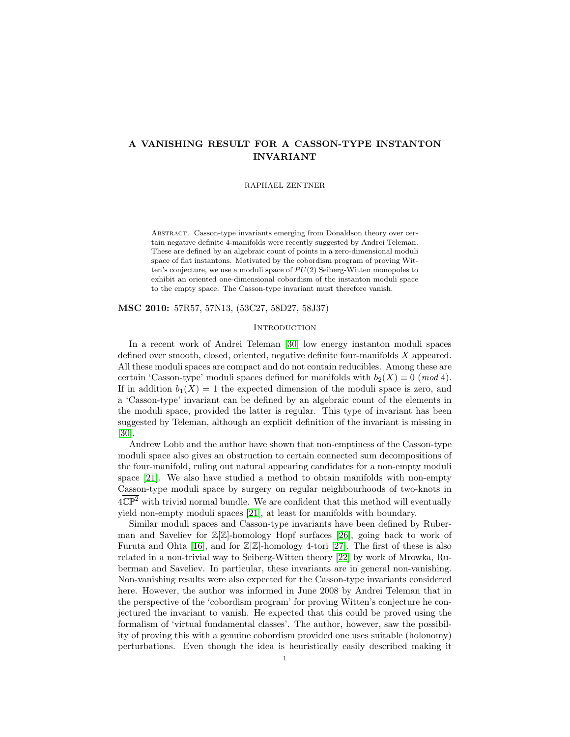# A VANISHING RESULT FOR A CASSON-TYPE INSTANTON INVARIANT

RAPHAEL ZENTNER

Abstract. Casson-type invariants emerging from Donaldson theory over certain negative definite 4-manifolds were recently suggested by Andrei Teleman. These are defined by an algebraic count of points in a zero-dimensional moduli space of flat instantons. Motivated by the cobordism program of proving Witten's conjecture, we use a moduli space of $PU(2)$ Seiberg-Witten monopoles to exhibit an oriented one-dimensional cobordism of the instanton moduli space to the empty space. The Casson-type invariant must therefore vanish.

**MSC 2010:** 57R57, 57N13, (53C27, 58D27, 58J37)

## Introduction

In a recent work of Andrei Teleman [30] low energy instanton moduli spaces defined over smooth, closed, oriented, negative definite four-manifolds $X$ appeared. All these moduli spaces are compact and do not contain reducibles. Among these are certain 'Casson-type' moduli spaces defined for manifolds with $b_2(X) \equiv 0 \ (mod\ 4)$. If in addition $b_1(X) = 1$ the expected dimension of the moduli space is zero, and a 'Casson-type' invariant can be defined by an algebraic count of the elements in the moduli space, provided the latter is regular. This type of invariant has been suggested by Teleman, although an explicit definition of the invariant is missing in [30].

Andrew Lobb and the author have shown that non-emptiness of the Casson-type moduli space also gives an obstruction to certain connected sum decompositions of the four-manifold, ruling out natural appearing candidates for a non-empty moduli space [21]. We also have studied a method to obtain manifolds with non-empty Casson-type moduli space by surgery on regular neighbourhoods of two-knots in $4\overline{\mathbb{CP}}^2$ with trivial normal bundle. We are confident that this method will eventually yield non-empty moduli spaces [21], at least for manifolds with boundary.

Similar moduli spaces and Casson-type invariants have been defined by Ruberman and Saveliev for $\mathbb{Z}[\mathbb{Z}]$-homology Hopf surfaces [26], going back to work of Furuta and Ohta [16], and for $\mathbb{Z}[\mathbb{Z}]$-homology 4-tori [27]. The first of these is also related in a non-trivial way to Seiberg-Witten theory [22] by work of Mrowka, Ruberman and Saveliev. In particular, these invariants are in general non-vanishing. Non-vanishing results were also expected for the Casson-type invariants considered here. However, the author was informed in June 2008 by Andrei Teleman that in the perspective of the 'cobordism program' for proving Witten's conjecture he conjectured the invariant to vanish. He expected that this could be proved using the formalism of 'virtual fundamental classes'. The author, however, saw the possibility of proving this with a genuine cobordism provided one uses suitable (holonomy) perturbations. Even though the idea is heuristically easily described making it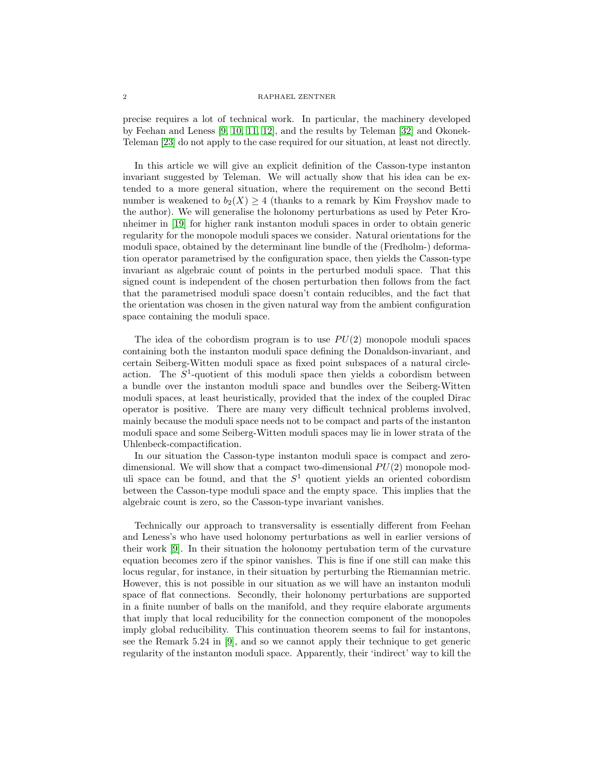precise requires a lot of technical work. In particular, the machinery developed by Feehan and Leness [9, 10, 11, 12], and the results by Teleman [32] and Okonek-Teleman [23] do not apply to the case required for our situation, at least not directly.

In this article we will give an explicit definition of the Casson-type instanton invariant suggested by Teleman. We will actually show that his idea can be extended to a more general situation, where the requirement on the second Betti number is weakened to $b_2(X) \geq 4$ (thanks to a remark by Kim Frøyshov made to the author). We will generalise the holonomy perturbations as used by Peter Kronheimer in [19] for higher rank instanton moduli spaces in order to obtain generic regularity for the monopole moduli spaces we consider. Natural orientations for the moduli space, obtained by the determinant line bundle of the (Fredholm-) deformation operator parametrised by the configuration space, then yields the Casson-type invariant as algebraic count of points in the perturbed moduli space. That this signed count is independent of the chosen perturbation then follows from the fact that the parametrised moduli space doesn't contain reducibles, and the fact that the orientation was chosen in the given natural way from the ambient configuration space containing the moduli space.

The idea of the cobordism program is to use $PU(2)$ monopole moduli spaces containing both the instanton moduli space defining the Donaldson-invariant, and certain Seiberg-Witten moduli space as fixed point subspaces of a natural circle-action. The $S^1$-quotient of this moduli space then yields a cobordism between a bundle over the instanton moduli space and bundles over the Seiberg-Witten moduli spaces, at least heuristically, provided that the index of the coupled Dirac operator is positive. There are many very difficult technical problems involved, mainly because the moduli space needs not to be compact and parts of the instanton moduli space and some Seiberg-Witten moduli spaces may lie in lower strata of the Uhlenbeck-compactification.

In our situation the Casson-type instanton moduli space is compact and zero-dimensional. We will show that a compact two-dimensional $PU(2)$ monopole moduli space can be found, and that the $S^1$ quotient yields an oriented cobordism between the Casson-type moduli space and the empty space. This implies that the algebraic count is zero, so the Casson-type invariant vanishes.

Technically our approach to transversality is essentially different from Feehan and Leness's who have used holonomy perturbations as well in earlier versions of their work [9]. In their situation the holonomy pertubation term of the curvature equation becomes zero if the spinor vanishes. This is fine if one still can make this locus regular, for instance, in their situation by perturbing the Riemannian metric. However, this is not possible in our situation as we will have an instanton moduli space of flat connections. Secondly, their holonomy perturbations are supported in a finite number of balls on the manifold, and they require elaborate arguments that imply that local reducibility for the connection component of the monopoles imply global reducibility. This continuation theorem seems to fail for instantons, see the Remark 5.24 in [9], and so we cannot apply their technique to get generic regularity of the instanton moduli space. Apparently, their 'indirect' way to kill the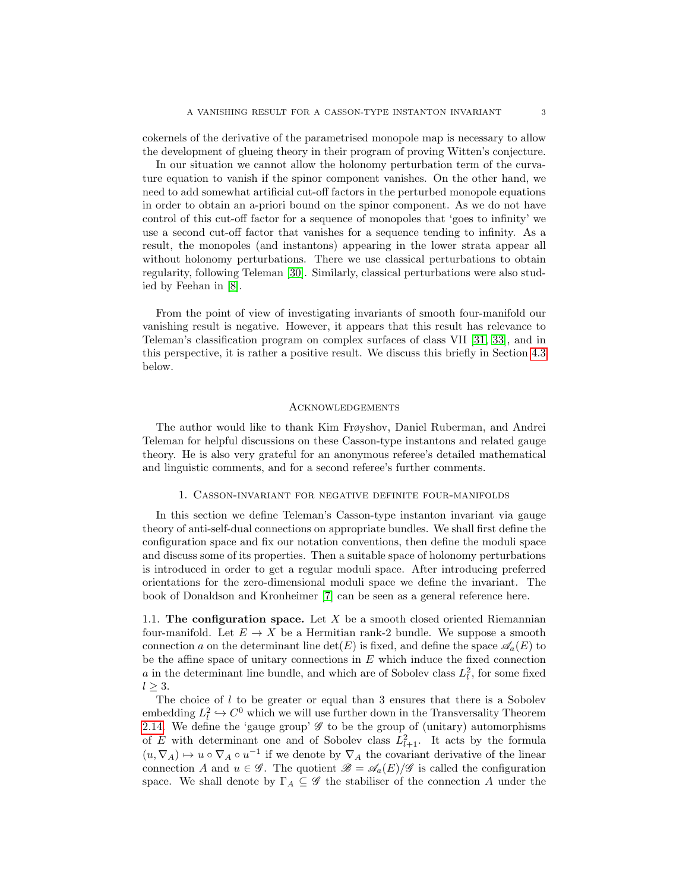cokernels of the derivative of the parametrised monopole map is necessary to allow the development of glueing theory in their program of proving Witten's conjecture.

In our situation we cannot allow the holonomy perturbation term of the curvature equation to vanish if the spinor component vanishes. On the other hand, we need to add somewhat artificial cut-off factors in the perturbed monopole equations in order to obtain an a-priori bound on the spinor component. As we do not have control of this cut-off factor for a sequence of monopoles that 'goes to infinity' we use a second cut-off factor that vanishes for a sequence tending to infinity. As a result, the monopoles (and instantons) appearing in the lower strata appear all without holonomy perturbations. There we use classical perturbations to obtain regularity, following Teleman [30]. Similarly, classical perturbations were also studied by Feehan in [8].

From the point of view of investigating invariants of smooth four-manifold our vanishing result is negative. However, it appears that this result has relevance to Teleman's classification program on complex surfaces of class VII [31, 33], and in this perspective, it is rather a positive result. We discuss this briefly in Section 4.3 below.

## Acknowledgements

The author would like to thank Kim Frøyshov, Daniel Ruberman, and Andrei Teleman for helpful discussions on these Casson-type instantons and related gauge theory. He is also very grateful for an anonymous referee's detailed mathematical and linguistic comments, and for a second referee's further comments.

## 1. Casson-invariant for negative definite four-manifolds

In this section we define Teleman's Casson-type instanton invariant via gauge theory of anti-self-dual connections on appropriate bundles. We shall first define the configuration space and fix our notation conventions, then define the moduli space and discuss some of its properties. Then a suitable space of holonomy perturbations is introduced in order to get a regular moduli space. After introducing preferred orientations for the zero-dimensional moduli space we define the invariant. The book of Donaldson and Kronheimer [7] can be seen as a general reference here.

1.1. **The configuration space.** Let $X$ be a smooth closed oriented Riemannian four-manifold. Let $E \to X$ be a Hermitian rank-2 bundle. We suppose a smooth connection $a$ on the determinant line $\det(E)$ is fixed, and define the space $\mathscr{A}_a(E)$ to be the affine space of unitary connections in $E$ which induce the fixed connection $a$ in the determinant line bundle, and which are of Sobolev class $L^2_l$, for some fixed $l \geq 3$.

The choice of $l$ to be greater or equal than 3 ensures that there is a Sobolev embedding $L^2_l \hookrightarrow C^0$ which we will use further down in the Transversality Theorem 2.14. We define the 'gauge group' $\mathscr{G}$ to be the group of (unitary) automorphisms of $E$ with determinant one and of Sobolev class $L^2_{l+1}$. It acts by the formula $(u, \nabla_A) \mapsto u \circ \nabla_A \circ u^{-1}$ if we denote by $\nabla_A$ the covariant derivative of the linear connection $A$ and $u \in \mathscr{G}$. The quotient $\mathscr{B} = \mathscr{A}_a(E)/\mathscr{G}$ is called the configuration space. We shall denote by $\Gamma_A \subseteq \mathscr{G}$ the stabiliser of the connection $A$ under the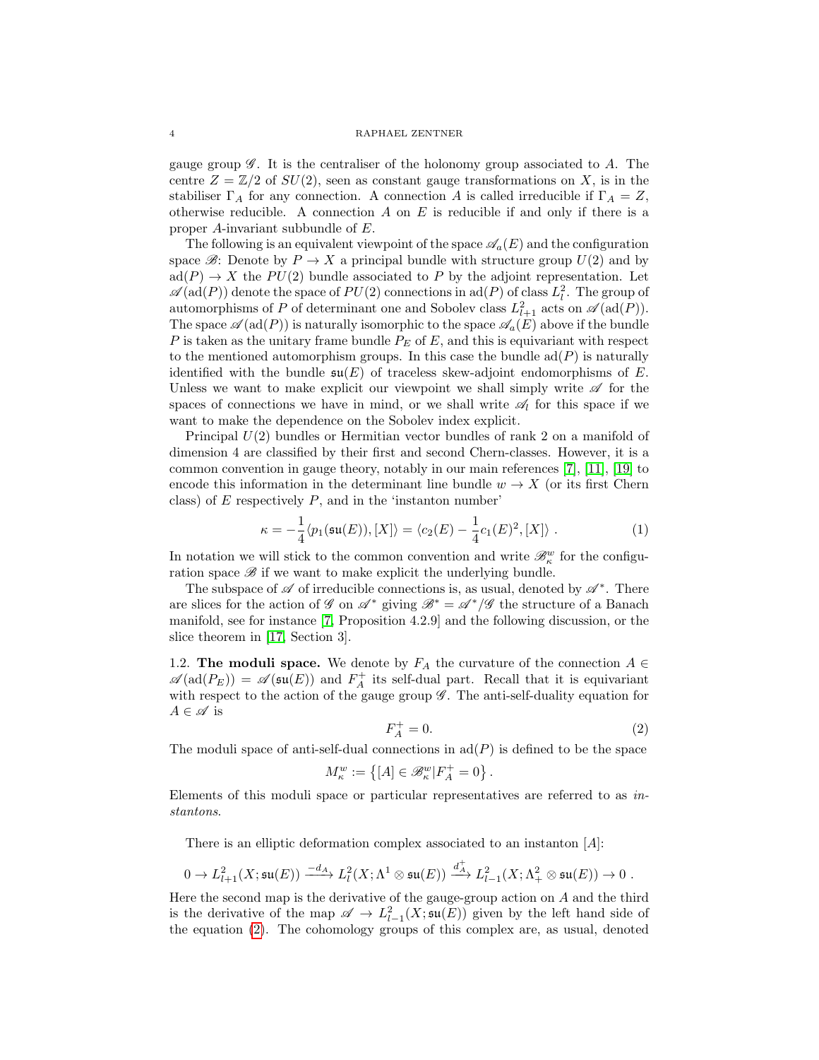gauge group $\mathscr{G}$. It is the centraliser of the holonomy group associated to $A$. The centre $Z = \mathbb{Z}/2$ of $SU(2)$, seen as constant gauge transformations on $X$, is in the stabiliser $\Gamma_A$ for any connection. A connection $A$ is called irreducible if $\Gamma_A = Z$, otherwise reducible. A connection $A$ on $E$ is reducible if and only if there is a proper $A$-invariant subbundle of $E$.

The following is an equivalent viewpoint of the space $\mathscr{A}_a(E)$ and the configuration space $\mathscr{B}$: Denote by $P \to X$ a principal bundle with structure group $U(2)$ and by $\mathrm{ad}(P) \to X$ the $PU(2)$ bundle associated to $P$ by the adjoint representation. Let $\mathscr{A}(\mathrm{ad}(P))$ denote the space of $PU(2)$ connections in $\mathrm{ad}(P)$ of class $L^2_l$. The group of automorphisms of $P$ of determinant one and Sobolev class $L^2_{l+1}$ acts on $\mathscr{A}(\mathrm{ad}(P))$. The space $\mathscr{A}(\mathrm{ad}(P))$ is naturally isomorphic to the space $\mathscr{A}_a(E)$ above if the bundle $P$ is taken as the unitary frame bundle $P_E$ of $E$, and this is equivariant with respect to the mentioned automorphism groups. In this case the bundle $\mathrm{ad}(P)$ is naturally identified with the bundle $\mathfrak{su}(E)$ of traceless skew-adjoint endomorphisms of $E$. Unless we want to make explicit our viewpoint we shall simply write $\mathscr{A}$ for the spaces of connections we have in mind, or we shall write $\mathscr{A}_l$ for this space if we want to make the dependence on the Sobolev index explicit.

Principal $U(2)$ bundles or Hermitian vector bundles of rank 2 on a manifold of dimension 4 are classified by their first and second Chern-classes. However, it is a common convention in gauge theory, notably in our main references [7], [11], [19] to encode this information in the determinant line bundle $w \to X$ (or its first Chern class) of $E$ respectively $P$, and in the 'instanton number'

$$\kappa = -\frac{1}{4}\langle p_1(\mathfrak{su}(E)), [X]\rangle = \langle c_2(E) - \frac{1}{4}c_1(E)^2, [X]\rangle \ . \tag{1}$$

In notation we will stick to the common convention and write $\mathscr{B}^w_\kappa$ for the configuration space $\mathscr{B}$ if we want to make explicit the underlying bundle.

The subspace of $\mathscr{A}$ of irreducible connections is, as usual, denoted by $\mathscr{A}^*$. There are slices for the action of $\mathscr{G}$ on $\mathscr{A}^*$ giving $\mathscr{B}^* = \mathscr{A}^*/\mathscr{G}$ the structure of a Banach manifold, see for instance [7, Proposition 4.2.9] and the following discussion, or the slice theorem in [17, Section 3].

1.2. **The moduli space.** We denote by $F_A$ the curvature of the connection $A \in \mathscr{A}(\mathrm{ad}(P_E)) = \mathscr{A}(\mathfrak{su}(E))$ and $F_A^+$ its self-dual part. Recall that it is equivariant with respect to the action of the gauge group $\mathscr{G}$. The anti-self-duality equation for $A \in \mathscr{A}$ is

$$F_A^+ = 0. \tag{2}$$

The moduli space of anti-self-dual connections in $\mathrm{ad}(P)$ is defined to be the space

$$M^w_\kappa := \left\{[A] \in \mathscr{B}^w_\kappa | F_A^+ = 0\right\}.$$

Elements of this moduli space or particular representatives are referred to as *instantons*.

There is an elliptic deformation complex associated to an instanton $[A]$:

$$0 \to L^2_{l+1}(X;\mathfrak{su}(E)) \xrightarrow{-d_A} L^2_l(X;\Lambda^1 \otimes \mathfrak{su}(E)) \xrightarrow{d_A^+} L^2_{l-1}(X;\Lambda^2_+ \otimes \mathfrak{su}(E)) \to 0 \ .$$

Here the second map is the derivative of the gauge-group action on $A$ and the third is the derivative of the map $\mathscr{A} \to L^2_{l-1}(X;\mathfrak{su}(E))$ given by the left hand side of the equation (2). The cohomology groups of this complex are, as usual, denoted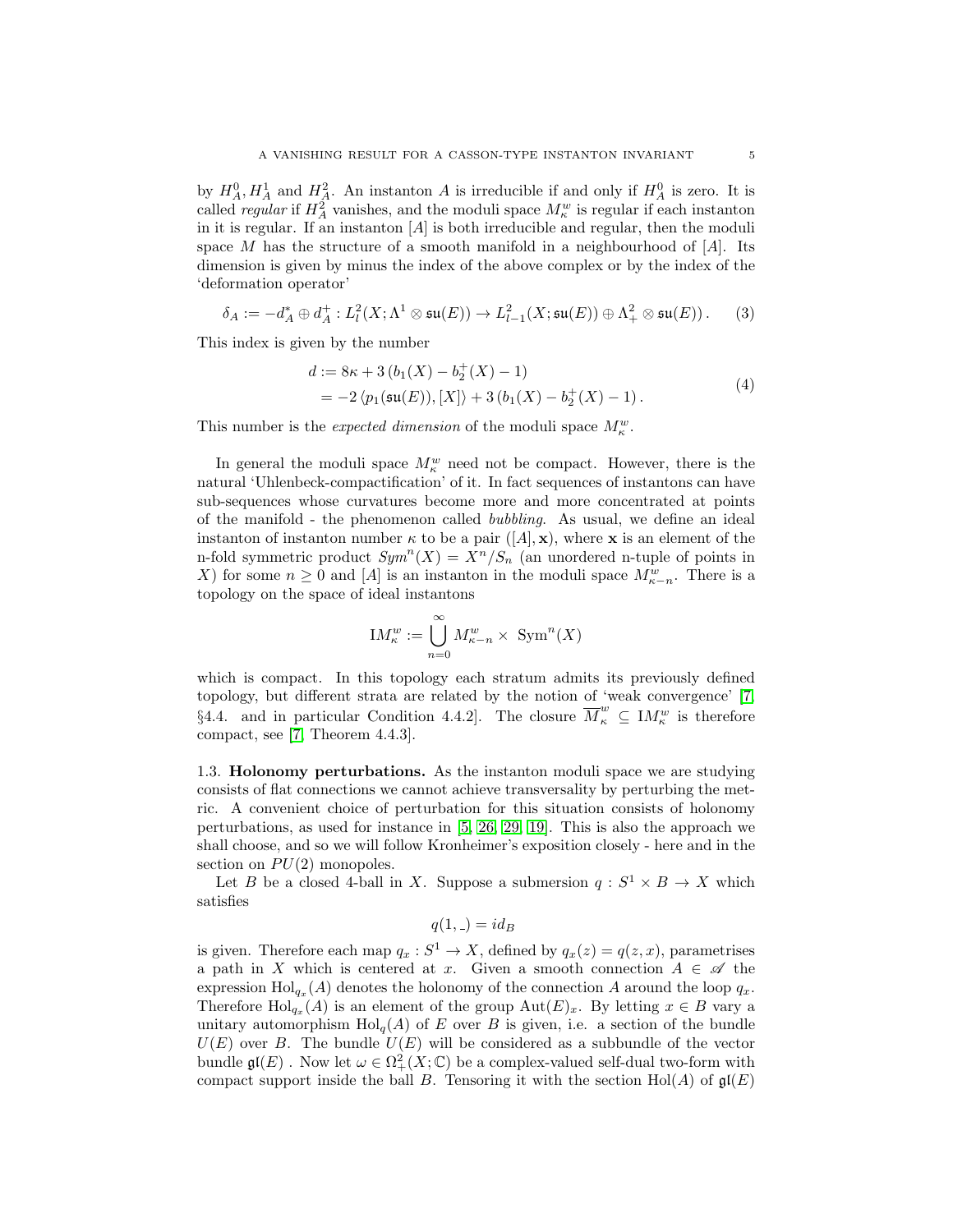by $H^0_A, H^1_A$ and $H^2_A$. An instanton $A$ is irreducible if and only if $H^0_A$ is zero. It is called *regular* if $H^2_A$ vanishes, and the moduli space $M^w_\kappa$ is regular if each instanton in it is regular. If an instanton $[A]$ is both irreducible and regular, then the moduli space $M$ has the structure of a smooth manifold in a neighbourhood of $[A]$. Its dimension is given by minus the index of the above complex or by the index of the 'deformation operator'

$$\delta_A := -d^*_A \oplus d^+_A : L^2_l(X; \Lambda^1 \otimes \mathfrak{su}(E)) \to L^2_{l-1}(X; \mathfrak{su}(E)) \oplus \Lambda^2_+ \otimes \mathfrak{su}(E)) \,. \tag{3}$$

This index is given by the number

$$\begin{aligned} d &:= 8\kappa + 3\,(b_1(X) - b_2^+(X) - 1) \\ &= -2\,\langle p_1(\mathfrak{su}(E)), [X]\rangle + 3\,(b_1(X) - b_2^+(X) - 1)\,. \end{aligned} \tag{4}$$

This number is the *expected dimension* of the moduli space $M^w_\kappa$.

In general the moduli space $M^w_\kappa$ need not be compact. However, there is the natural 'Uhlenbeck-compactification' of it. In fact sequences of instantons can have sub-sequences whose curvatures become more and more concentrated at points of the manifold - the phenomenon called *bubbling*. As usual, we define an ideal instanton of instanton number $\kappa$ to be a pair $([A], \mathbf{x})$, where $\mathbf{x}$ is an element of the n-fold symmetric product $Sym^n(X) = X^n/S_n$ (an unordered n-tuple of points in $X$) for some $n \geq 0$ and $[A]$ is an instanton in the moduli space $M^w_{\kappa-n}$. There is a topology on the space of ideal instantons

$$\mathrm{I}M^w_\kappa := \bigcup_{n=0}^{\infty} M^w_{\kappa-n} \times \ \mathrm{Sym}^n(X)$$

which is compact. In this topology each stratum admits its previously defined topology, but different strata are related by the notion of 'weak convergence' [7, §4.4. and in particular Condition 4.4.2]. The closure $\overline{M}^w_\kappa \subseteq \mathrm{I}M^w_\kappa$ is therefore compact, see [7, Theorem 4.4.3].

1.3. **Holonomy perturbations.** As the instanton moduli space we are studying consists of flat connections we cannot achieve transversality by perturbing the metric. A convenient choice of perturbation for this situation consists of holonomy perturbations, as used for instance in [5, 26, 29, 19]. This is also the approach we shall choose, and so we will follow Kronheimer's exposition closely - here and in the section on $PU(2)$ monopoles.

Let $B$ be a closed 4-ball in $X$. Suppose a submersion $q : S^1 \times B \to X$ which satisfies

$$q(1, \_) = id_B$$

is given. Therefore each map $q_x : S^1 \to X$, defined by $q_x(z) = q(z, x)$, parametrises a path in $X$ which is centered at $x$. Given a smooth connection $A \in \mathscr{A}$ the expression $\mathrm{Hol}_{q_x}(A)$ denotes the holonomy of the connection $A$ around the loop $q_x$. Therefore $\mathrm{Hol}_{q_x}(A)$ is an element of the group $\mathrm{Aut}(E)_x$. By letting $x \in B$ vary a unitary automorphism $\mathrm{Hol}_q(A)$ of $E$ over $B$ is given, i.e. a section of the bundle $U(E)$ over $B$. The bundle $U(E)$ will be considered as a subbundle of the vector bundle $\mathfrak{gl}(E)$ . Now let $\omega \in \Omega^2_+(X; \mathbb{C})$ be a complex-valued self-dual two-form with compact support inside the ball $B$. Tensoring it with the section $\mathrm{Hol}(A)$ of $\mathfrak{gl}(E)$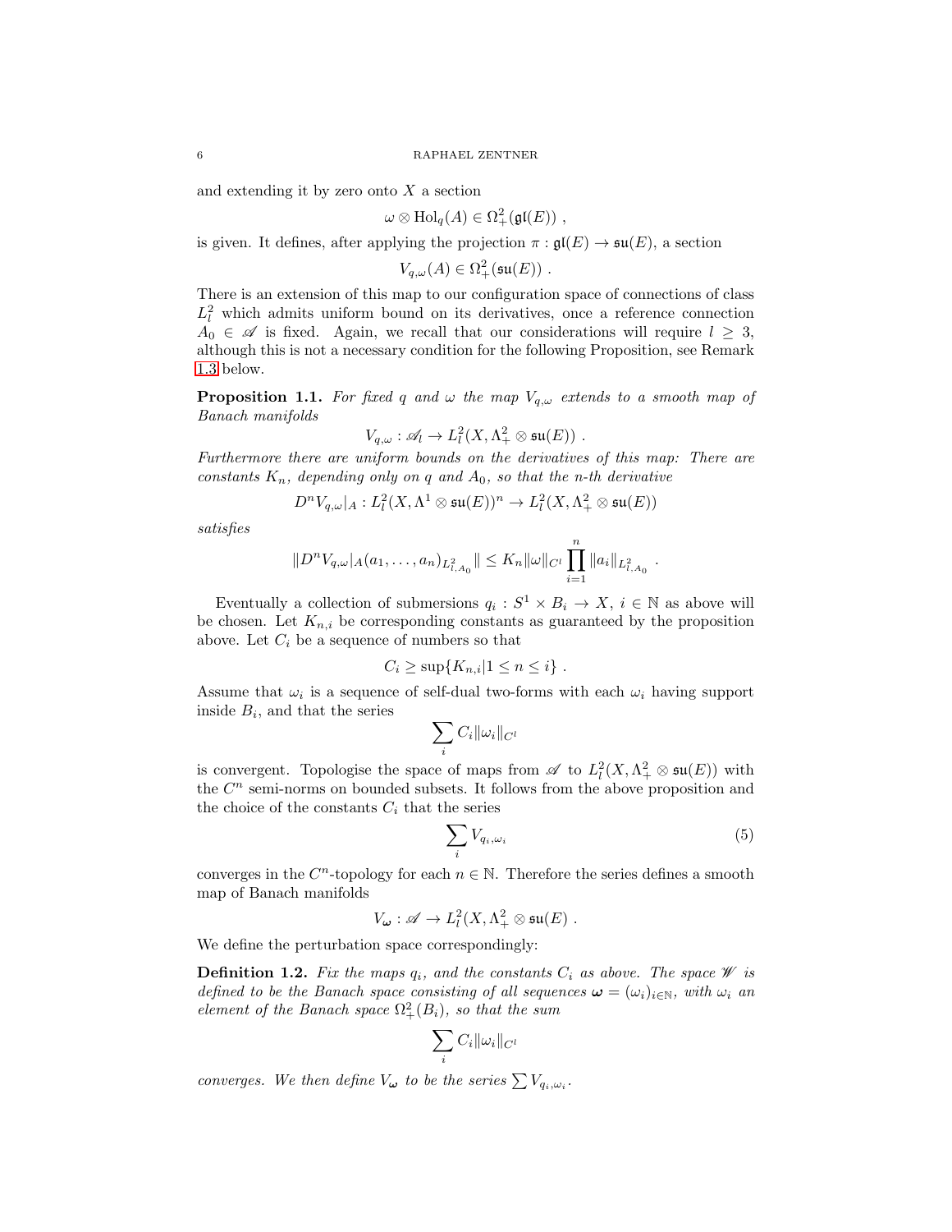and extending it by zero onto $X$ a section

$$\omega \otimes \mathrm{Hol}_q(A) \in \Omega^2_+(\mathfrak{gl}(E)) \ ,$$

is given. It defines, after applying the projection $\pi : \mathfrak{gl}(E) \to \mathfrak{su}(E)$, a section

$$V_{q,\omega}(A) \in \Omega^2_+(\mathfrak{su}(E)) \ .$$

There is an extension of this map to our configuration space of connections of class $L^2_l$ which admits uniform bound on its derivatives, once a reference connection $A_0 \in \mathscr{A}$ is fixed. Again, we recall that our considerations will require $l \geq 3$, although this is not a necessary condition for the following Proposition, see Remark 1.3 below.

**Proposition 1.1.** *For fixed $q$ and $\omega$ the map $V_{q,\omega}$ extends to a smooth map of Banach manifolds*

$$V_{q,\omega} : \mathscr{A}_l \to L^2_l(X, \Lambda^2_+ \otimes \mathfrak{su}(E)) \ .$$

*Furthermore there are uniform bounds on the derivatives of this map: There are constants $K_n$, depending only on $q$ and $A_0$, so that the n-th derivative*

$$D^n V_{q,\omega}|_A : L^2_l(X, \Lambda^1 \otimes \mathfrak{su}(E))^n \to L^2_l(X, \Lambda^2_+ \otimes \mathfrak{su}(E))$$

*satisfies*

$$\| D^n V_{q,\omega}|_A(a_1, \ldots, a_n)_{L^2_{l,A_0}} \| \leq K_n \|\omega\|_{C^l} \prod_{i=1}^n \|a_i\|_{L^2_{l,A_0}} \ .$$

Eventually a collection of submersions $q_i : S^1 \times B_i \to X$, $i \in \mathbb{N}$ as above will be chosen. Let $K_{n,i}$ be corresponding constants as guaranteed by the proposition above. Let $C_i$ be a sequence of numbers so that

$$C_i \geq \sup\{K_{n,i} | 1 \leq n \leq i\} \ .$$

Assume that $\omega_i$ is a sequence of self-dual two-forms with each $\omega_i$ having support inside $B_i$, and that the series

$$\sum_i C_i \|\omega_i\|_{C^l}$$

is convergent. Topologise the space of maps from $\mathscr{A}$ to $L^2_l(X, \Lambda^2_+ \otimes \mathfrak{su}(E))$ with the $C^n$ semi-norms on bounded subsets. It follows from the above proposition and the choice of the constants $C_i$ that the series

$$\sum_i V_{q_i,\omega_i} \tag{5}$$

converges in the $C^n$-topology for each $n \in \mathbb{N}$. Therefore the series defines a smooth map of Banach manifolds

$$V_{\boldsymbol{\omega}} : \mathscr{A} \to L^2_l(X, \Lambda^2_+ \otimes \mathfrak{su}(E) \ .$$

We define the perturbation space correspondingly:

**Definition 1.2.** *Fix the maps $q_i$, and the constants $C_i$ as above. The space $\mathscr{W}$ is defined to be the Banach space consisting of all sequences $\boldsymbol{\omega} = (\omega_i)_{i \in \mathbb{N}}$, with $\omega_i$ an element of the Banach space $\Omega^2_+(B_i)$, so that the sum*

$$\sum_i C_i \|\omega_i\|_{C^l}$$

*converges. We then define $V_{\boldsymbol{\omega}}$ to be the series $\sum V_{q_i,\omega_i}$.*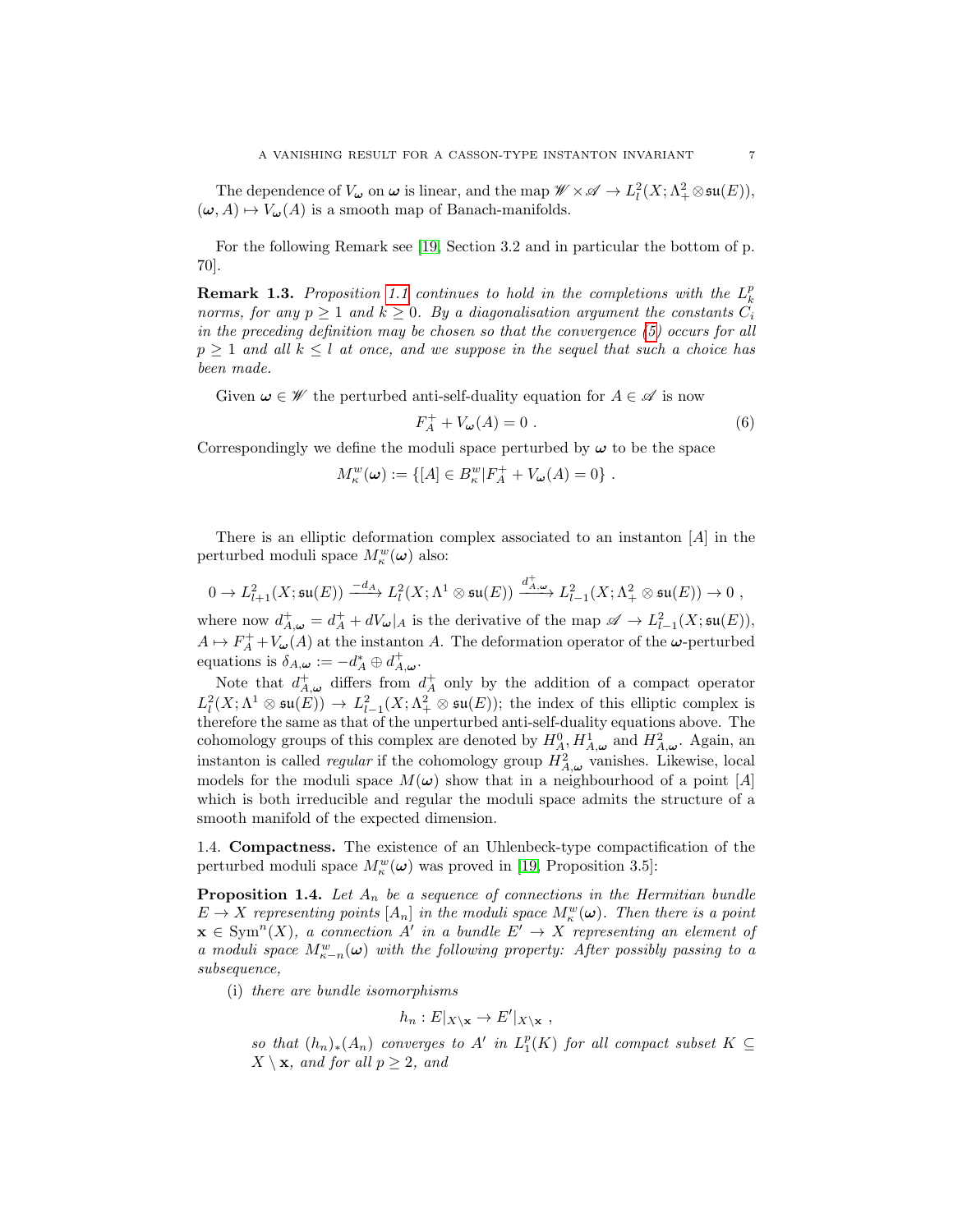The dependence of $V_{\boldsymbol{\omega}}$ on $\boldsymbol{\omega}$ is linear, and the map $\mathscr{W} \times \mathscr{A} \to L^2_l(X; \Lambda^2_+ \otimes \mathfrak{su}(E))$, $(\boldsymbol{\omega}, A) \mapsto V_{\boldsymbol{\omega}}(A)$ is a smooth map of Banach-manifolds.

For the following Remark see [19, Section 3.2 and in particular the bottom of p. 70].

**Remark 1.3.** *Proposition 1.1 continues to hold in the completions with the $L^p_k$ norms, for any $p \geq 1$ and $k \geq 0$. By a diagonalisation argument the constants $C_i$ in the preceding definition may be chosen so that the convergence (5) occurs for all $p \geq 1$ and all $k \leq l$ at once, and we suppose in the sequel that such a choice has been made.*

Given $\boldsymbol{\omega} \in \mathscr{W}$ the perturbed anti-self-duality equation for $A \in \mathscr{A}$ is now

$$F_A^+ + V_{\boldsymbol{\omega}}(A) = 0 \ . \tag{6}$$

Correspondingly we define the moduli space perturbed by $\boldsymbol{\omega}$ to be the space

$$M^w_\kappa(\boldsymbol{\omega}) := \{[A] \in B^w_\kappa | F_A^+ + V_{\boldsymbol{\omega}}(A) = 0\} \ .$$

There is an elliptic deformation complex associated to an instanton $[A]$ in the perturbed moduli space $M^w_\kappa(\boldsymbol{\omega})$ also:

$$0 \to L^2_{l+1}(X; \mathfrak{su}(E)) \xrightarrow{-d_A} L^2_l(X; \Lambda^1 \otimes \mathfrak{su}(E)) \xrightarrow{d^+_{A,\boldsymbol{\omega}}} L^2_{l-1}(X; \Lambda^2_+ \otimes \mathfrak{su}(E)) \to 0 \ ,$$

where now $d^+_{A,\boldsymbol{\omega}} = d^+_A + dV_{\boldsymbol{\omega}}|_A$ is the derivative of the map $\mathscr{A} \to L^2_{l-1}(X; \mathfrak{su}(E))$, $A \mapsto F^+_A + V_{\boldsymbol{\omega}}(A)$ at the instanton $A$. The deformation operator of the $\boldsymbol{\omega}$-perturbed equations is $\delta_{A,\boldsymbol{\omega}} := -d^*_A \oplus d^+_{A,\boldsymbol{\omega}}$.

Note that $d^+_{A,\boldsymbol{\omega}}$ differs from $d^+_A$ only by the addition of a compact operator $L^2_l(X; \Lambda^1 \otimes \mathfrak{su}(E)) \to L^2_{l-1}(X; \Lambda^2_+ \otimes \mathfrak{su}(E))$; the index of this elliptic complex is therefore the same as that of the unperturbed anti-self-duality equations above. The cohomology groups of this complex are denoted by $H^0_A$, $H^1_{A,\boldsymbol{\omega}}$ and $H^2_{A,\boldsymbol{\omega}}$. Again, an instanton is called *regular* if the cohomology group $H^2_{A,\boldsymbol{\omega}}$ vanishes. Likewise, local models for the moduli space $M(\boldsymbol{\omega})$ show that in a neighbourhood of a point $[A]$ which is both irreducible and regular the moduli space admits the structure of a smooth manifold of the expected dimension.

## 1.4. Compactness.

The existence of an Uhlenbeck-type compactification of the perturbed moduli space $M^w_\kappa(\boldsymbol{\omega})$ was proved in [19, Proposition 3.5]:

**Proposition 1.4.** *Let $A_n$ be a sequence of connections in the Hermitian bundle $E \to X$ representing points $[A_n]$ in the moduli space $M^w_\kappa(\boldsymbol{\omega})$. Then there is a point $\mathbf{x} \in \mathrm{Sym}^n(X)$, a connection $A'$ in a bundle $E' \to X$ representing an element of a moduli space $M^w_{\kappa-n}(\boldsymbol{\omega})$ with the following property: After possibly passing to a subsequence,*

(i) *there are bundle isomorphisms*

$$h_n : E|_{X \setminus \mathbf{x}} \to E'|_{X \setminus \mathbf{x}} \ ,$$

*so that $(h_n)_*(A_n)$ converges to $A'$ in $L^p_1(K)$ for all compact subset $K \subseteq X \setminus \mathbf{x}$, and for all $p \geq 2$, and*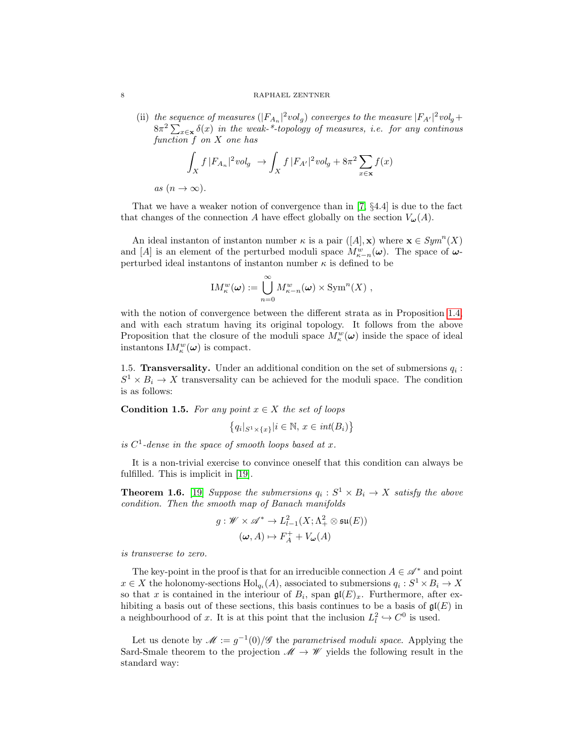(ii) *the sequence of measures* $(|F_{A_n}|^2 vol_g)$ *converges to the measure* $|F_{A'}|^2 vol_g + 8\pi^2 \sum_{x \in \mathbf{x}} \delta(x)$ *in the weak-\*-topology of measures, i.e. for any continous function* $f$ *on* $X$ *one has*

$$\int_X f \, |F_{A_n}|^2 vol_g \; \to \int_X f \, |F_{A'}|^2 vol_g + 8\pi^2 \sum_{x \in \mathbf{x}} f(x)$$

*as* $(n \to \infty)$.

That we have a weaker notion of convergence than in [7, §4.4] is due to the fact that changes of the connection $A$ have effect globally on the section $V_{\boldsymbol{\omega}}(A)$.

An ideal instanton of instanton number $\kappa$ is a pair $([A], \mathbf{x})$ where $\mathbf{x} \in Sym^n(X)$ and $[A]$ is an element of the perturbed moduli space $M^w_{\kappa-n}(\boldsymbol{\omega})$. The space of $\boldsymbol{\omega}$-perturbed ideal instantons of instanton number $\kappa$ is defined to be

$$\mathrm{I}M^w_\kappa(\boldsymbol{\omega}) := \bigcup_{n=0}^{\infty} M^w_{\kappa-n}(\boldsymbol{\omega}) \times \mathrm{Sym}^n(X) \; ,$$

with the notion of convergence between the different strata as in Proposition 1.4, and with each stratum having its original topology. It follows from the above Proposition that the closure of the moduli space $M^w_\kappa(\boldsymbol{\omega})$ inside the space of ideal instantons $\mathrm{I}M^w_\kappa(\boldsymbol{\omega})$ is compact.

1.5. **Transversality.** Under an additional condition on the set of submersions $q_i : S^1 \times B_i \to X$ transversality can be achieved for the moduli space. The condition is as follows:

**Condition 1.5.** *For any point* $x \in X$ *the set of loops*

$$\left\{ q_i|_{S^1 \times \{x\}} | i \in \mathbb{N}, \, x \in int(B_i) \right\}$$

*is* $C^1$*-dense in the space of smooth loops based at* $x$.

It is a non-trivial exercise to convince oneself that this condition can always be fulfilled. This is implicit in [19].

**Theorem 1.6.** [19] *Suppose the submersions* $q_i : S^1 \times B_i \to X$ *satisfy the above condition. Then the smooth map of Banach manifolds*

$$g : \mathscr{W} \times \mathscr{A}^* \to L^2_{l-1}(X; \Lambda^2_+ \otimes \mathfrak{su}(E))$$
$$(\boldsymbol{\omega}, A) \mapsto F^+_A + V_{\boldsymbol{\omega}}(A)$$

*is transverse to zero.*

The key-point in the proof is that for an irreducible connection $A \in \mathscr{A}^*$ and point $x \in X$ the holonomy-sections $\mathrm{Hol}_{q_i}(A)$, associated to submersions $q_i : S^1 \times B_i \to X$ so that $x$ is contained in the interiour of $B_i$, span $\mathfrak{gl}(E)_x$. Furthermore, after exhibiting a basis out of these sections, this basis continues to be a basis of $\mathfrak{gl}(E)$ in a neighbourhood of $x$. It is at this point that the inclusion $L^2_l \hookrightarrow C^0$ is used.

Let us denote by $\mathscr{M} := g^{-1}(0)/\mathscr{G}$ the *parametrised moduli space*. Applying the Sard-Smale theorem to the projection $\mathscr{M} \to \mathscr{W}$ yields the following result in the standard way: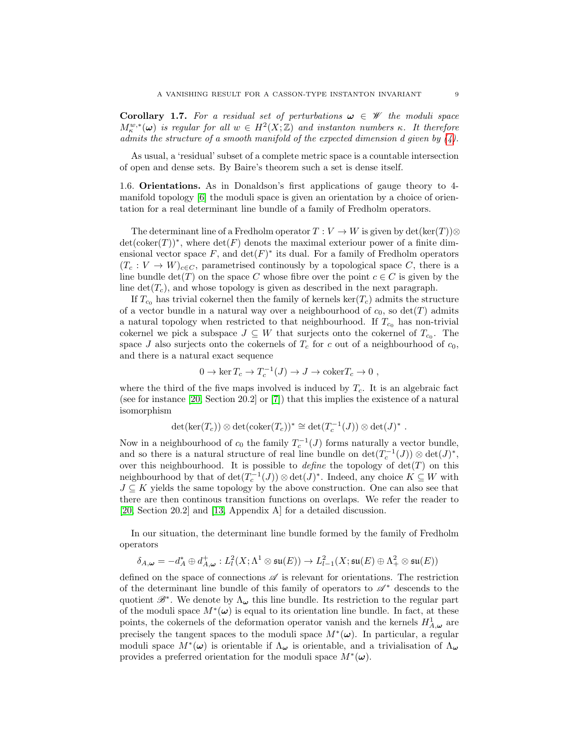**Corollary 1.7.** *For a residual set of perturbations $\boldsymbol{\omega} \in \mathscr{W}$ the moduli space $M^{w,*}_\kappa(\boldsymbol{\omega})$ is regular for all $w \in H^2(X;\mathbb{Z})$ and instanton numbers $\kappa$. It therefore admits the structure of a smooth manifold of the expected dimension $d$ given by (4).*

As usual, a 'residual' subset of a complete metric space is a countable intersection of open and dense sets. By Baire's theorem such a set is dense itself.

1.6. **Orientations.** As in Donaldson's first applications of gauge theory to 4-manifold topology [6] the moduli space is given an orientation by a choice of orientation for a real determinant line bundle of a family of Fredholm operators.

The determinant line of a Fredholm operator $T : V \to W$ is given by $\det(\ker(T)) \otimes \det(\mathrm{coker}(T))^*$, where $\det(F)$ denotes the maximal exteriour power of a finite dimensional vector space $F$, and $\det(F)^*$ its dual. For a family of Fredholm operators $(T_c : V \to W)_{c\in C}$, parametrised continously by a topological space $C$, there is a line bundle $\det(T)$ on the space $C$ whose fibre over the point $c \in C$ is given by the line $\det(T_c)$, and whose topology is given as described in the next paragraph.

If $T_{c_0}$ has trivial cokernel then the family of kernels $\ker(T_c)$ admits the structure of a vector bundle in a natural way over a neighbourhood of $c_0$, so $\det(T)$ admits a natural topology when restricted to that neighbourhood. If $T_{c_0}$ has non-trivial cokernel we pick a subspace $J \subseteq W$ that surjects onto the cokernel of $T_{c_0}$. The space $J$ also surjects onto the cokernels of $T_c$ for $c$ out of a neighbourhood of $c_0$, and there is a natural exact sequence

$$0 \to \ker T_c \to T_c^{-1}(J) \to J \to \mathrm{coker} T_c \to 0 \ ,$$

where the third of the five maps involved is induced by $T_c$. It is an algebraic fact (see for instance [20, Section 20.2] or [7]) that this implies the existence of a natural isomorphism

$$\det(\ker(T_c)) \otimes \det(\mathrm{coker}(T_c))^* \cong \det(T_c^{-1}(J)) \otimes \det(J)^* \ .$$

Now in a neighbourhood of $c_0$ the family $T_c^{-1}(J)$ forms naturally a vector bundle, and so there is a natural structure of real line bundle on $\det(T_c^{-1}(J)) \otimes \det(J)^*$, over this neighbourhood. It is possible to *define* the topology of $\det(T)$ on this neighbourhood by that of $\det(T_c^{-1}(J)) \otimes \det(J)^*$. Indeed, any choice $K \subseteq W$ with $J \subseteq K$ yields the same topology by the above construction. One can also see that there are then continous transition functions on overlaps. We refer the reader to [20, Section 20.2] and [13, Appendix A] for a detailed discussion.

In our situation, the determinant line bundle formed by the family of Fredholm operators

$$\delta_{A,\boldsymbol{\omega}} = -d_A^* \oplus d^+_{A,\boldsymbol{\omega}} : L^2_l(X;\Lambda^1 \otimes \mathfrak{su}(E)) \to L^2_{l-1}(X;\mathfrak{su}(E) \oplus \Lambda^2_+ \otimes \mathfrak{su}(E))$$

defined on the space of connections $\mathscr{A}$ is relevant for orientations. The restriction of the determinant line bundle of this family of operators to $\mathscr{A}^*$ descends to the quotient $\mathscr{B}^*$. We denote by $\Lambda_{\boldsymbol{\omega}}$ this line bundle. Its restriction to the regular part of the moduli space $M^*(\boldsymbol{\omega})$ is equal to its orientation line bundle. In fact, at these points, the cokernels of the deformation operator vanish and the kernels $H^1_{A,\boldsymbol{\omega}}$ are precisely the tangent spaces to the moduli space $M^*(\boldsymbol{\omega})$. In particular, a regular moduli space $M^*(\boldsymbol{\omega})$ is orientable if $\Lambda_{\boldsymbol{\omega}}$ is orientable, and a trivialisation of $\Lambda_{\boldsymbol{\omega}}$ provides a preferred orientation for the moduli space $M^*(\boldsymbol{\omega})$.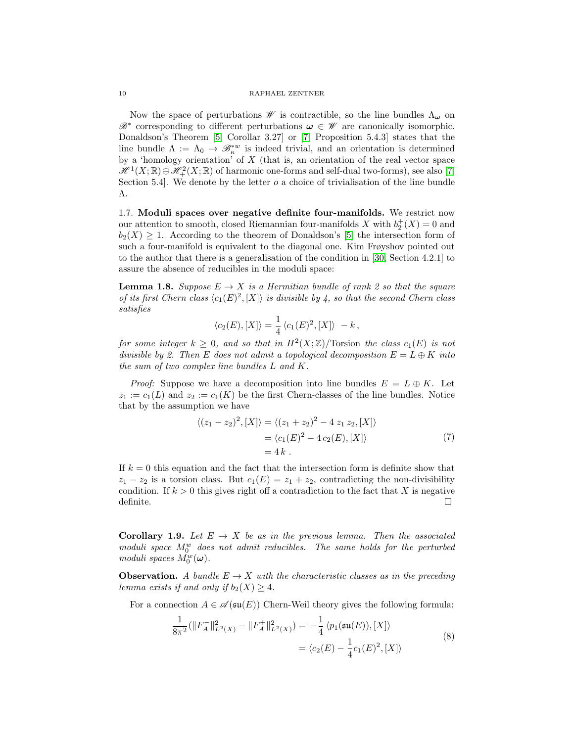Now the space of perturbations $\mathscr{W}$ is contractible, so the line bundles $\Lambda_{\boldsymbol{\omega}}$ on $\mathscr{B}^*$ corresponding to different perturbations $\boldsymbol{\omega} \in \mathscr{W}$ are canonically isomorphic. Donaldson's Theorem [5, Corollar 3.27] or [7, Proposition 5.4.3] states that the line bundle $\Lambda := \Lambda_0 \to \mathscr{B}^{*w}_{\kappa}$ is indeed trivial, and an orientation is determined by a 'homology orientation' of $X$ (that is, an orientation of the real vector space $\mathscr{H}^1(X;\mathbb{R}) \oplus \mathscr{H}^2_+(X;\mathbb{R})$ of harmonic one-forms and self-dual two-forms), see also [7, Section 5.4]. We denote by the letter $o$ a choice of trivialisation of the line bundle $\Lambda$.

1.7. **Moduli spaces over negative definite four-manifolds.** We restrict now our attention to smooth, closed Riemannian four-manifolds $X$ with $b_2^+(X) = 0$ and $b_2(X) \geq 1$. According to the theorem of Donaldson's [5] the intersection form of such a four-manifold is equivalent to the diagonal one. Kim Frøyshov pointed out to the author that there is a generalisation of the condition in [30, Section 4.2.1] to assure the absence of reducibles in the moduli space:

**Lemma 1.8.** *Suppose $E \to X$ is a Hermitian bundle of rank 2 so that the square of its first Chern class $\langle c_1(E)^2, [X]\rangle$ is divisible by 4, so that the second Chern class satisfies*

$$\langle c_2(E), [X]\rangle = \frac{1}{4}\langle c_1(E)^2, [X]\rangle \; - k \,,$$

*for some integer $k \geq 0$, and so that in $H^2(X;\mathbb{Z})/\mathrm{Torsion}$ the class $c_1(E)$ is not divisible by 2. Then $E$ does not admit a topological decomposition $E = L \oplus K$ into the sum of two complex line bundles $L$ and $K$.*

*Proof:* Suppose we have a decomposition into line bundles $E = L \oplus K$. Let $z_1 := c_1(L)$ and $z_2 := c_1(K)$ be the first Chern-classes of the line bundles. Notice that by the assumption we have

$$\begin{aligned}
\langle (z_1 - z_2)^2, [X]\rangle &= \langle (z_1 + z_2)^2 - 4\, z_1\, z_2, [X]\rangle \\
&= \langle c_1(E)^2 - 4\, c_2(E), [X]\rangle \\
&= 4\, k \,.
\end{aligned} \tag{7}$$

If $k = 0$ this equation and the fact that the intersection form is definite show that $z_1 - z_2$ is a torsion class. But $c_1(E) = z_1 + z_2$, contradicting the non-divisibility condition. If $k > 0$ this gives right off a contradiction to the fact that $X$ is negative definite. □

**Corollary 1.9.** *Let $E \to X$ be as in the previous lemma. Then the associated moduli space $M_0^w$ does not admit reducibles. The same holds for the perturbed moduli spaces $M_0^w(\boldsymbol{\omega})$.*

**Observation.** *A bundle $E \to X$ with the characteristic classes as in the preceding lemma exists if and only if $b_2(X) \geq 4$.*

For a connection $A \in \mathscr{A}(\mathfrak{su}(E))$ Chern-Weil theory gives the following formula:

$$\begin{aligned}
\frac{1}{8\pi^2}(\|F_A^-\|^2_{L^2(X)} - \|F_A^+\|^2_{L^2(X)}) &= -\frac{1}{4}\,\langle p_1(\mathfrak{su}(E)), [X]\rangle \\
&= \langle c_2(E) - \frac{1}{4}c_1(E)^2, [X]\rangle
\end{aligned} \tag{8}$$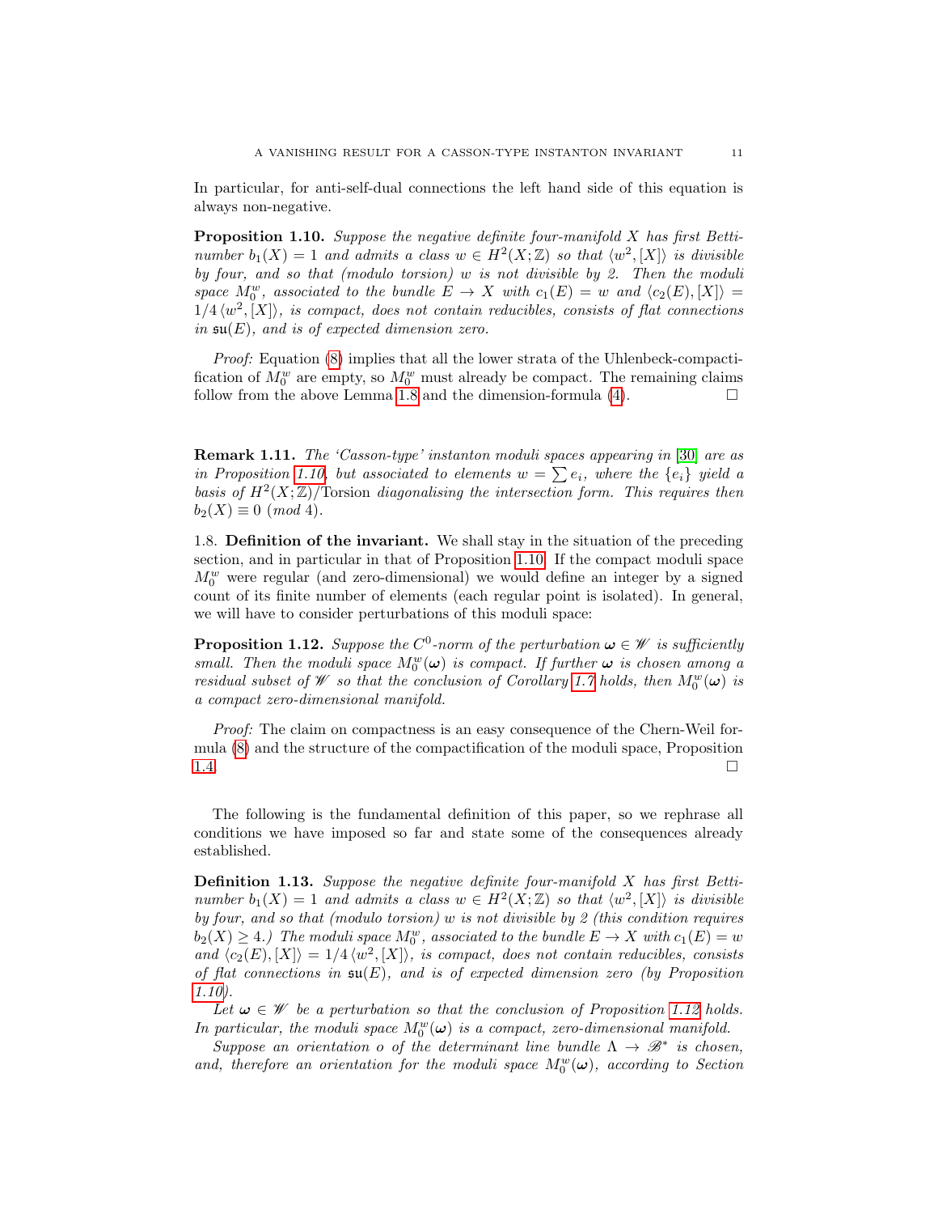In particular, for anti-self-dual connections the left hand side of this equation is always non-negative.

**Proposition 1.10.** *Suppose the negative definite four-manifold $X$ has first Betti-number $b_1(X) = 1$ and admits a class $w \in H^2(X;\mathbb{Z})$ so that $\langle w^2, [X]\rangle$ is divisible by four, and so that (modulo torsion) $w$ is not divisible by 2. Then the moduli space $M_0^w$, associated to the bundle $E \to X$ with $c_1(E) = w$ and $\langle c_2(E), [X]\rangle = 1/4\,\langle w^2, [X]\rangle$, is compact, does not contain reducibles, consists of flat connections in $\mathfrak{su}(E)$, and is of expected dimension zero.*

*Proof:* Equation (8) implies that all the lower strata of the Uhlenbeck-compactification of $M_0^w$ are empty, so $M_0^w$ must already be compact. The remaining claims follow from the above Lemma 1.8 and the dimension-formula (4). □

**Remark 1.11.** *The 'Casson-type' instanton moduli spaces appearing in [30] are as in Proposition 1.10, but associated to elements $w = \sum e_i$, where the $\{e_i\}$ yield a basis of $H^2(X;\mathbb{Z})/\text{Torsion}$ diagonalising the intersection form. This requires then $b_2(X) \equiv 0 \ (mod\ 4)$.*

1.8. **Definition of the invariant.** We shall stay in the situation of the preceding section, and in particular in that of Proposition 1.10. If the compact moduli space $M_0^w$ were regular (and zero-dimensional) we would define an integer by a signed count of its finite number of elements (each regular point is isolated). In general, we will have to consider perturbations of this moduli space:

**Proposition 1.12.** *Suppose the $C^0$-norm of the perturbation $\boldsymbol{\omega} \in \mathscr{W}$ is sufficiently small. Then the moduli space $M_0^w(\boldsymbol{\omega})$ is compact. If further $\boldsymbol{\omega}$ is chosen among a residual subset of $\mathscr{W}$ so that the conclusion of Corollary 1.7 holds, then $M_0^w(\boldsymbol{\omega})$ is a compact zero-dimensional manifold.*

*Proof:* The claim on compactness is an easy consequence of the Chern-Weil formula (8) and the structure of the compactification of the moduli space, Proposition 1.4. □

The following is the fundamental definition of this paper, so we rephrase all conditions we have imposed so far and state some of the consequences already established.

**Definition 1.13.** *Suppose the negative definite four-manifold $X$ has first Betti-number $b_1(X) = 1$ and admits a class $w \in H^2(X;\mathbb{Z})$ so that $\langle w^2, [X]\rangle$ is divisible by four, and so that (modulo torsion) $w$ is not divisible by 2 (this condition requires $b_2(X) \geq 4$.) The moduli space $M_0^w$, associated to the bundle $E \to X$ with $c_1(E) = w$ and $\langle c_2(E), [X]\rangle = 1/4\,\langle w^2, [X]\rangle$, is compact, does not contain reducibles, consists of flat connections in $\mathfrak{su}(E)$, and is of expected dimension zero (by Proposition 1.10).*

*Let $\boldsymbol{\omega} \in \mathscr{W}$ be a perturbation so that the conclusion of Proposition 1.12 holds. In particular, the moduli space $M_0^w(\boldsymbol{\omega})$ is a compact, zero-dimensional manifold.*

*Suppose an orientation $o$ of the determinant line bundle $\Lambda \to \mathscr{B}^*$ is chosen, and, therefore an orientation for the moduli space $M_0^w(\boldsymbol{\omega})$, according to Section*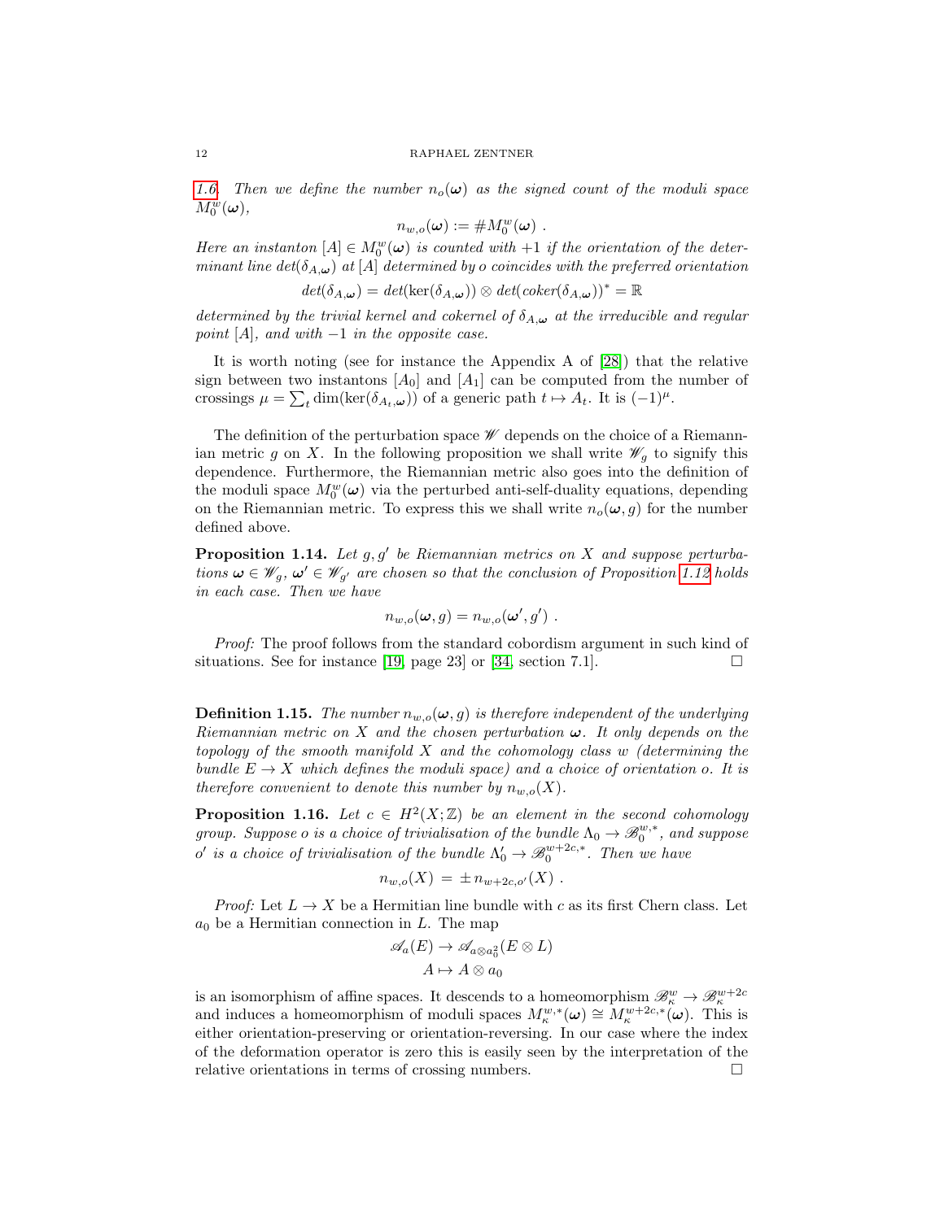*1.6. Then we define the number $n_o(\boldsymbol{\omega})$ as the signed count of the moduli space $M_0^w(\boldsymbol{\omega})$,*

$$n_{w,o}(\boldsymbol{\omega}) := \# M_0^w(\boldsymbol{\omega}) \ .$$

*Here an instanton $[A] \in M_0^w(\boldsymbol{\omega})$ is counted with $+1$ if the orientation of the determinant line $det(\delta_{A,\boldsymbol{\omega}})$ at $[A]$ determined by $o$ coincides with the preferred orientation*

$$det(\delta_{A,\boldsymbol{\omega}}) = det(\ker(\delta_{A,\boldsymbol{\omega}})) \otimes det(coker(\delta_{A,\boldsymbol{\omega}}))^* = \mathbb{R}$$

*determined by the trivial kernel and cokernel of $\delta_{A,\boldsymbol{\omega}}$ at the irreducible and regular point $[A]$, and with $-1$ in the opposite case.*

It is worth noting (see for instance the Appendix A of [28]) that the relative sign between two instantons $[A_0]$ and $[A_1]$ can be computed from the number of crossings $\mu = \sum_t \dim(\ker(\delta_{A_t,\boldsymbol{\omega}}))$ of a generic path $t \mapsto A_t$. It is $(-1)^\mu$.

The definition of the perturbation space $\mathscr{W}$ depends on the choice of a Riemannian metric $g$ on $X$. In the following proposition we shall write $\mathscr{W}_g$ to signify this dependence. Furthermore, the Riemannian metric also goes into the definition of the moduli space $M_0^w(\boldsymbol{\omega})$ via the perturbed anti-self-duality equations, depending on the Riemannian metric. To express this we shall write $n_o(\boldsymbol{\omega}, g)$ for the number defined above.

**Proposition 1.14.** *Let $g, g'$ be Riemannian metrics on $X$ and suppose perturbations $\boldsymbol{\omega} \in \mathscr{W}_g$, $\boldsymbol{\omega}' \in \mathscr{W}_{g'}$ are chosen so that the conclusion of Proposition 1.12 holds in each case. Then we have*

$$n_{w,o}(\boldsymbol{\omega}, g) = n_{w,o}(\boldsymbol{\omega}', g') \ .$$

*Proof:* The proof follows from the standard cobordism argument in such kind of situations. See for instance [19, page 23] or [34, section 7.1]. □

**Definition 1.15.** *The number $n_{w,o}(\boldsymbol{\omega}, g)$ is therefore independent of the underlying Riemannian metric on $X$ and the chosen perturbation $\boldsymbol{\omega}$. It only depends on the topology of the smooth manifold $X$ and the cohomology class $w$ (determining the bundle $E \to X$ which defines the moduli space) and a choice of orientation $o$. It is therefore convenient to denote this number by $n_{w,o}(X)$.*

**Proposition 1.16.** *Let $c \in H^2(X;\mathbb{Z})$ be an element in the second cohomology group. Suppose $o$ is a choice of trivialisation of the bundle $\Lambda_0 \to \mathscr{B}_0^{w,*}$, and suppose $o'$ is a choice of trivialisation of the bundle $\Lambda_0' \to \mathscr{B}_0^{w+2c,*}$. Then we have*

$$n_{w,o}(X) \ = \pm\, n_{w+2c,o'}(X) \ .$$

*Proof:* Let $L \to X$ be a Hermitian line bundle with $c$ as its first Chern class. Let $a_0$ be a Hermitian connection in $L$. The map

$$\mathscr{A}_a(E) \to \mathscr{A}_{a\otimes a_0^2}(E \otimes L)$$
$$A \mapsto A \otimes a_0$$

is an isomorphism of affine spaces. It descends to a homeomorphism $\mathscr{B}_\kappa^w \to \mathscr{B}_\kappa^{w+2c}$ and induces a homeomorphism of moduli spaces $M_\kappa^{w,*}(\boldsymbol{\omega}) \cong M_\kappa^{w+2c,*}(\boldsymbol{\omega})$. This is either orientation-preserving or orientation-reversing. In our case where the index of the deformation operator is zero this is easily seen by the interpretation of the relative orientations in terms of crossing numbers. □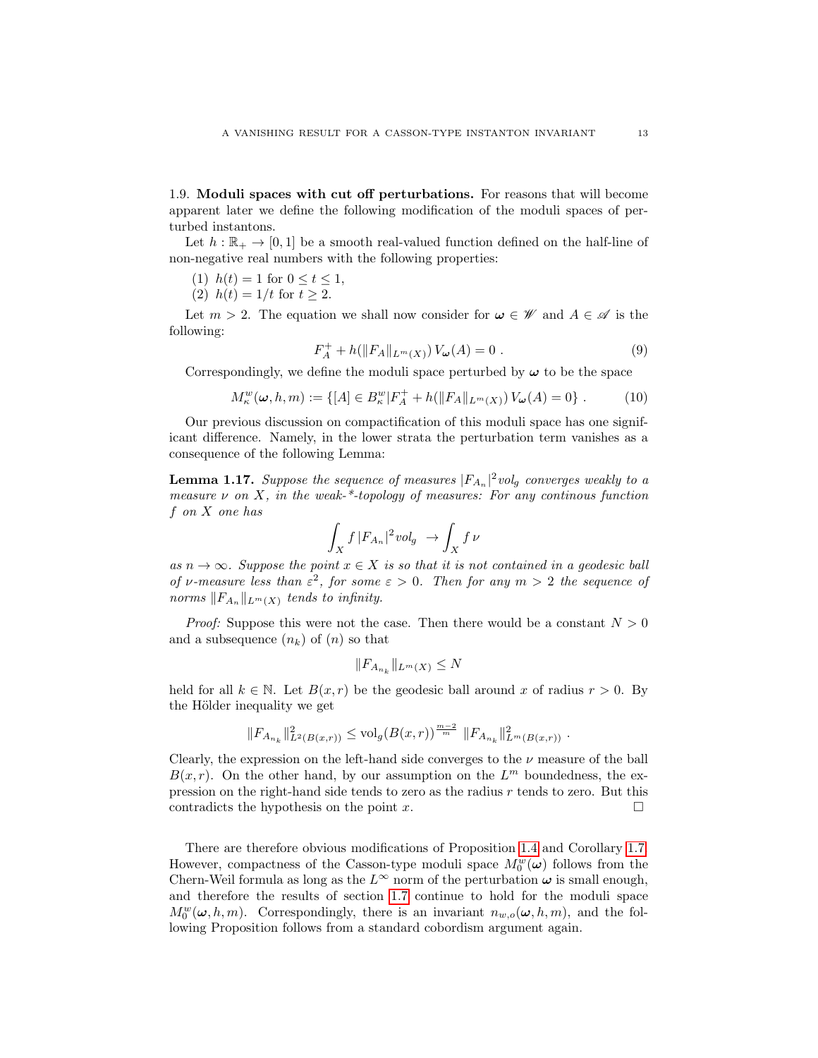1.9. **Moduli spaces with cut off perturbations.** For reasons that will become apparent later we define the following modification of the moduli spaces of perturbed instantons.

Let $h : \mathbb{R}_+ \to [0,1]$ be a smooth real-valued function defined on the half-line of non-negative real numbers with the following properties:

1. $h(t) = 1$ for $0 \le t \le 1$,
2. $h(t) = 1/t$ for $t \ge 2$.

Let $m > 2$. The equation we shall now consider for $\boldsymbol{\omega} \in \mathscr{W}$ and $A \in \mathscr{A}$ is the following:

$$F_A^+ + h(\|F_A\|_{L^m(X)})\, V_{\boldsymbol{\omega}}(A) = 0 \ . \tag{9}$$

Correspondingly, we define the moduli space perturbed by $\boldsymbol{\omega}$ to be the space

$$M_\kappa^w(\boldsymbol{\omega}, h, m) := \{[A] \in B_\kappa^w | F_A^+ + h(\|F_A\|_{L^m(X)})\, V_{\boldsymbol{\omega}}(A) = 0\} \ . \tag{10}$$

Our previous discussion on compactification of this moduli space has one significant difference. Namely, in the lower strata the perturbation term vanishes as a consequence of the following Lemma:

**Lemma 1.17.** *Suppose the sequence of measures $|F_{A_n}|^2 vol_g$ converges weakly to a measure $\nu$ on $X$, in the weak-*-topology of measures: For any continous function $f$ on $X$ one has*

$$\int_X f\, |F_{A_n}|^2 vol_g \ \to \int_X f\, \nu$$

*as $n \to \infty$. Suppose the point $x \in X$ is so that it is not contained in a geodesic ball of $\nu$-measure less than $\varepsilon^2$, for some $\varepsilon > 0$. Then for any $m > 2$ the sequence of norms $\|F_{A_n}\|_{L^m(X)}$ tends to infinity.*

*Proof:* Suppose this were not the case. Then there would be a constant $N > 0$ and a subsequence $(n_k)$ of $(n)$ so that

$$\|F_{A_{n_k}}\|_{L^m(X)} \le N$$

held for all $k \in \mathbb{N}$. Let $B(x,r)$ be the geodesic ball around $x$ of radius $r > 0$. By the Hölder inequality we get

$$\|F_{A_{n_k}}\|^2_{L^2(B(x,r))} \le \mathrm{vol}_g(B(x,r))^{\frac{m-2}{m}}\ \|F_{A_{n_k}}\|^2_{L^m(B(x,r))} \ .$$

Clearly, the expression on the left-hand side converges to the $\nu$ measure of the ball $B(x,r)$. On the other hand, by our assumption on the $L^m$ boundedness, the expression on the right-hand side tends to zero as the radius $r$ tends to zero. But this contradicts the hypothesis on the point $x$. $\square$

There are therefore obvious modifications of Proposition 1.4 and Corollary 1.7. However, compactness of the Casson-type moduli space $M_0^w(\boldsymbol{\omega})$ follows from the Chern-Weil formula as long as the $L^\infty$ norm of the perturbation $\boldsymbol{\omega}$ is small enough, and therefore the results of section 1.7 continue to hold for the moduli space $M_0^w(\boldsymbol{\omega}, h, m)$. Correspondingly, there is an invariant $n_{w,o}(\boldsymbol{\omega}, h, m)$, and the following Proposition follows from a standard cobordism argument again.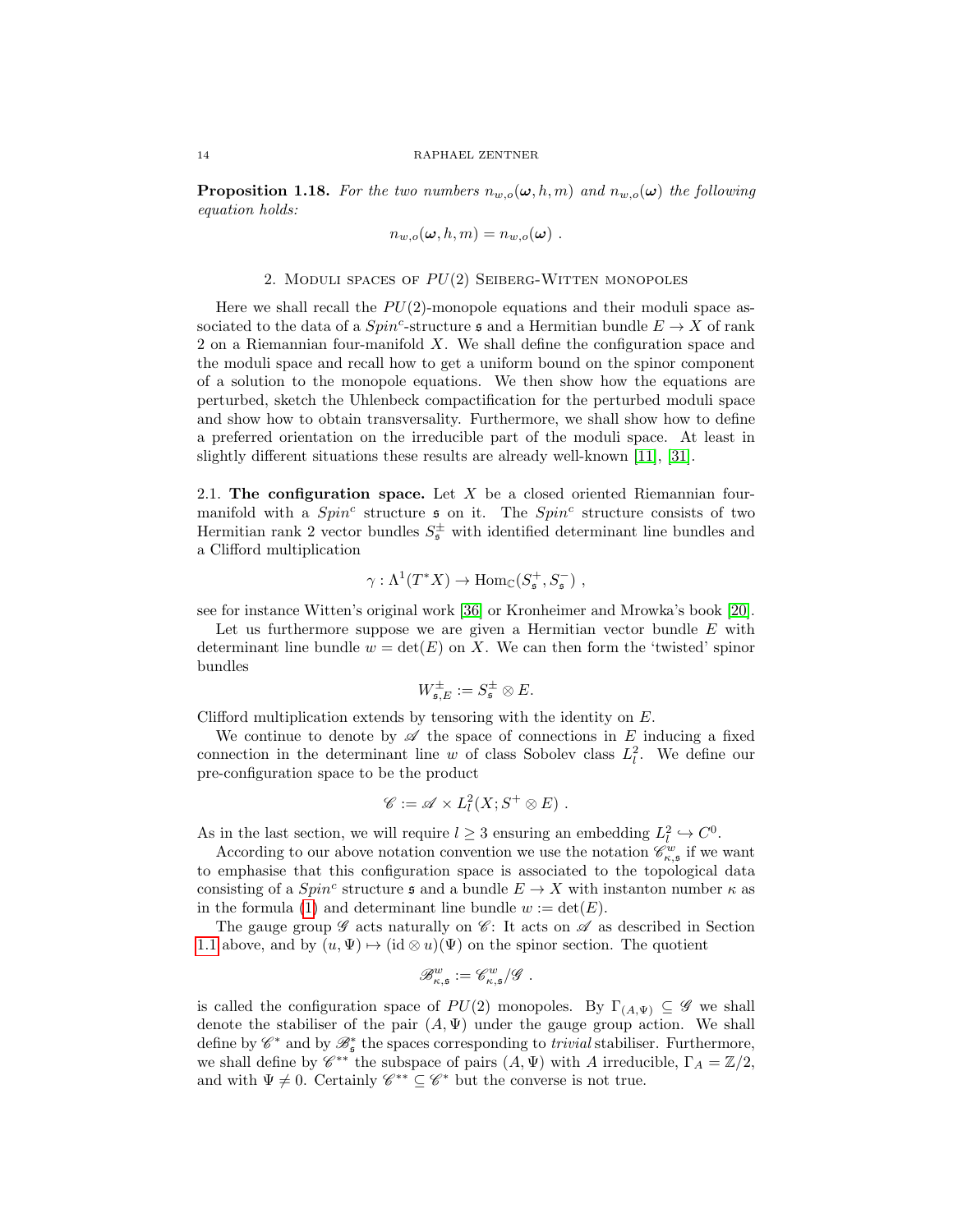**Proposition 1.18.** *For the two numbers $n_{w,o}(\boldsymbol{\omega}, h, m)$ and $n_{w,o}(\boldsymbol{\omega})$ the following equation holds:*

$$n_{w,o}(\boldsymbol{\omega}, h, m) = n_{w,o}(\boldsymbol{\omega}) \ .$$

## 2. Moduli spaces of $PU(2)$ Seiberg-Witten monopoles

Here we shall recall the $PU(2)$-monopole equations and their moduli space associated to the data of a $Spin^c$-structure $\mathfrak{s}$ and a Hermitian bundle $E \to X$ of rank 2 on a Riemannian four-manifold $X$. We shall define the configuration space and the moduli space and recall how to get a uniform bound on the spinor component of a solution to the monopole equations. We then show how the equations are perturbed, sketch the Uhlenbeck compactification for the perturbed moduli space and show how to obtain transversality. Furthermore, we shall show how to define a preferred orientation on the irreducible part of the moduli space. At least in slightly different situations these results are already well-known [11], [31].

2.1. **The configuration space.** Let $X$ be a closed oriented Riemannian four-manifold with a $Spin^c$ structure $\mathfrak{s}$ on it. The $Spin^c$ structure consists of two Hermitian rank 2 vector bundles $S^{\pm}_{\mathfrak{s}}$ with identified determinant line bundles and a Clifford multiplication

$$\gamma : \Lambda^1(T^*X) \to \mathrm{Hom}_{\mathbb{C}}(S^+_{\mathfrak{s}}, S^-_{\mathfrak{s}}) \ ,$$

see for instance Witten's original work [36] or Kronheimer and Mrowka's book [20].

Let us furthermore suppose we are given a Hermitian vector bundle $E$ with determinant line bundle $w = \det(E)$ on $X$. We can then form the 'twisted' spinor bundles

$$W^{\pm}_{\mathfrak{s},E} := S^{\pm}_{\mathfrak{s}} \otimes E.$$

Clifford multiplication extends by tensoring with the identity on $E$.

We continue to denote by $\mathscr{A}$ the space of connections in $E$ inducing a fixed connection in the determinant line $w$ of class Sobolev class $L^2_l$. We define our pre-configuration space to be the product

$$\mathscr{C} := \mathscr{A} \times L^2_l(X; S^+ \otimes E) \ .$$

As in the last section, we will require $l \geq 3$ ensuring an embedding $L^2_l \hookrightarrow C^0$.

According to our above notation convention we use the notation $\mathscr{C}^w_{\kappa,\mathfrak{s}}$ if we want to emphasise that this configuration space is associated to the topological data consisting of a $Spin^c$ structure $\mathfrak{s}$ and a bundle $E \to X$ with instanton number $\kappa$ as in the formula (1) and determinant line bundle $w := \det(E)$.

The gauge group $\mathscr{G}$ acts naturally on $\mathscr{C}$: It acts on $\mathscr{A}$ as described in Section 1.1 above, and by $(u, \Psi) \mapsto (\mathrm{id} \otimes u)(\Psi)$ on the spinor section. The quotient

$$\mathscr{B}^w_{\kappa,\mathfrak{s}} := \mathscr{C}^w_{\kappa,\mathfrak{s}} / \mathscr{G} \ .$$

is called the configuration space of $PU(2)$ monopoles. By $\Gamma_{(A,\Psi)} \subseteq \mathscr{G}$ we shall denote the stabiliser of the pair $(A, \Psi)$ under the gauge group action. We shall define by $\mathscr{C}^*$ and by $\mathscr{B}^*_{\mathfrak{s}}$ the spaces corresponding to *trivial* stabiliser. Furthermore, we shall define by $\mathscr{C}^{**}$ the subspace of pairs $(A, \Psi)$ with $A$ irreducible, $\Gamma_A = \mathbb{Z}/2$, and with $\Psi \neq 0$. Certainly $\mathscr{C}^{**} \subseteq \mathscr{C}^*$ but the converse is not true.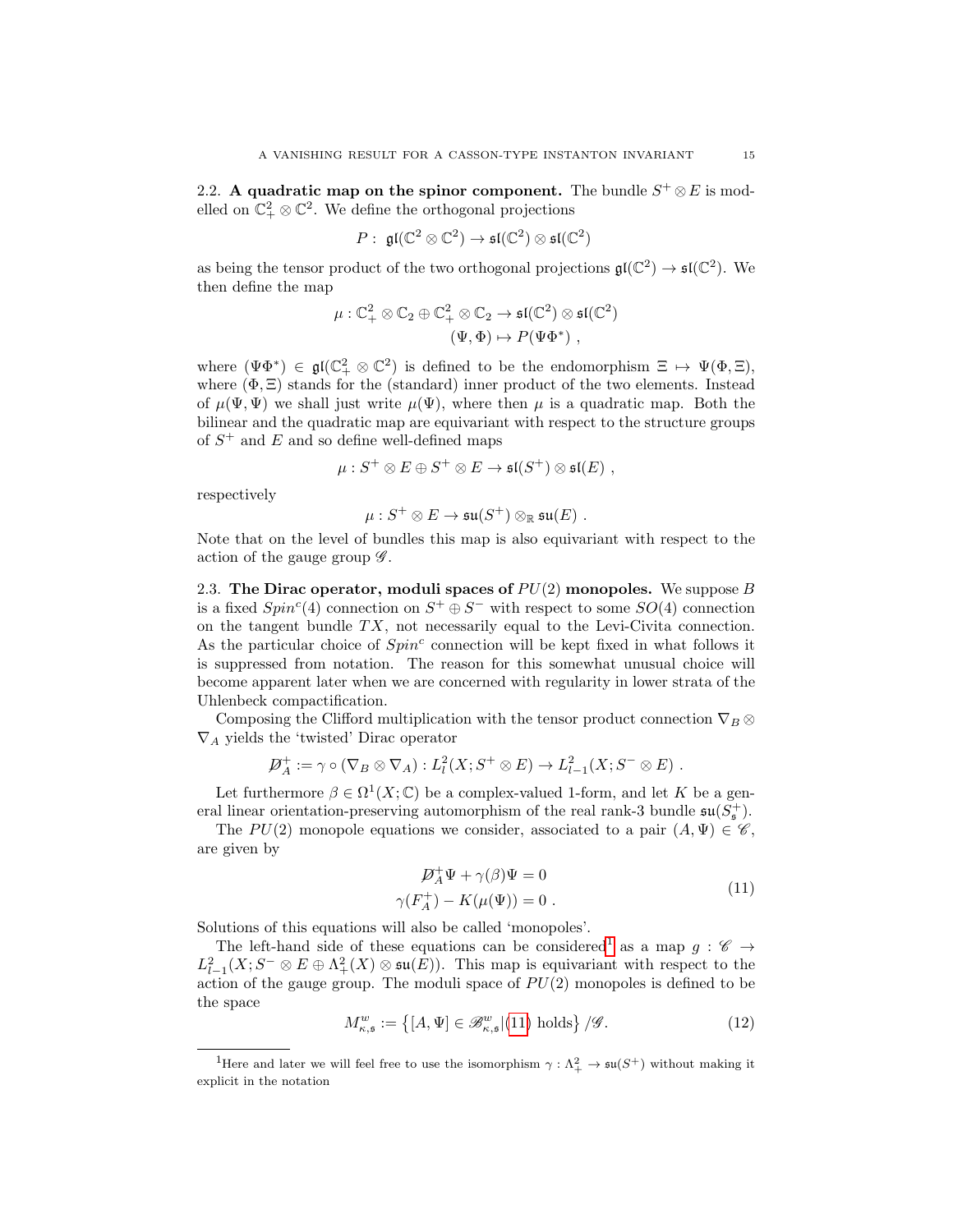**2.2. A quadratic map on the spinor component.** The bundle $S^+ \otimes E$ is modelled on $\mathbb{C}^2_+ \otimes \mathbb{C}^2$. We define the orthogonal projections

$$P: \ \mathfrak{gl}(\mathbb{C}^2 \otimes \mathbb{C}^2) \to \mathfrak{sl}(\mathbb{C}^2) \otimes \mathfrak{sl}(\mathbb{C}^2)$$

as being the tensor product of the two orthogonal projections $\mathfrak{gl}(\mathbb{C}^2) \to \mathfrak{sl}(\mathbb{C}^2)$. We then define the map

$$\mu : \mathbb{C}^2_+ \otimes \mathbb{C}_2 \oplus \mathbb{C}^2_+ \otimes \mathbb{C}_2 \to \mathfrak{sl}(\mathbb{C}^2) \otimes \mathfrak{sl}(\mathbb{C}^2)$$
$$(\Psi, \Phi) \mapsto P(\Psi\Phi^*) \ ,$$

where $(\Psi\Phi^*) \in \mathfrak{gl}(\mathbb{C}^2_+ \otimes \mathbb{C}^2)$ is defined to be the endomorphism $\Xi \mapsto \Psi(\Phi, \Xi)$, where $(\Phi, \Xi)$ stands for the (standard) inner product of the two elements. Instead of $\mu(\Psi, \Psi)$ we shall just write $\mu(\Psi)$, where then $\mu$ is a quadratic map. Both the bilinear and the quadratic map are equivariant with respect to the structure groups of $S^+$ and $E$ and so define well-defined maps

$$\mu : S^+ \otimes E \oplus S^+ \otimes E \to \mathfrak{sl}(S^+) \otimes \mathfrak{sl}(E) \ ,$$

respectively

$$\mu : S^+ \otimes E \to \mathfrak{su}(S^+) \otimes_{\mathbb{R}} \mathfrak{su}(E) \ .$$

Note that on the level of bundles this map is also equivariant with respect to the action of the gauge group $\mathscr{G}$.

**2.3. The Dirac operator, moduli spaces of $PU(2)$ monopoles.** We suppose $B$ is a fixed $Spin^c(4)$ connection on $S^+ \oplus S^-$ with respect to some $SO(4)$ connection on the tangent bundle $TX$, not necessarily equal to the Levi-Civita connection. As the particular choice of $Spin^c$ connection will be kept fixed in what follows it is suppressed from notation. The reason for this somewhat unusual choice will become apparent later when we are concerned with regularity in lower strata of the Uhlenbeck compactification.

Composing the Clifford multiplication with the tensor product connection $\nabla_B \otimes \nabla_A$ yields the 'twisted' Dirac operator

$$D\!\!\!/^+_A := \gamma \circ (\nabla_B \otimes \nabla_A) : L^2_l(X; S^+ \otimes E) \to L^2_{l-1}(X; S^- \otimes E) \ .$$

Let furthermore $\beta \in \Omega^1(X; \mathbb{C})$ be a complex-valued 1-form, and let $K$ be a general linear orientation-preserving automorphism of the real rank-3 bundle $\mathfrak{su}(S^+_{\mathfrak{s}})$.

The $PU(2)$ monopole equations we consider, associated to a pair $(A, \Psi) \in \mathscr{C}$, are given by

$$\begin{aligned} D\!\!\!/^+_A\Psi + \gamma(\beta)\Psi = 0 \\ \gamma(F^+_A) - K(\mu(\Psi)) = 0 \ . \end{aligned} \tag{11}$$

Solutions of this equations will also be called 'monopoles'.

The left-hand side of these equations can be considered[1] as a map $g : \mathscr{C} \to L^2_{l-1}(X; S^- \otimes E \oplus \Lambda^2_+(X) \otimes \mathfrak{su}(E))$. This map is equivariant with respect to the action of the gauge group. The moduli space of $PU(2)$ monopoles is defined to be the space

$$M^w_{\kappa,\mathfrak{s}} := \left\{ [A, \Psi] \in \mathscr{B}^w_{\kappa,\mathfrak{s}} | (11) \text{ holds} \right\} / \mathscr{G}. \tag{12}$$

[1] Here and later we will feel free to use the isomorphism $\gamma : \Lambda^2_+ \to \mathfrak{su}(S^+)$ without making it explicit in the notation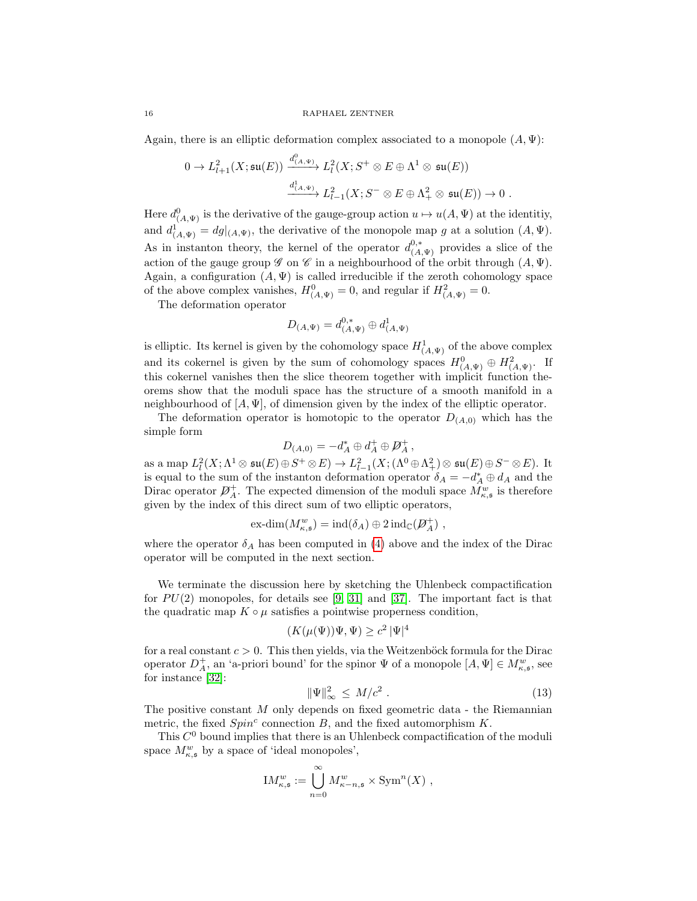Again, there is an elliptic deformation complex associated to a monopole $(A, \Psi)$:

$$0 \to L^2_{l+1}(X; \mathfrak{su}(E)) \xrightarrow{d^0_{(A,\Psi)}} L^2_l(X; S^+ \otimes E \oplus \Lambda^1 \otimes \mathfrak{su}(E))$$
$$\xrightarrow{d^1_{(A,\Psi)}} L^2_{l-1}(X; S^- \otimes E \oplus \Lambda^2_+ \otimes \mathfrak{su}(E)) \to 0 \ .$$

Here $d^0_{(A,\Psi)}$ is the derivative of the gauge-group action $u \mapsto u(A, \Psi)$ at the identitiy, and $d^1_{(A,\Psi)} = dg|_{(A,\Psi)}$, the derivative of the monopole map $g$ at a solution $(A, \Psi)$. As in instanton theory, the kernel of the operator $d^{0,*}_{(A,\Psi)}$ provides a slice of the action of the gauge group $\mathscr{G}$ on $\mathscr{C}$ in a neighbourhood of the orbit through $(A, \Psi)$. Again, a configuration $(A, \Psi)$ is called irreducible if the zeroth cohomology space of the above complex vanishes, $H^0_{(A,\Psi)} = 0$, and regular if $H^2_{(A,\Psi)} = 0$.

The deformation operator

$$D_{(A,\Psi)} = d^{0,*}_{(A,\Psi)} \oplus d^1_{(A,\Psi)}$$

is elliptic. Its kernel is given by the cohomology space $H^1_{(A,\Psi)}$ of the above complex and its cokernel is given by the sum of cohomology spaces $H^0_{(A,\Psi)} \oplus H^2_{(A,\Psi)}$. If this cokernel vanishes then the slice theorem together with implicit function theorems show that the moduli space has the structure of a smooth manifold in a neighbourhood of $[A, \Psi]$, of dimension given by the index of the elliptic operator.

The deformation operator is homotopic to the operator $D_{(A,0)}$ which has the simple form

$$D_{(A,0)} = -d^*_A \oplus d^+_A \oplus \not{D}^+_A \, ,$$

as a map $L^2_l(X; \Lambda^1 \otimes \mathfrak{su}(E) \oplus S^+ \otimes E) \to L^2_{l-1}(X; (\Lambda^0 \oplus \Lambda^2_+) \otimes \mathfrak{su}(E) \oplus S^- \otimes E)$. It is equal to the sum of the instanton deformation operator $\delta_A = -d^*_A \oplus d_A$ and the Dirac operator $\not{D}^+_A$. The expected dimension of the moduli space $M^w_{\kappa,\mathfrak{s}}$ is therefore given by the index of this direct sum of two elliptic operators,

$$\text{ex-dim}(M^w_{\kappa,\mathfrak{s}}) = \text{ind}(\delta_A) \oplus 2\, \text{ind}_{\mathbb{C}}(\not{D}^+_A) \ ,$$

where the operator $\delta_A$ has been computed in (4) above and the index of the Dirac operator will be computed in the next section.

We terminate the discussion here by sketching the Uhlenbeck compactification for $PU(2)$ monopoles, for details see [9, 31] and [37]. The important fact is that the quadratic map $K \circ \mu$ satisfies a pointwise properness condition,

$$(K(\mu(\Psi))\Psi, \Psi) \geq c^2 \, |\Psi|^4$$

for a real constant $c > 0$. This then yields, via the Weitzenböck formula for the Dirac operator $D^+_A$, an 'a-priori bound' for the spinor $\Psi$ of a monopole $[A, \Psi] \in M^w_{\kappa,\mathfrak{s}}$, see for instance [32]:

$$\|\Psi\|^2_\infty \leq M/c^2 \ . \tag{13}$$

The positive constant $M$ only depends on fixed geometric data - the Riemannian metric, the fixed $Spin^c$ connection $B$, and the fixed automorphism $K$.

This $C^0$ bound implies that there is an Uhlenbeck compactification of the moduli space $M^w_{\kappa,\mathfrak{s}}$ by a space of 'ideal monopoles',

$$\text{IM}^w_{\kappa,\mathfrak{s}} := \bigcup_{n=0}^{\infty} M^w_{\kappa-n,\mathfrak{s}} \times \text{Sym}^n(X) \ ,$$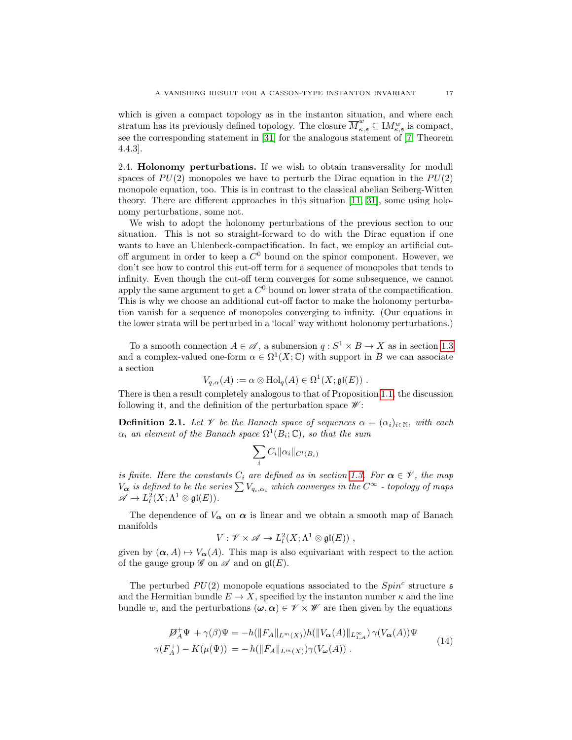which is given a compact topology as in the instanton situation, and where each stratum has its previously defined topology. The closure $\overline{M}^w_{\kappa,\mathfrak{s}} \subseteq \mathrm{I}M^w_{\kappa,\mathfrak{s}}$ is compact, see the corresponding statement in [31] for the analogous statement of [7, Theorem 4.4.3].

**2.4. Holonomy perturbations.** If we wish to obtain transversality for moduli spaces of $PU(2)$ monopoles we have to perturb the Dirac equation in the $PU(2)$ monopole equation, too. This is in contrast to the classical abelian Seiberg-Witten theory. There are different approaches in this situation [11, 31], some using holonomy perturbations, some not.

We wish to adopt the holonomy perturbations of the previous section to our situation. This is not so straight-forward to do with the Dirac equation if one wants to have an Uhlenbeck-compactification. In fact, we employ an artificial cut-off argument in order to keep a $C^0$ bound on the spinor component. However, we don't see how to control this cut-off term for a sequence of monopoles that tends to infinity. Even though the cut-off term converges for some subsequence, we cannot apply the same argument to get a $C^0$ bound on lower strata of the compactification. This is why we choose an additional cut-off factor to make the holonomy perturbation vanish for a sequence of monopoles converging to infinity. (Our equations in the lower strata will be perturbed in a 'local' way without holonomy perturbations.)

To a smooth connection $A \in \mathscr{A}$, a submersion $q : S^1 \times B \to X$ as in section 1.3 and a complex-valued one-form $\alpha \in \Omega^1(X;\mathbb{C})$ with support in $B$ we can associate a section

$$V_{q,\alpha}(A) := \alpha \otimes \mathrm{Hol}_q(A) \in \Omega^1(X;\mathfrak{gl}(E)) \ .$$

There is then a result completely analogous to that of Proposition 1.1, the discussion following it, and the definition of the perturbation space $\mathscr{W}$:

**Definition 2.1.** *Let $\mathscr{V}$ be the Banach space of sequences $\alpha = (\alpha_i)_{i\in\mathbb{N}}$, with each $\alpha_i$ an element of the Banach space $\Omega^1(B_i;\mathbb{C})$, so that the sum*

$$\sum_i C_i \|\alpha_i\|_{C^l(B_i)}$$

*is finite. Here the constants $C_i$ are defined as in section 1.3. For $\boldsymbol{\alpha} \in \mathscr{V}$, the map $V_{\boldsymbol{\alpha}}$ is defined to be the series $\sum V_{q_i,\alpha_i}$ which converges in the $C^\infty$ - topology of maps $\mathscr{A} \to L^2_l(X;\Lambda^1 \otimes \mathfrak{gl}(E))$.*

The dependence of $V_{\boldsymbol{\alpha}}$ on $\boldsymbol{\alpha}$ is linear and we obtain a smooth map of Banach manifolds

$$V : \mathscr{V} \times \mathscr{A} \to L^2_l(X;\Lambda^1 \otimes \mathfrak{gl}(E)) \ ,$$

given by $(\boldsymbol{\alpha}, A) \mapsto V_{\boldsymbol{\alpha}}(A)$. This map is also equivariant with respect to the action of the gauge group $\mathscr{G}$ on $\mathscr{A}$ and on $\mathfrak{gl}(E)$.

The perturbed $PU(2)$ monopole equations associated to the $Spin^c$ structure $\mathfrak{s}$ and the Hermitian bundle $E \to X$, specified by the instanton number $\kappa$ and the line bundle $w$, and the perturbations $(\boldsymbol{\omega}, \boldsymbol{\alpha}) \in \mathscr{V} \times \mathscr{W}$ are then given by the equations

$$\begin{aligned} \not{D}^+_A \Psi + \gamma(\beta)\Psi &= -h(\|F_A\|_{L^m(X)})h(\|V_{\boldsymbol{\alpha}}(A)\|_{L^\infty_{1,A}})\,\gamma(V_{\boldsymbol{\alpha}}(A))\Psi \\ \gamma(F^+_A) - K(\mu(\Psi)) &= -h(\|F_A\|_{L^m(X)})\gamma(V_{\boldsymbol{\omega}}(A)) \ . \end{aligned} \tag{14}$$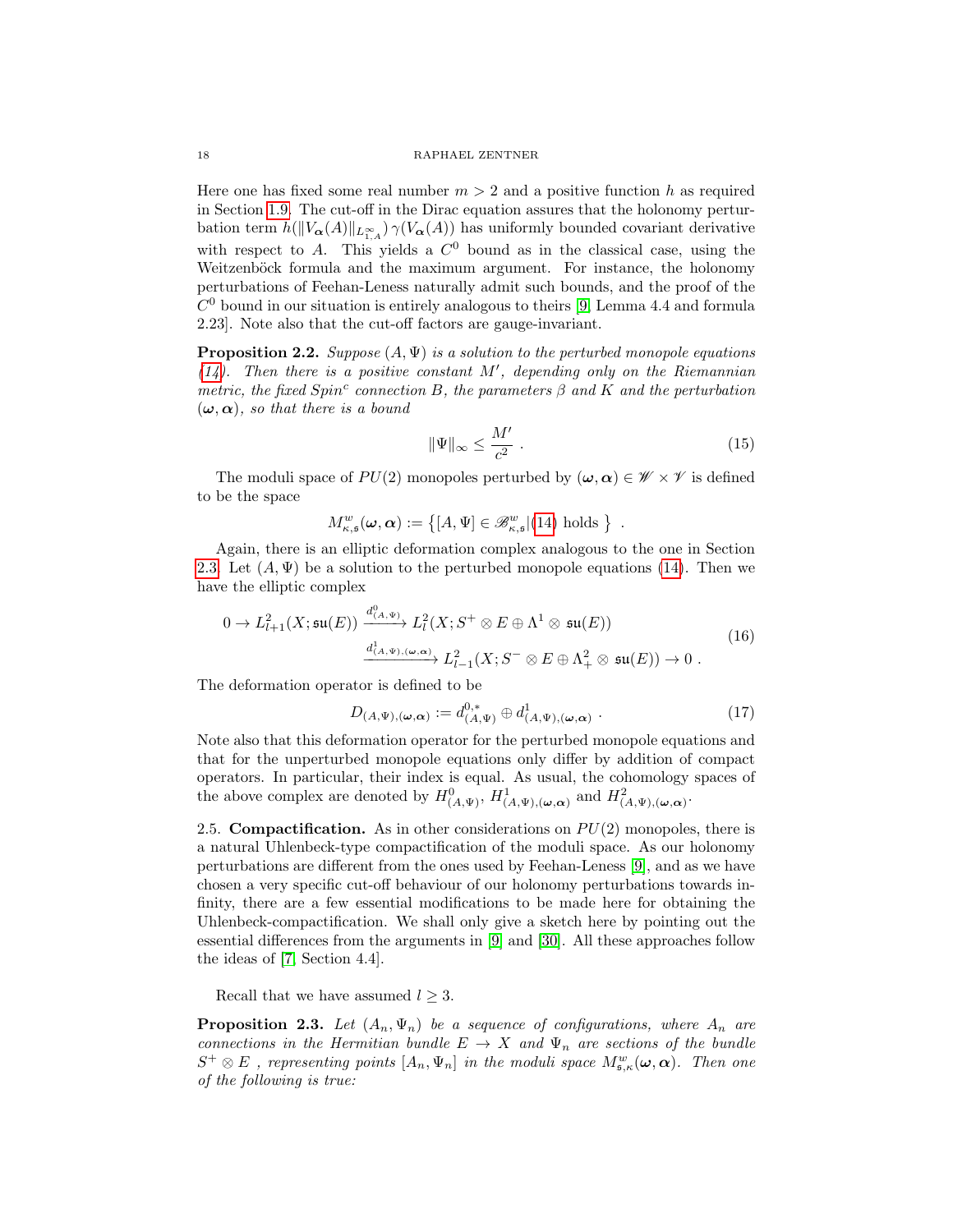Here one has fixed some real number $m > 2$ and a positive function $h$ as required in Section 1.9. The cut-off in the Dirac equation assures that the holonomy perturbation term $h(\|V_{\boldsymbol{\alpha}}(A)\|_{L^\infty_{1,A}})\,\gamma(V_{\boldsymbol{\alpha}}(A))$ has uniformly bounded covariant derivative with respect to $A$. This yields a $C^0$ bound as in the classical case, using the Weitzenböck formula and the maximum argument. For instance, the holonomy perturbations of Feehan-Leness naturally admit such bounds, and the proof of the $C^0$ bound in our situation is entirely analogous to theirs [9, Lemma 4.4 and formula 2.23]. Note also that the cut-off factors are gauge-invariant.

**Proposition 2.2.** *Suppose $(A,\Psi)$ is a solution to the perturbed monopole equations (14). Then there is a positive constant $M'$, depending only on the Riemannian metric, the fixed Spin$^c$ connection $B$, the parameters $\beta$ and $K$ and the perturbation $(\boldsymbol{\omega},\boldsymbol{\alpha})$, so that there is a bound*

$$\|\Psi\|_\infty \leq \frac{M'}{c^2} \ . \tag{15}$$

The moduli space of $PU(2)$ monopoles perturbed by $(\boldsymbol{\omega},\boldsymbol{\alpha}) \in \mathscr{W} \times \mathscr{V}$ is defined to be the space

$$M^w_{\kappa,\mathfrak{s}}(\boldsymbol{\omega},\boldsymbol{\alpha}) := \left\{ [A,\Psi] \in \mathscr{B}^w_{\kappa,\mathfrak{s}} | (14) \text{ holds } \right\} \ .$$

Again, there is an elliptic deformation complex analogous to the one in Section 2.3. Let $(A,\Psi)$ be a solution to the perturbed monopole equations (14). Then we have the elliptic complex

$$\begin{aligned} 0 \to L^2_{l+1}(X;\mathfrak{su}(E)) &\xrightarrow{d^0_{(A,\Psi)}} L^2_l(X; S^+ \otimes E \oplus \Lambda^1 \otimes \mathfrak{su}(E)) \\ &\xrightarrow{d^1_{(A,\Psi),(\boldsymbol{\omega},\boldsymbol{\alpha})}} L^2_{l-1}(X; S^- \otimes E \oplus \Lambda^2_+ \otimes \mathfrak{su}(E)) \to 0 \ . \end{aligned} \tag{16}$$

The deformation operator is defined to be

$$D_{(A,\Psi),(\boldsymbol{\omega},\boldsymbol{\alpha})} := d^{0,*}_{(A,\Psi)} \oplus d^1_{(A,\Psi),(\boldsymbol{\omega},\boldsymbol{\alpha})} \ . \tag{17}$$

Note also that this deformation operator for the perturbed monopole equations and that for the unperturbed monopole equations only differ by addition of compact operators. In particular, their index is equal. As usual, the cohomology spaces of the above complex are denoted by $H^0_{(A,\Psi)}$, $H^1_{(A,\Psi),(\boldsymbol{\omega},\boldsymbol{\alpha})}$ and $H^2_{(A,\Psi),(\boldsymbol{\omega},\boldsymbol{\alpha})}$.

2.5. **Compactification.** As in other considerations on $PU(2)$ monopoles, there is a natural Uhlenbeck-type compactification of the moduli space. As our holonomy perturbations are different from the ones used by Feehan-Leness [9], and as we have chosen a very specific cut-off behaviour of our holonomy perturbations towards infinity, there are a few essential modifications to be made here for obtaining the Uhlenbeck-compactification. We shall only give a sketch here by pointing out the essential differences from the arguments in [9] and [30]. All these approaches follow the ideas of [7, Section 4.4].

Recall that we have assumed $l \geq 3$.

**Proposition 2.3.** *Let $(A_n, \Psi_n)$ be a sequence of configurations, where $A_n$ are connections in the Hermitian bundle $E \to X$ and $\Psi_n$ are sections of the bundle $S^+ \otimes E$ , representing points $[A_n, \Psi_n]$ in the moduli space $M^w_{\mathfrak{s},\kappa}(\boldsymbol{\omega},\boldsymbol{\alpha})$. Then one of the following is true:*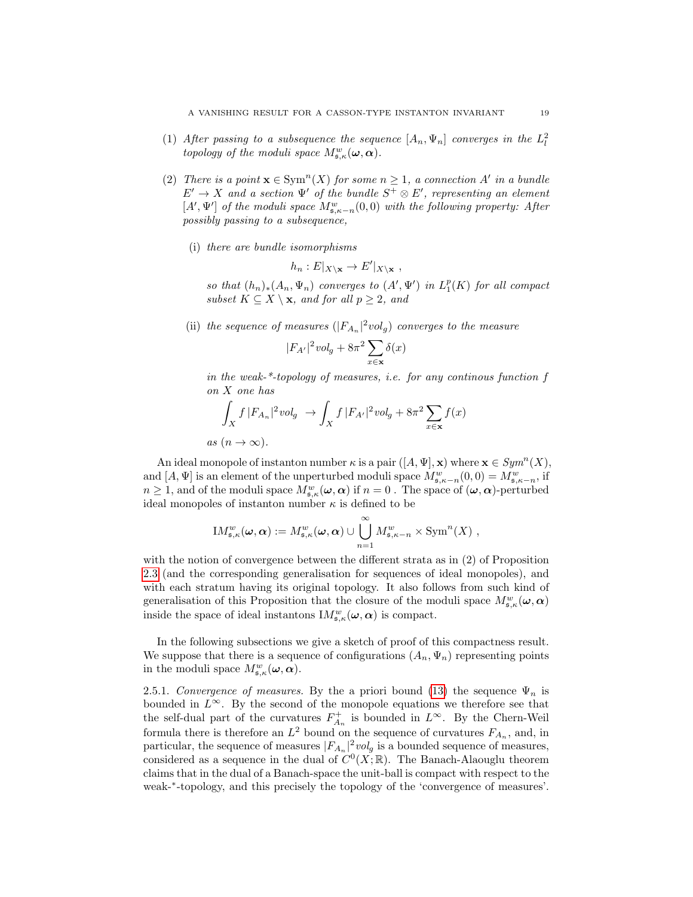(1) *After passing to a subsequence the sequence* $[A_n, \Psi_n]$ *converges in the* $L^2_l$ *topology of the moduli space* $M^w_{\mathfrak{s},\kappa}(\boldsymbol{\omega},\boldsymbol{\alpha})$.

(2) *There is a point* $\mathbf{x} \in \mathrm{Sym}^n(X)$ *for some* $n \geq 1$, *a connection* $A'$ *in a bundle* $E' \to X$ *and a section* $\Psi'$ *of the bundle* $S^+ \otimes E'$, *representing an element* $[A', \Psi']$ *of the moduli space* $M^w_{\mathfrak{s},\kappa-n}(0,0)$ *with the following property: After possibly passing to a subsequence,*

   (i) *there are bundle isomorphisms*
   $$h_n : E|_{X\setminus\mathbf{x}} \to E'|_{X\setminus\mathbf{x}} ,$$
   *so that* $(h_n)_*(A_n, \Psi_n)$ *converges to* $(A', \Psi')$ *in* $L^p_1(K)$ *for all compact subset* $K \subseteq X \setminus \mathbf{x}$, *and for all* $p \geq 2$, *and*

   (ii) *the sequence of measures* $(|F_{A_n}|^2 vol_g)$ *converges to the measure*
   $$|F_{A'}|^2 vol_g + 8\pi^2 \sum_{x\in\mathbf{x}} \delta(x)$$
   *in the weak-\*-topology of measures, i.e. for any continous function* $f$ *on* $X$ *one has*
   $$\int_X f\,|F_{A_n}|^2 vol_g \ \to \int_X f\,|F_{A'}|^2 vol_g + 8\pi^2 \sum_{x\in\mathbf{x}} f(x)$$
   *as* $(n \to \infty)$.

An ideal monopole of instanton number $\kappa$ is a pair $([A,\Psi],\mathbf{x})$ where $\mathbf{x} \in Sym^n(X)$, and $[A,\Psi]$ is an element of the unperturbed moduli space $M^w_{\mathfrak{s},\kappa-n}(0,0) = M^w_{\mathfrak{s},\kappa-n}$, if $n \geq 1$, and of the moduli space $M^w_{\mathfrak{s},\kappa}(\boldsymbol{\omega},\boldsymbol{\alpha})$ if $n = 0$ . The space of $(\boldsymbol{\omega},\boldsymbol{\alpha})$-perturbed ideal monopoles of instanton number $\kappa$ is defined to be

$$\mathrm{IM}^w_{\mathfrak{s},\kappa}(\boldsymbol{\omega},\boldsymbol{\alpha}) := M^w_{\mathfrak{s},\kappa}(\boldsymbol{\omega},\boldsymbol{\alpha}) \cup \bigcup_{n=1}^{\infty} M^w_{\mathfrak{s},\kappa-n} \times \mathrm{Sym}^n(X) \ ,$$

with the notion of convergence between the different strata as in (2) of Proposition 2.3 (and the corresponding generalisation for sequences of ideal monopoles), and with each stratum having its original topology. It also follows from such kind of generalisation of this Proposition that the closure of the moduli space $M^w_{\mathfrak{s},\kappa}(\boldsymbol{\omega},\boldsymbol{\alpha})$ inside the space of ideal instantons $\mathrm{IM}^w_{\mathfrak{s},\kappa}(\boldsymbol{\omega},\boldsymbol{\alpha})$ is compact.

In the following subsections we give a sketch of proof of this compactness result. We suppose that there is a sequence of configurations $(A_n, \Psi_n)$ representing points in the moduli space $M^w_{\mathfrak{s},\kappa}(\boldsymbol{\omega},\boldsymbol{\alpha})$.

2.5.1. *Convergence of measures.* By the a priori bound (13) the sequence $\Psi_n$ is bounded in $L^\infty$. By the second of the monopole equations we therefore see that the self-dual part of the curvatures $F^+_{A_n}$ is bounded in $L^\infty$. By the Chern-Weil formula there is therefore an $L^2$ bound on the sequence of curvatures $F_{A_n}$, and, in particular, the sequence of measures $|F_{A_n}|^2 vol_g$ is a bounded sequence of measures, considered as a sequence in the dual of $C^0(X;\mathbb{R})$. The Banach-Alaouglu theorem claims that in the dual of a Banach-space the unit-ball is compact with respect to the weak-\*-topology, and this precisely the topology of the 'convergence of measures'.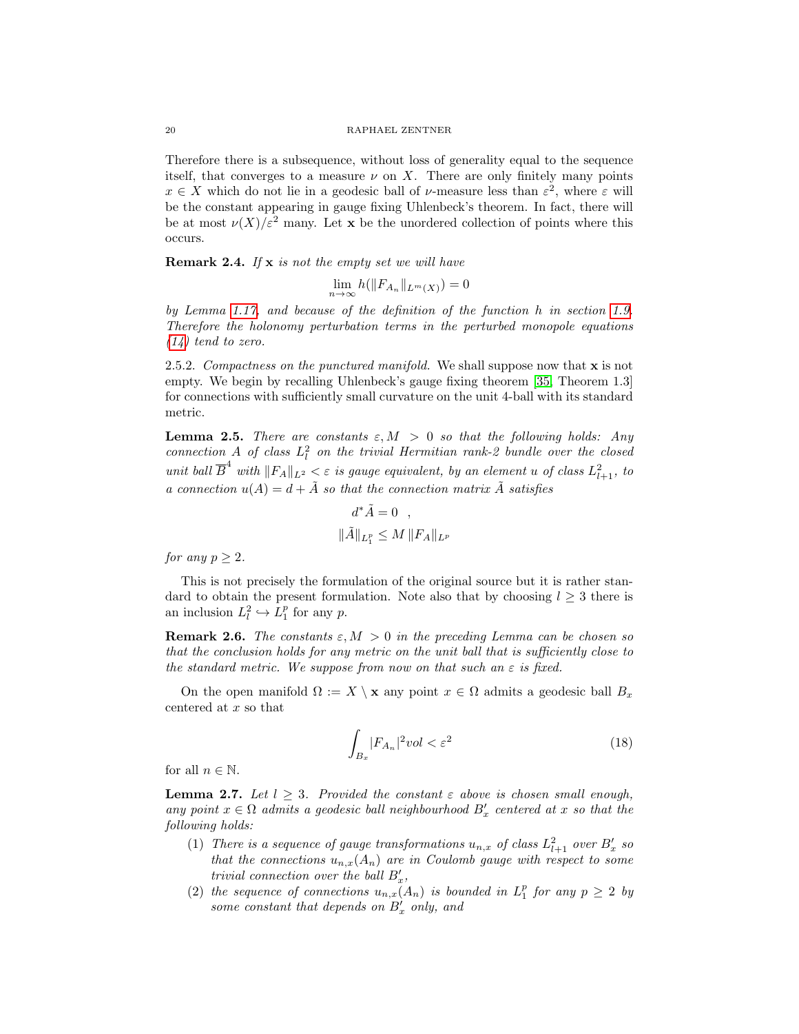Therefore there is a subsequence, without loss of generality equal to the sequence itself, that converges to a measure $\nu$ on $X$. There are only finitely many points $x \in X$ which do not lie in a geodesic ball of $\nu$-measure less than $\varepsilon^2$, where $\varepsilon$ will be the constant appearing in gauge fixing Uhlenbeck's theorem. In fact, there will be at most $\nu(X)/\varepsilon^2$ many. Let $\mathbf{x}$ be the unordered collection of points where this occurs.

**Remark 2.4.** *If $\mathbf{x}$ is not the empty set we will have*

$$\lim_{n \to \infty} h(\|F_{A_n}\|_{L^m(X)}) = 0$$

*by Lemma 1.17, and because of the definition of the function $h$ in section 1.9. Therefore the holonomy perturbation terms in the perturbed monopole equations (14) tend to zero.*

2.5.2. *Compactness on the punctured manifold.* We shall suppose now that $\mathbf{x}$ is not empty. We begin by recalling Uhlenbeck's gauge fixing theorem [35, Theorem 1.3] for connections with sufficiently small curvature on the unit 4-ball with its standard metric.

**Lemma 2.5.** *There are constants $\varepsilon, M > 0$ so that the following holds: Any connection $A$ of class $L^2_l$ on the trivial Hermitian rank-2 bundle over the closed unit ball $\overline{B}^4$ with $\|F_A\|_{L^2} < \varepsilon$ is gauge equivalent, by an element $u$ of class $L^2_{l+1}$, to a connection $u(A) = d + \tilde{A}$ so that the connection matrix $\tilde{A}$ satisfies*

$$d^* \tilde{A} = 0 \quad ,$$
$$\|\tilde{A}\|_{L^p_1} \leq M \, \|F_A\|_{L^p}$$

*for any $p \geq 2$.*

This is not precisely the formulation of the original source but it is rather standard to obtain the present formulation. Note also that by choosing $l \geq 3$ there is an inclusion $L^2_l \hookrightarrow L^p_1$ for any $p$.

**Remark 2.6.** *The constants $\varepsilon, M > 0$ in the preceding Lemma can be chosen so that the conclusion holds for any metric on the unit ball that is sufficiently close to the standard metric. We suppose from now on that such an $\varepsilon$ is fixed.*

On the open manifold $\Omega := X \setminus \mathbf{x}$ any point $x \in \Omega$ admits a geodesic ball $B_x$ centered at $x$ so that

$$\int_{B_x} |F_{A_n}|^2 vol < \varepsilon^2 \tag{18}$$

for all $n \in \mathbb{N}$.

**Lemma 2.7.** *Let $l \geq 3$. Provided the constant $\varepsilon$ above is chosen small enough, any point $x \in \Omega$ admits a geodesic ball neighbourhood $B'_x$ centered at $x$ so that the following holds:*

1. *There is a sequence of gauge transformations $u_{n,x}$ of class $L^2_{l+1}$ over $B'_x$ so that the connections $u_{n,x}(A_n)$ are in Coulomb gauge with respect to some trivial connection over the ball $B'_x$,*
2. *the sequence of connections $u_{n,x}(A_n)$ is bounded in $L^p_1$ for any $p \geq 2$ by some constant that depends on $B'_x$ only, and*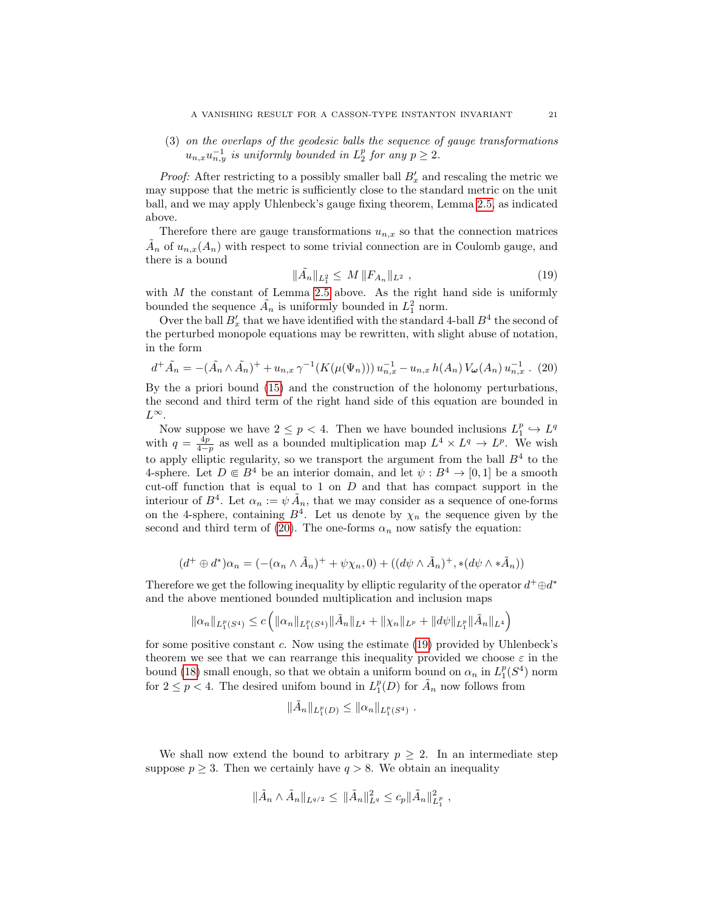(3) *on the overlaps of the geodesic balls the sequence of gauge transformations $u_{n,x}u_{n,y}^{-1}$ is uniformly bounded in $L^p_2$ for any $p \geq 2$.*

*Proof:* After restricting to a possibly smaller ball $B'_x$ and rescaling the metric we may suppose that the metric is sufficiently close to the standard metric on the unit ball, and we may apply Uhlenbeck's gauge fixing theorem, Lemma 2.5, as indicated above.

Therefore there are gauge transformations $u_{n,x}$ so that the connection matrices $\tilde{A}_n$ of $u_{n,x}(A_n)$ with respect to some trivial connection are in Coulomb gauge, and there is a bound

$$\|\tilde{A}_n\|_{L^2_1} \leq \, M \, \|F_{A_n}\|_{L^2} \ , \tag{19}$$

with $M$ the constant of Lemma 2.5 above. As the right hand side is uniformly bounded the sequence $\tilde{A}_n$ is uniformly bounded in $L^2_1$ norm.

Over the ball $B'_x$ that we have identified with the standard 4-ball $B^4$ the second of the perturbed monopole equations may be rewritten, with slight abuse of notation, in the form

$$d^+\tilde{A}_n = -(\tilde{A}_n \wedge \tilde{A}_n)^+ + u_{n,x}\, \gamma^{-1}(K(\mu(\Psi_n)))\, u_{n,x}^{-1} - u_{n,x}\, h(A_n)\, V_{\boldsymbol{\omega}}(A_n)\, u_{n,x}^{-1} \ . \tag{20}$$

By the a priori bound (15) and the construction of the holonomy perturbations, the second and third term of the right hand side of this equation are bounded in $L^\infty$.

Now suppose we have $2 \leq p < 4$. Then we have bounded inclusions $L^p_1 \hookrightarrow L^q$ with $q = \frac{4p}{4-p}$ as well as a bounded multiplication map $L^4 \times L^q \to L^p$. We wish to apply elliptic regularity, so we transport the argument from the ball $B^4$ to the 4-sphere. Let $D \Subset B^4$ be an interior domain, and let $\psi : B^4 \to [0,1]$ be a smooth cut-off function that is equal to 1 on $D$ and that has compact support in the interiour of $B^4$. Let $\alpha_n := \psi\, \tilde{A}_n$, that we may consider as a sequence of one-forms on the 4-sphere, containing $B^4$. Let us denote by $\chi_n$ the sequence given by the second and third term of (20). The one-forms $\alpha_n$ now satisfy the equation:

$$(d^+ \oplus d^*)\alpha_n = (-(\alpha_n \wedge \tilde{A}_n)^+ + \psi\chi_n, 0) + ((d\psi \wedge \tilde{A}_n)^+, *(d\psi \wedge *\tilde{A}_n))$$

Therefore we get the following inequality by elliptic regularity of the operator $d^+ \oplus d^*$ and the above mentioned bounded multiplication and inclusion maps

$$\|\alpha_n\|_{L^p_1(S^4)} \leq c \left( \|\alpha_n\|_{L^p_1(S^4)} \|\tilde{A}_n\|_{L^4} + \|\chi_n\|_{L^p} + \|d\psi\|_{L^p_1} \|\tilde{A}_n\|_{L^4} \right)$$

for some positive constant $c$. Now using the estimate (19) provided by Uhlenbeck's theorem we see that we can rearrange this inequality provided we choose $\varepsilon$ in the bound (18) small enough, so that we obtain a uniform bound on $\alpha_n$ in $L^p_1(S^4)$ norm for $2 \leq p < 4$. The desired unifom bound in $L^p_1(D)$ for $\tilde{A}_n$ now follows from

$$\|\tilde{A}_n\|_{L^p_1(D)} \leq \|\alpha_n\|_{L^p_1(S^4)} \ .$$

We shall now extend the bound to arbitrary $p \geq 2$. In an intermediate step suppose $p \geq 3$. Then we certainly have $q > 8$. We obtain an inequality

$$\|\tilde{A}_n \wedge \tilde{A}_n\|_{L^{q/2}} \leq \|\tilde{A}_n\|^2_{L^q} \leq c_p \|\tilde{A}_n\|^2_{L^p_1} \ ,$$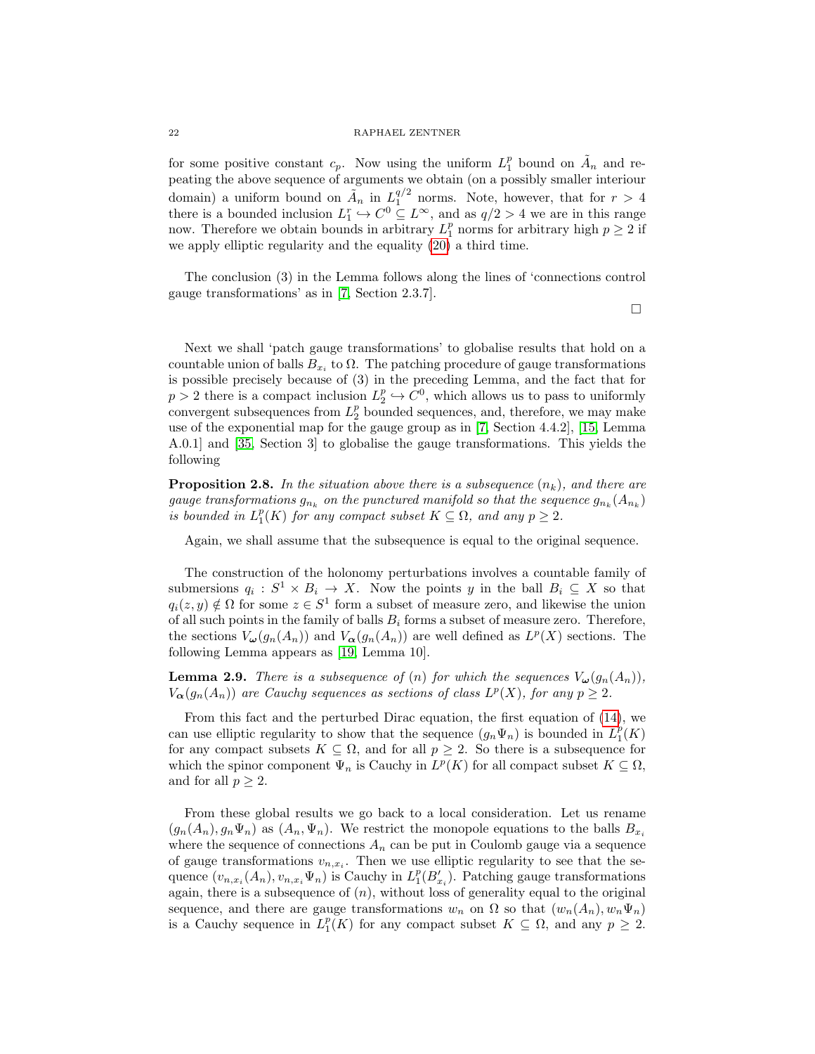for some positive constant $c_p$. Now using the uniform $L^p_1$ bound on $\tilde{A}_n$ and repeating the above sequence of arguments we obtain (on a possibly smaller interiour domain) a uniform bound on $\tilde{A}_n$ in $L^{q/2}_1$ norms. Note, however, that for $r > 4$ there is a bounded inclusion $L^r_1 \hookrightarrow C^0 \subseteq L^\infty$, and as $q/2 > 4$ we are in this range now. Therefore we obtain bounds in arbitrary $L^p_1$ norms for arbitrary high $p \geq 2$ if we apply elliptic regularity and the equality (20) a third time.

The conclusion (3) in the Lemma follows along the lines of 'connections control gauge transformations' as in [7, Section 2.3.7].

□

Next we shall 'patch gauge transformations' to globalise results that hold on a countable union of balls $B_{x_i}$ to $\Omega$. The patching procedure of gauge transformations is possible precisely because of (3) in the preceding Lemma, and the fact that for $p > 2$ there is a compact inclusion $L^p_2 \hookrightarrow C^0$, which allows us to pass to uniformly convergent subsequences from $L^p_2$ bounded sequences, and, therefore, we may make use of the exponential map for the gauge group as in [7, Section 4.4.2], [15, Lemma A.0.1] and [35, Section 3] to globalise the gauge transformations. This yields the following

**Proposition 2.8.** *In the situation above there is a subsequence $(n_k)$, and there are gauge transformations $g_{n_k}$ on the punctured manifold so that the sequence $g_{n_k}(A_{n_k})$ is bounded in $L^p_1(K)$ for any compact subset $K \subseteq \Omega$, and any $p \geq 2$.*

Again, we shall assume that the subsequence is equal to the original sequence.

The construction of the holonomy perturbations involves a countable family of submersions $q_i : S^1 \times B_i \to X$. Now the points $y$ in the ball $B_i \subseteq X$ so that $q_i(z, y) \notin \Omega$ for some $z \in S^1$ form a subset of measure zero, and likewise the union of all such points in the family of balls $B_i$ forms a subset of measure zero. Therefore, the sections $V_{\boldsymbol{\omega}}(g_n(A_n))$ and $V_{\boldsymbol{\alpha}}(g_n(A_n))$ are well defined as $L^p(X)$ sections. The following Lemma appears as [19, Lemma 10].

**Lemma 2.9.** *There is a subsequence of $(n)$ for which the sequences $V_{\boldsymbol{\omega}}(g_n(A_n))$, $V_{\boldsymbol{\alpha}}(g_n(A_n))$ are Cauchy sequences as sections of class $L^p(X)$, for any $p \geq 2$.*

From this fact and the perturbed Dirac equation, the first equation of (14), we can use elliptic regularity to show that the sequence $(g_n \Psi_n)$ is bounded in $L^p_1(K)$ for any compact subsets $K \subseteq \Omega$, and for all $p \geq 2$. So there is a subsequence for which the spinor component $\Psi_n$ is Cauchy in $L^p(K)$ for all compact subset $K \subseteq \Omega$, and for all $p \geq 2$.

From these global results we go back to a local consideration. Let us rename $(g_n(A_n), g_n \Psi_n)$ as $(A_n, \Psi_n)$. We restrict the monopole equations to the balls $B_{x_i}$ where the sequence of connections $A_n$ can be put in Coulomb gauge via a sequence of gauge transformations $v_{n,x_i}$. Then we use elliptic regularity to see that the sequence $(v_{n,x_i}(A_n), v_{n,x_i}\Psi_n)$ is Cauchy in $L^p_1(B'_{x_i})$. Patching gauge transformations again, there is a subsequence of $(n)$, without loss of generality equal to the original sequence, and there are gauge transformations $w_n$ on $\Omega$ so that $(w_n(A_n), w_n \Psi_n)$ is a Cauchy sequence in $L^p_1(K)$ for any compact subset $K \subseteq \Omega$, and any $p \geq 2$.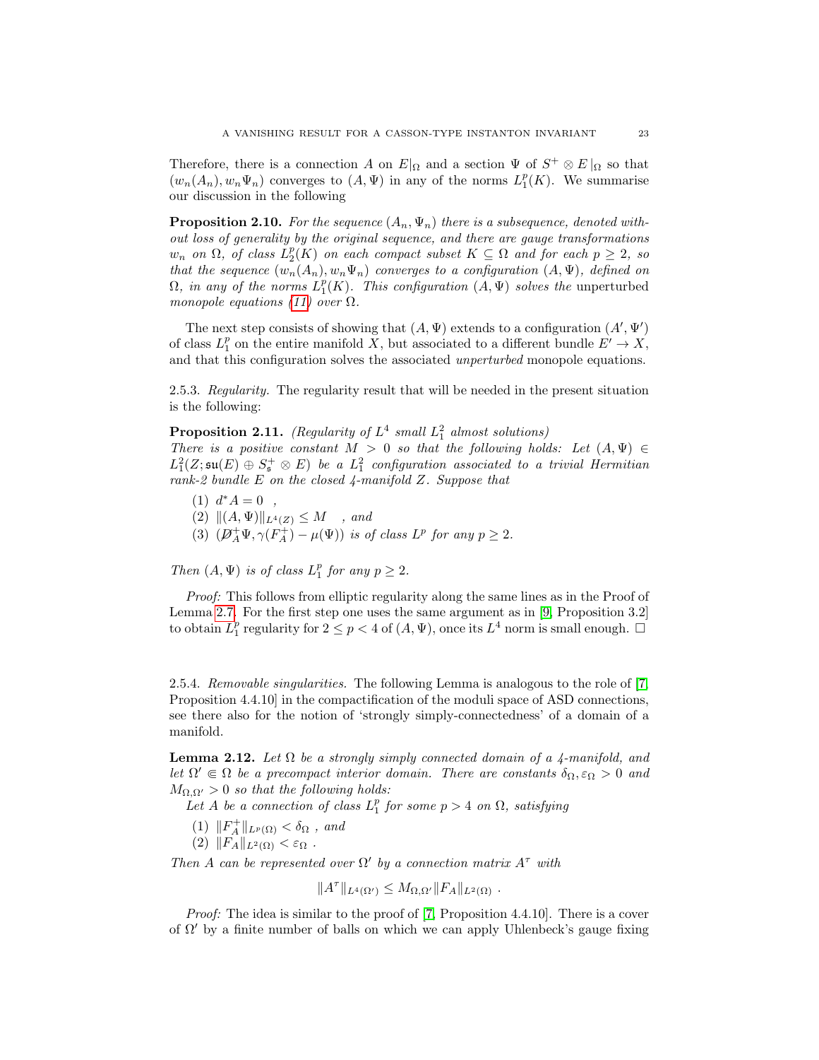Therefore, there is a connection $A$ on $E|_\Omega$ and a section $\Psi$ of $S^+ \otimes E\,|_\Omega$ so that $(w_n(A_n), w_n\Psi_n)$ converges to $(A, \Psi)$ in any of the norms $L^p_1(K)$. We summarise our discussion in the following

**Proposition 2.10.** *For the sequence $(A_n, \Psi_n)$ there is a subsequence, denoted without loss of generality by the original sequence, and there are gauge transformations $w_n$ on $\Omega$, of class $L^p_2(K)$ on each compact subset $K \subseteq \Omega$ and for each $p \geq 2$, so that the sequence $(w_n(A_n), w_n\Psi_n)$ converges to a configuration $(A, \Psi)$, defined on $\Omega$, in any of the norms $L^p_1(K)$. This configuration $(A, \Psi)$ solves the* unperturbed *monopole equations (11) over $\Omega$.*

The next step consists of showing that $(A, \Psi)$ extends to a configuration $(A', \Psi')$ of class $L^p_1$ on the entire manifold $X$, but associated to a different bundle $E' \to X$, and that this configuration solves the associated *unperturbed* monopole equations.

2.5.3. *Regularity.* The regularity result that will be needed in the present situation is the following:

**Proposition 2.11.** *(Regularity of $L^4$ small $L^2_1$ almost solutions)*
*There is a positive constant $M > 0$ so that the following holds: Let $(A, \Psi) \in L^2_1(Z; \mathfrak{su}(E) \oplus S^+_{\mathfrak{s}} \otimes E)$ be a $L^2_1$ configuration associated to a trivial Hermitian rank-2 bundle $E$ on the closed 4-manifold $Z$. Suppose that*

1. $d^*A = 0$ ,
2. $\|(A, \Psi)\|_{L^4(Z)} \leq M$ , *and*
3. $(\not{D}^+_A\Psi, \gamma(F^+_A) - \mu(\Psi))$ *is of class $L^p$ for any $p \geq 2$.*

*Then $(A, \Psi)$ is of class $L^p_1$ for any $p \geq 2$.*

*Proof:* This follows from elliptic regularity along the same lines as in the Proof of Lemma 2.7. For the first step one uses the same argument as in [9, Proposition 3.2] to obtain $L^p_1$ regularity for $2 \leq p < 4$ of $(A, \Psi)$, once its $L^4$ norm is small enough. □

2.5.4. *Removable singularities.* The following Lemma is analogous to the role of [7, Proposition 4.4.10] in the compactification of the moduli space of ASD connections, see there also for the notion of 'strongly simply-connectedness' of a domain of a manifold.

**Lemma 2.12.** *Let $\Omega$ be a strongly simply connected domain of a 4-manifold, and let $\Omega' \Subset \Omega$ be a precompact interior domain. There are constants $\delta_\Omega, \varepsilon_\Omega > 0$ and $M_{\Omega,\Omega'} > 0$ so that the following holds:*
*Let $A$ be a connection of class $L^p_1$ for some $p > 4$ on $\Omega$, satisfying*

1. $\|F^+_A\|_{L^p(\Omega)} < \delta_\Omega$ , *and*
2. $\|F_A\|_{L^2(\Omega)} < \varepsilon_\Omega$ .

*Then $A$ can be represented over $\Omega'$ by a connection matrix $A^\tau$ with*

$$\|A^\tau\|_{L^4(\Omega')} \leq M_{\Omega,\Omega'} \|F_A\|_{L^2(\Omega)} \ .$$

*Proof:* The idea is similar to the proof of [7, Proposition 4.4.10]. There is a cover of $\Omega'$ by a finite number of balls on which we can apply Uhlenbeck's gauge fixing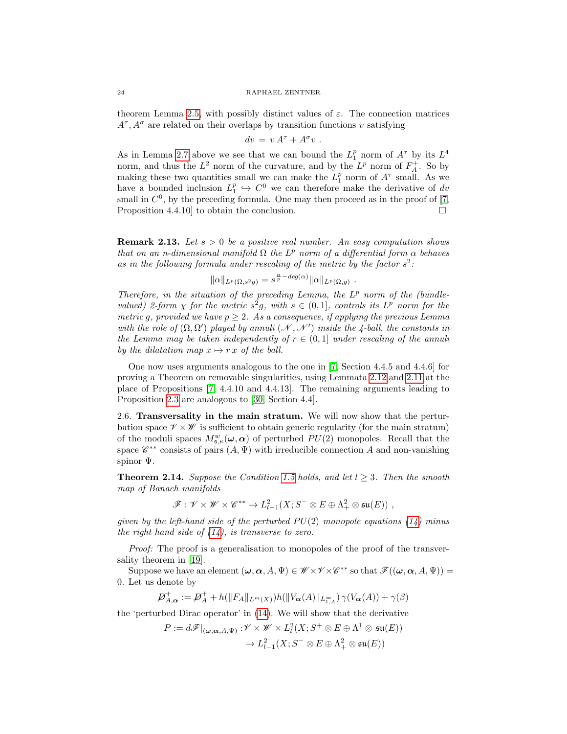theorem Lemma 2.5, with possibly distinct values of $\varepsilon$. The connection matrices $A^\tau, A^\sigma$ are related on their overlaps by transition functions $v$ satisfying

$$dv = v\,A^\tau + A^\sigma v\ .$$

As in Lemma 2.7 above we see that we can bound the $L^p_1$ norm of $A^\tau$ by its $L^4$ norm, and thus the $L^2$ norm of the curvature, and by the $L^p$ norm of $F^+_A$. So by making these two quantities small we can make the $L^p_1$ norm of $A^\tau$ small. As we have a bounded inclusion $L^p_1 \hookrightarrow C^0$ we can therefore make the derivative of $dv$ small in $C^0$, by the preceding formula. One may then proceed as in the proof of [7, Proposition 4.4.10] to obtain the conclusion. □

**Remark 2.13.** *Let $s > 0$ be a positive real number. An easy computation shows that on an $n$-dimensional manifold $\Omega$ the $L^p$ norm of a differential form $\alpha$ behaves as in the following formula under rescaling of the metric by the factor $s^2$:*

$$\|\alpha\|_{L^p(\Omega,s^2g)} = s^{\frac{n}{p}-deg(\alpha)}\|\alpha\|_{L^p(\Omega,g)}\ .$$

*Therefore, in the situation of the preceding Lemma, the $L^p$ norm of the (bundle-valued) 2-form $\chi$ for the metric $s^2g$, with $s \in (0,1]$, controls its $L^p$ norm for the metric $g$, provided we have $p \geq 2$. As a consequence, if applying the previous Lemma with the role of $(\Omega, \Omega')$ played by annuli $(\mathscr{N}, \mathscr{N}')$ inside the 4-ball, the constants in the Lemma may be taken independently of $r \in (0,1]$ under rescaling of the annuli by the dilatation map $x \mapsto r\,x$ of the ball.*

One now uses arguments analogous to the one in [7, Section 4.4.5 and 4.4.6] for proving a Theorem on removable singularities, using Lemmata 2.12 and 2.11 at the place of Propositions [7, 4.4.10 and 4.4.13]. The remaining arguments leading to Proposition 2.3 are analogous to [30, Section 4.4].

2.6. **Transversality in the main stratum.** We will now show that the perturbation space $\mathscr{V} \times \mathscr{W}$ is sufficient to obtain generic regularity (for the main stratum) of the moduli spaces $M^w_{\mathfrak{s},\kappa}(\boldsymbol{\omega}, \boldsymbol{\alpha})$ of perturbed $PU(2)$ monopoles. Recall that the space $\mathscr{C}^{**}$ consists of pairs $(A, \Psi)$ with irreducible connection $A$ and non-vanishing spinor $\Psi$.

**Theorem 2.14.** *Suppose the Condition 1.5 holds, and let $l \geq 3$. Then the smooth map of Banach manifolds*

$$\mathscr{F} : \mathscr{V} \times \mathscr{W} \times \mathscr{C}^{**} \to L^2_{l-1}(X; S^- \otimes E \oplus \Lambda^2_+ \otimes \mathfrak{su}(E))\ ,$$

*given by the left-hand side of the perturbed $PU(2)$ monopole equations (14) minus the right hand side of (14), is transverse to zero.*

*Proof:* The proof is a generalisation to monopoles of the proof of the transversality theorem in [19].

Suppose we have an element $(\boldsymbol{\omega}, \boldsymbol{\alpha}, A, \Psi) \in \mathscr{W} \times \mathscr{V} \times \mathscr{C}^{**}$ so that $\mathscr{F}((\boldsymbol{\omega}, \boldsymbol{\alpha}, A, \Psi)) = 0$. Let us denote by

$$\not{D}^+_{A,\boldsymbol{\alpha}} := \not{D}^+_A + h(\|F_A\|_{L^m(X)})h(\|V_{\boldsymbol{\alpha}}(A)\|_{L^\infty_{1,A}})\,\gamma(V_{\boldsymbol{\alpha}}(A)) + \gamma(\beta)$$

the 'perturbed Dirac operator' in (14). We will show that the derivative

$$\begin{aligned} P := d\mathscr{F}|_{(\boldsymbol{\omega},\boldsymbol{\alpha},A,\Psi)} :& \mathscr{V} \times \mathscr{W} \times L^2_l(X; S^+ \otimes E \oplus \Lambda^1 \otimes \mathfrak{su}(E)) \\ &\to L^2_{l-1}(X; S^- \otimes E \oplus \Lambda^2_+ \otimes \mathfrak{su}(E)) \end{aligned}$$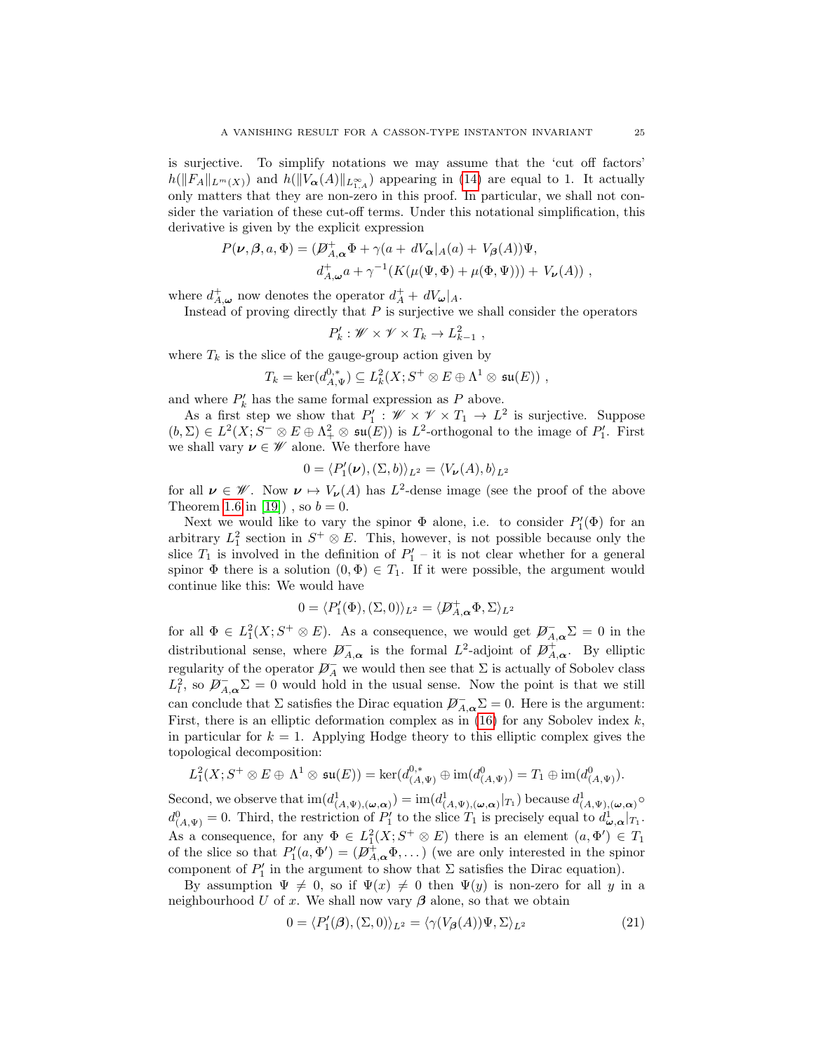is surjective. To simplify notations we may assume that the 'cut off factors' $h(\|F_A\|_{L^m(X)})$ and $h(\|V_{\boldsymbol{\alpha}}(A)\|_{L^\infty_{1,A}})$ appearing in (14) are equal to 1. It actually only matters that they are non-zero in this proof. In particular, we shall not consider the variation of these cut-off terms. Under this notational simplification, this derivative is given by the explicit expression

$$
\begin{aligned}
P(\boldsymbol{\nu},\boldsymbol{\beta},a,\Phi) = (&\not{D}^+_{A,\boldsymbol{\alpha}}\Phi + \gamma(a + dV_{\boldsymbol{\alpha}}|_A(a) + V_{\boldsymbol{\beta}}(A))\Psi, \\
&d^+_{A,\boldsymbol{\omega}}a + \gamma^{-1}(K(\mu(\Psi,\Phi)+\mu(\Phi,\Psi))) + V_{\boldsymbol{\nu}}(A)) \ ,
\end{aligned}
$$

where $d^+_{A,\boldsymbol{\omega}}$ now denotes the operator $d^+_A + dV_{\boldsymbol{\omega}}|_A$.

Instead of proving directly that $P$ is surjective we shall consider the operators

$$
P'_k : \mathscr{W} \times \mathscr{V} \times T_k \to L^2_{k-1} \ ,
$$

where $T_k$ is the slice of the gauge-group action given by

$$
T_k = \ker(d^{0,*}_{A,\Psi}) \subseteq L^2_k(X; S^+ \otimes E \oplus \Lambda^1 \otimes \mathfrak{su}(E)) \ ,
$$

and where $P'_k$ has the same formal expression as $P$ above.

As a first step we show that $P'_1 : \mathscr{W} \times \mathscr{V} \times T_1 \to L^2$ is surjective. Suppose $(b,\Sigma) \in L^2(X; S^- \otimes E \oplus \Lambda^2_+ \otimes \mathfrak{su}(E))$ is $L^2$-orthogonal to the image of $P'_1$. First we shall vary $\boldsymbol{\nu} \in \mathscr{W}$ alone. We therfore have

$$
0 = \langle P'_1(\boldsymbol{\nu}), (\Sigma, b)\rangle_{L^2} = \langle V_{\boldsymbol{\nu}}(A), b\rangle_{L^2}
$$

for all $\boldsymbol{\nu} \in \mathscr{W}$. Now $\boldsymbol{\nu} \mapsto V_{\boldsymbol{\nu}}(A)$ has $L^2$-dense image (see the proof of the above Theorem 1.6 in [19]) , so $b = 0$.

Next we would like to vary the spinor $\Phi$ alone, i.e. to consider $P'_1(\Phi)$ for an arbitrary $L^2_1$ section in $S^+ \otimes E$. This, however, is not possible because only the slice $T_1$ is involved in the definition of $P'_1$ – it is not clear whether for a general spinor $\Phi$ there is a solution $(0,\Phi) \in T_1$. If it were possible, the argument would continue like this: We would have

$$
0 = \langle P'_1(\Phi), (\Sigma, 0)\rangle_{L^2} = \langle \not{D}^+_{A,\boldsymbol{\alpha}}\Phi, \Sigma\rangle_{L^2}
$$

for all $\Phi \in L^2_1(X; S^+ \otimes E)$. As a consequence, we would get $\not{D}^-_{A,\boldsymbol{\alpha}}\Sigma = 0$ in the distributional sense, where $\not{D}^-_{A,\boldsymbol{\alpha}}$ is the formal $L^2$-adjoint of $\not{D}^+_{A,\boldsymbol{\alpha}}$. By elliptic regularity of the operator $\not{D}^-_A$ we would then see that $\Sigma$ is actually of Sobolev class $L^2_l$, so $\not{D}^-_{A,\boldsymbol{\alpha}}\Sigma = 0$ would hold in the usual sense. Now the point is that we still can conclude that $\Sigma$ satisfies the Dirac equation $\not{D}^-_{A,\boldsymbol{\alpha}}\Sigma = 0$. Here is the argument: First, there is an elliptic deformation complex as in (16) for any Sobolev index $k$, in particular for $k = 1$. Applying Hodge theory to this elliptic complex gives the topological decomposition:

$$
L^2_1(X; S^+ \otimes E \oplus \Lambda^1 \otimes \mathfrak{su}(E)) = \ker(d^{0,*}_{(A,\Psi)} \oplus \mathrm{im}(d^0_{(A,\Psi)}) = T_1 \oplus \mathrm{im}(d^0_{(A,\Psi)}).
$$

Second, we observe that $\mathrm{im}(d^1_{(A,\Psi),(\boldsymbol{\omega},\boldsymbol{\alpha})}) = \mathrm{im}(d^1_{(A,\Psi),(\boldsymbol{\omega},\boldsymbol{\alpha})}|_{T_1})$ because $d^1_{(A,\Psi),(\boldsymbol{\omega},\boldsymbol{\alpha})} \circ d^0_{(A,\Psi)} = 0$. Third, the restriction of $P'_1$ to the slice $T_1$ is precisely equal to $d^1_{\boldsymbol{\omega},\boldsymbol{\alpha}}|_{T_1}$. As a consequence, for any $\Phi \in L^2_1(X; S^+ \otimes E)$ there is an element $(a, \Phi') \in T_1$ of the slice so that $P'_1(a,\Phi') = (\not{D}^+_{A,\boldsymbol{\alpha}}\Phi, \dots)$ (we are only interested in the spinor component of $P'_1$ in the argument to show that $\Sigma$ satisfies the Dirac equation).

By assumption $\Psi \neq 0$, so if $\Psi(x) \neq 0$ then $\Psi(y)$ is non-zero for all $y$ in a neighbourhood $U$ of $x$. We shall now vary $\boldsymbol{\beta}$ alone, so that we obtain

$$
0 = \langle P'_1(\boldsymbol{\beta}), (\Sigma, 0)\rangle_{L^2} = \langle \gamma(V_{\boldsymbol{\beta}}(A))\Psi, \Sigma\rangle_{L^2} \tag{21}
$$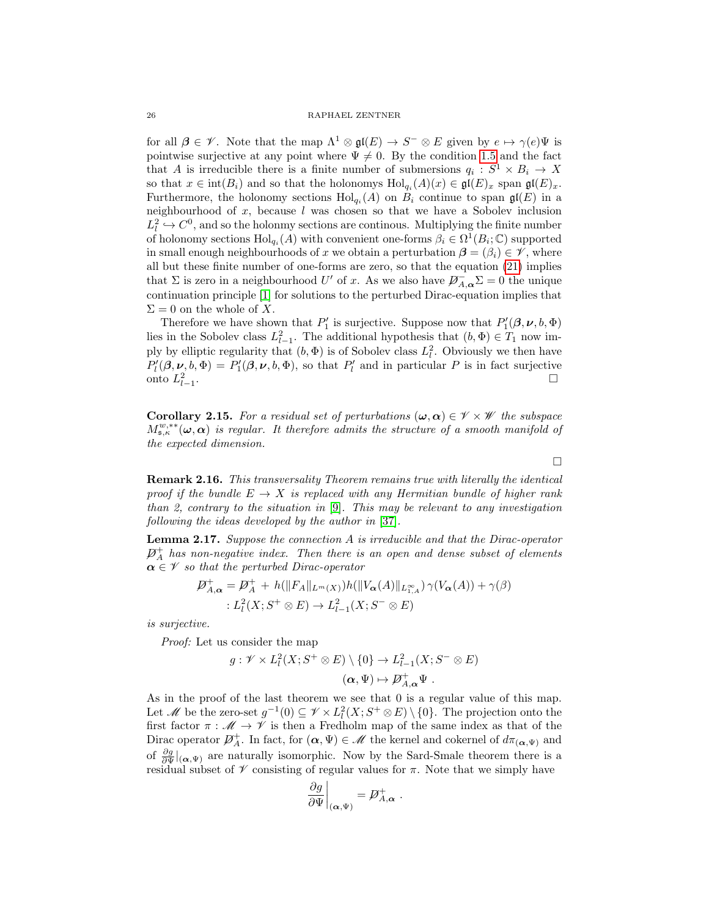for all $\boldsymbol{\beta} \in \mathscr{V}$. Note that the map $\Lambda^1 \otimes \mathfrak{gl}(E) \to S^- \otimes E$ given by $e \mapsto \gamma(e)\Psi$ is pointwise surjective at any point where $\Psi \neq 0$. By the condition 1.5 and the fact that $A$ is irreducible there is a finite number of submersions $q_i : S^1 \times B_i \to X$ so that $x \in \text{int}(B_i)$ and so that the holonomys $\text{Hol}_{q_i}(A)(x) \in \mathfrak{gl}(E)_x$ span $\mathfrak{gl}(E)_x$. Furthermore, the holonomy sections $\text{Hol}_{q_i}(A)$ on $B_i$ continue to span $\mathfrak{gl}(E)$ in a neighbourhood of $x$, because $l$ was chosen so that we have a Sobolev inclusion $L^2_l \hookrightarrow C^0$, and so the holonmy sections are continous. Multiplying the finite number of holonomy sections $\text{Hol}_{q_i}(A)$ with convenient one-forms $\beta_i \in \Omega^1(B_i; \mathbb{C})$ supported in small enough neighbourhoods of $x$ we obtain a perturbation $\boldsymbol{\beta} = (\beta_i) \in \mathscr{V}$, where all but these finite number of one-forms are zero, so that the equation (21) implies that $\Sigma$ is zero in a neighbourhood $U'$ of $x$. As we also have $\not{D}^-_{A,\boldsymbol{\alpha}} \Sigma = 0$ the unique continuation principle [1] for solutions to the perturbed Dirac-equation implies that $\Sigma = 0$ on the whole of $X$.

Therefore we have shown that $P_1'$ is surjective. Suppose now that $P_1'(\boldsymbol{\beta}, \boldsymbol{\nu}, b, \Phi)$ lies in the Sobolev class $L^2_{l-1}$. The additional hypothesis that $(b, \Phi) \in T_1$ now imply by elliptic regularity that $(b, \Phi)$ is of Sobolev class $L^2_l$. Obviously we then have $P_l'(\boldsymbol{\beta}, \boldsymbol{\nu}, b, \Phi) = P_1'(\boldsymbol{\beta}, \boldsymbol{\nu}, b, \Phi)$, so that $P_l'$ and in particular $P$ is in fact surjective onto $L^2_{l-1}$. □

**Corollary 2.15.** *For a residual set of perturbations $(\boldsymbol{\omega}, \boldsymbol{\alpha}) \in \mathscr{V} \times \mathscr{W}$ the subspace $M^{w,**}_{\mathfrak{s},\kappa}(\boldsymbol{\omega}, \boldsymbol{\alpha})$ is regular. It therefore admits the structure of a smooth manifold of the expected dimension.*

□

**Remark 2.16.** *This transversality Theorem remains true with literally the identical proof if the bundle $E \to X$ is replaced with any Hermitian bundle of higher rank than 2, contrary to the situation in [9]. This may be relevant to any investigation following the ideas developed by the author in [37].*

**Lemma 2.17.** *Suppose the connection $A$ is irreducible and that the Dirac-operator $\not{D}^+_A$ has non-negative index. Then there is an open and dense subset of elements $\boldsymbol{\alpha} \in \mathscr{V}$ so that the perturbed Dirac-operator*

$$
\begin{aligned}
\not{D}^+_{A,\boldsymbol{\alpha}} &= \not{D}^+_A + h(\|F_A\|_{L^m(X)}) h(\|V_{\boldsymbol{\alpha}}(A)\|_{L^\infty_{1,A}}) \, \gamma(V_{\boldsymbol{\alpha}}(A)) + \gamma(\beta) \\
&: L^2_l(X; S^+ \otimes E) \to L^2_{l-1}(X; S^- \otimes E)
\end{aligned}
$$

*is surjective.*

*Proof:* Let us consider the map

$$
\begin{aligned}
g : \mathscr{V} \times L^2_l(X; S^+ \otimes E) \setminus \{0\} &\to L^2_{l-1}(X; S^- \otimes E) \\
(\boldsymbol{\alpha}, \Psi) &\mapsto \not{D}^+_{A,\boldsymbol{\alpha}} \Psi \, .
\end{aligned}
$$

As in the proof of the last theorem we see that 0 is a regular value of this map. Let $\mathscr{M}$ be the zero-set $g^{-1}(0) \subseteq \mathscr{V} \times L^2_l(X; S^+ \otimes E) \setminus \{0\}$. The projection onto the first factor $\pi : \mathscr{M} \to \mathscr{V}$ is then a Fredholm map of the same index as that of the Dirac operator $\not{D}^+_A$. In fact, for $(\boldsymbol{\alpha}, \Psi) \in \mathscr{M}$ the kernel and cokernel of $d\pi_{(\boldsymbol{\alpha},\Psi)}$ and of $\frac{\partial g}{\partial \Psi}|_{(\boldsymbol{\alpha},\Psi)}$ are naturally isomorphic. Now by the Sard-Smale theorem there is a residual subset of $\mathscr{V}$ consisting of regular values for $\pi$. Note that we simply have

$$
\left. \frac{\partial g}{\partial \Psi} \right|_{(\boldsymbol{\alpha},\Psi)} = \not{D}^+_{A,\boldsymbol{\alpha}} \, .
$$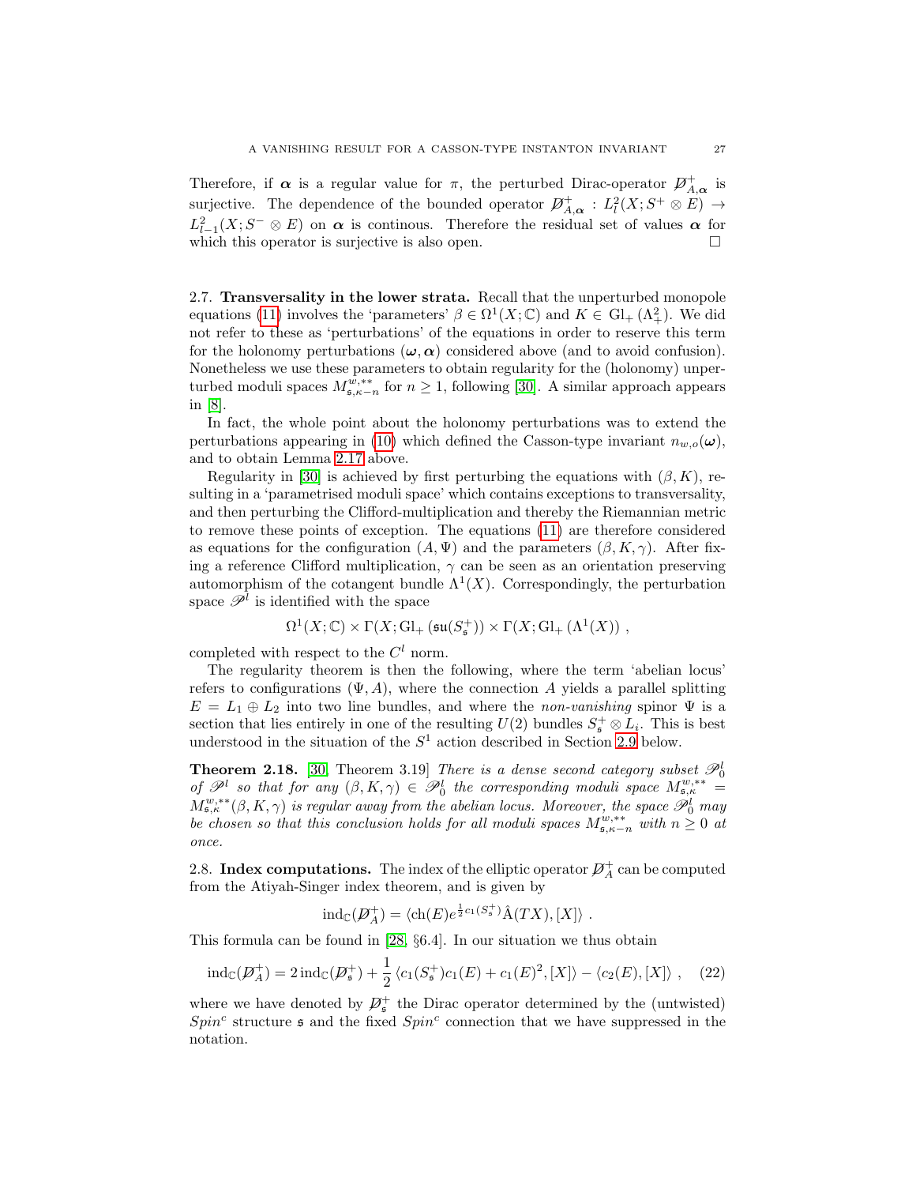Therefore, if $\boldsymbol{\alpha}$ is a regular value for $\pi$, the perturbed Dirac-operator $\not{D}^+_{A,\boldsymbol{\alpha}}$ is surjective. The dependence of the bounded operator $\not{D}^+_{A,\boldsymbol{\alpha}} : L^2_l(X; S^+ \otimes E) \to L^2_{l-1}(X; S^- \otimes E)$ on $\boldsymbol{\alpha}$ is continous. Therefore the residual set of values $\boldsymbol{\alpha}$ for which this operator is surjective is also open. □

**2.7. Transversality in the lower strata.** Recall that the unperturbed monopole equations (11) involves the 'parameters' $\beta \in \Omega^1(X; \mathbb{C})$ and $K \in \mathrm{Gl}_+(\Lambda^2_+)$. We did not refer to these as 'perturbations' of the equations in order to reserve this term for the holonomy perturbations $(\boldsymbol{\omega}, \boldsymbol{\alpha})$ considered above (and to avoid confusion). Nonetheless we use these parameters to obtain regularity for the (holonomy) unperturbed moduli spaces $M^{w,**}_{\mathfrak{s},\kappa-n}$ for $n \geq 1$, following [30]. A similar approach appears in [8].

In fact, the whole point about the holonomy perturbations was to extend the perturbations appearing in (10) which defined the Casson-type invariant $n_{w,o}(\boldsymbol{\omega})$, and to obtain Lemma 2.17 above.

Regularity in [30] is achieved by first perturbing the equations with $(\beta, K)$, resulting in a 'parametrised moduli space' which contains exceptions to transversality, and then perturbing the Clifford-multiplication and thereby the Riemannian metric to remove these points of exception. The equations (11) are therefore considered as equations for the configuration $(A, \Psi)$ and the parameters $(\beta, K, \gamma)$. After fixing a reference Clifford multiplication, $\gamma$ can be seen as an orientation preserving automorphism of the cotangent bundle $\Lambda^1(X)$. Correspondingly, the perturbation space $\mathscr{P}^l$ is identified with the space

$$\Omega^1(X; \mathbb{C}) \times \Gamma(X; \mathrm{Gl}_+(\mathfrak{su}(S^+_{\mathfrak{s}})) \times \Gamma(X; \mathrm{Gl}_+(\Lambda^1(X)) \ ,$$

completed with respect to the $C^l$ norm.

The regularity theorem is then the following, where the term 'abelian locus' refers to configurations $(\Psi, A)$, where the connection $A$ yields a parallel splitting $E = L_1 \oplus L_2$ into two line bundles, and where the *non-vanishing* spinor $\Psi$ is a section that lies entirely in one of the resulting $U(2)$ bundles $S^+_{\mathfrak{s}} \otimes L_i$. This is best understood in the situation of the $S^1$ action described in Section 2.9 below.

**Theorem 2.18.** [30] Theorem 3.19] *There is a dense second category subset $\mathscr{P}^l_0$ of $\mathscr{P}^l$ so that for any $(\beta, K, \gamma) \in \mathscr{P}^l_0$ the corresponding moduli space $M^{w,**}_{\mathfrak{s},\kappa} = M^{w,**}_{\mathfrak{s},\kappa}(\beta, K, \gamma)$ is regular away from the abelian locus. Moreover, the space $\mathscr{P}^l_0$ may be chosen so that this conclusion holds for all moduli spaces $M^{w,**}_{\mathfrak{s},\kappa-n}$ with $n \geq 0$ at once.*

**2.8. Index computations.** The index of the elliptic operator $\not{D}^+_A$ can be computed from the Atiyah-Singer index theorem, and is given by

$$\mathrm{ind}_{\mathbb{C}}(\not{D}^+_A) = \langle \mathrm{ch}(E) e^{\frac{1}{2}c_1(S^+_{\mathfrak{s}})} \hat{\mathrm{A}}(TX), [X] \rangle \ .$$

This formula can be found in [28, §6.4]. In our situation we thus obtain

$$\mathrm{ind}_{\mathbb{C}}(\not{D}^+_A) = 2\, \mathrm{ind}_{\mathbb{C}}(\not{D}^+_{\mathfrak{s}}) + \frac{1}{2} \langle c_1(S^+_{\mathfrak{s}}) c_1(E) + c_1(E)^2, [X] \rangle - \langle c_2(E), [X] \rangle \ , \quad (22)$$

where we have denoted by $\not{D}^+_{\mathfrak{s}}$ the Dirac operator determined by the (untwisted) $Spin^c$ structure $\mathfrak{s}$ and the fixed $Spin^c$ connection that we have suppressed in the notation.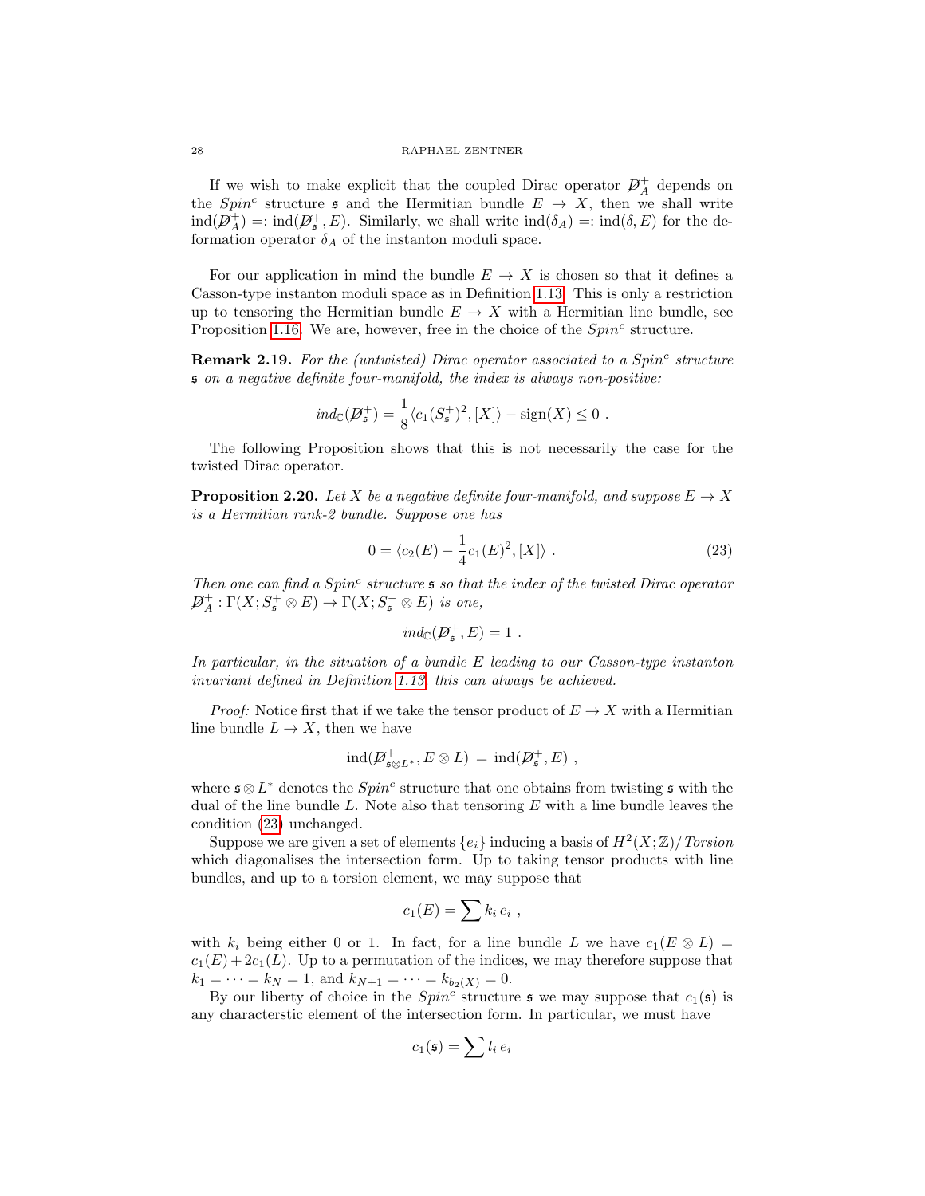If we wish to make explicit that the coupled Dirac operator $\not{D}_A^+$ depends on the $Spin^c$ structure $\mathfrak{s}$ and the Hermitian bundle $E \to X$, then we shall write $\mathrm{ind}(\not{D}_A^+) =: \mathrm{ind}(\not{D}_{\mathfrak{s}}^+, E)$. Similarly, we shall write $\mathrm{ind}(\delta_A) =: \mathrm{ind}(\delta, E)$ for the deformation operator $\delta_A$ of the instanton moduli space.

For our application in mind the bundle $E \to X$ is chosen so that it defines a Casson-type instanton moduli space as in Definition 1.13. This is only a restriction up to tensoring the Hermitian bundle $E \to X$ with a Hermitian line bundle, see Proposition 1.16. We are, however, free in the choice of the $Spin^c$ structure.

**Remark 2.19.** *For the (untwisted) Dirac operator associated to a $Spin^c$ structure $\mathfrak{s}$ on a negative definite four-manifold, the index is always non-positive:*

$$ind_{\mathbb{C}}(\not{D}_{\mathfrak{s}}^+) = \frac{1}{8}\langle c_1(S_{\mathfrak{s}}^+)^2, [X]\rangle - \mathrm{sign}(X) \leq 0 \ .$$

The following Proposition shows that this is not necessarily the case for the twisted Dirac operator.

**Proposition 2.20.** *Let $X$ be a negative definite four-manifold, and suppose $E \to X$ is a Hermitian rank-2 bundle. Suppose one has*

$$0 = \langle c_2(E) - \frac{1}{4} c_1(E)^2, [X]\rangle \ . \tag{23}$$

*Then one can find a $Spin^c$ structure $\mathfrak{s}$ so that the index of the twisted Dirac operator $\not{D}_A^+ : \Gamma(X; S_{\mathfrak{s}}^+ \otimes E) \to \Gamma(X; S_{\mathfrak{s}}^- \otimes E)$ is one,*

$$ind_{\mathbb{C}}(\not{D}_{\mathfrak{s}}^+, E) = 1 \ .$$

*In particular, in the situation of a bundle $E$ leading to our Casson-type instanton invariant defined in Definition 1.13, this can always be achieved.*

*Proof:* Notice first that if we take the tensor product of $E \to X$ with a Hermitian line bundle $L \to X$, then we have

$$\mathrm{ind}(\not{D}_{\mathfrak{s}\otimes L^*}^+, E \otimes L) \, = \, \mathrm{ind}(\not{D}_{\mathfrak{s}}^+, E) \ ,$$

where $\mathfrak{s} \otimes L^*$ denotes the $Spin^c$ structure that one obtains from twisting $\mathfrak{s}$ with the dual of the line bundle $L$. Note also that tensoring $E$ with a line bundle leaves the condition (23) unchanged.

Suppose we are given a set of elements $\{e_i\}$ inducing a basis of $H^2(X;\mathbb{Z})/\mathit{Torsion}$ which diagonalises the intersection form. Up to taking tensor products with line bundles, and up to a torsion element, we may suppose that

$$c_1(E) = \sum k_i \, e_i \ ,$$

with $k_i$ being either 0 or 1. In fact, for a line bundle $L$ we have $c_1(E \otimes L) = c_1(E) + 2c_1(L)$. Up to a permutation of the indices, we may therefore suppose that $k_1 = \cdots = k_N = 1$, and $k_{N+1} = \cdots = k_{b_2(X)} = 0$.

By our liberty of choice in the $Spin^c$ structure $\mathfrak{s}$ we may suppose that $c_1(\mathfrak{s})$ is any characterstic element of the intersection form. In particular, we must have

$$c_1(\mathfrak{s}) = \sum l_i \, e_i$$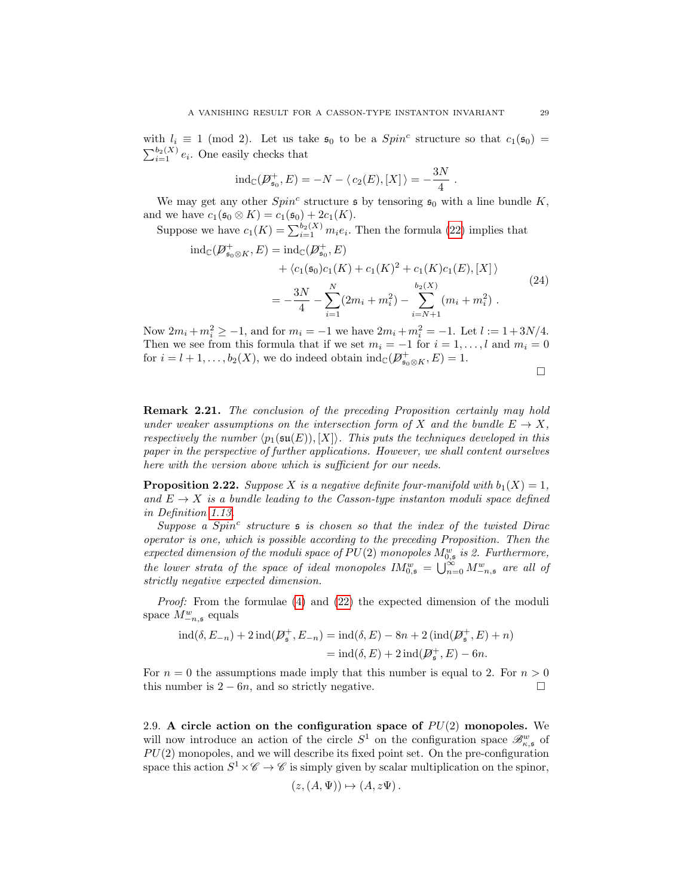with $l_i \equiv 1 \pmod 2$. Let us take $\mathfrak{s}_0$ to be a $Spin^c$ structure so that $c_1(\mathfrak{s}_0) = \sum_{i=1}^{b_2(X)} e_i$. One easily checks that

$$\operatorname{ind}_{\mathbb{C}}(\not{D}^+_{\mathfrak{s}_0}, E) = -N - \langle\, c_2(E), [X]\,\rangle = -\frac{3N}{4}\ .$$

We may get any other $Spin^c$ structure $\mathfrak{s}$ by tensoring $\mathfrak{s}_0$ with a line bundle $K$, and we have $c_1(\mathfrak{s}_0 \otimes K) = c_1(\mathfrak{s}_0) + 2c_1(K)$.

Suppose we have $c_1(K) = \sum_{i=1}^{b_2(X)} m_i e_i$. Then the formula (22) implies that

$$\begin{aligned}
\operatorname{ind}_{\mathbb{C}}(\not{D}^+_{\mathfrak{s}_0\otimes K}, E) &= \operatorname{ind}_{\mathbb{C}}(\not{D}^+_{\mathfrak{s}_0}, E) \\
&\quad + \langle c_1(\mathfrak{s}_0)c_1(K) + c_1(K)^2 + c_1(K)c_1(E), [X]\,\rangle \\
&= -\frac{3N}{4} - \sum_{i=1}^{N}(2m_i + m_i^2) - \sum_{i=N+1}^{b_2(X)}(m_i + m_i^2)\ .
\end{aligned} \tag{24}$$

Now $2m_i + m_i^2 \geq -1$, and for $m_i = -1$ we have $2m_i + m_i^2 = -1$. Let $l := 1 + 3N/4$. Then we see from this formula that if we set $m_i = -1$ for $i = 1, \ldots, l$ and $m_i = 0$ for $i = l+1, \ldots, b_2(X)$, we do indeed obtain $\operatorname{ind}_{\mathbb{C}}(\not{D}^+_{\mathfrak{s}_0\otimes K}, E) = 1$.

□

**Remark 2.21.** *The conclusion of the preceding Proposition certainly may hold under weaker assumptions on the intersection form of $X$ and the bundle $E \to X$, respectively the number $\langle p_1(\mathfrak{su}(E)), [X]\rangle$. This puts the techniques developed in this paper in the perspective of further applications. However, we shall content ourselves here with the version above which is sufficient for our needs.*

**Proposition 2.22.** *Suppose $X$ is a negative definite four-manifold with $b_1(X) = 1$, and $E \to X$ is a bundle leading to the Casson-type instanton moduli space defined in Definition 1.13.*

*Suppose a $Spin^c$ structure $\mathfrak{s}$ is chosen so that the index of the twisted Dirac operator is one, which is possible according to the preceding Proposition. Then the expected dimension of the moduli space of $PU(2)$ monopoles $M^w_{0,\mathfrak{s}}$ is 2. Furthermore, the lower strata of the space of ideal monopoles $IM^w_{0,\mathfrak{s}} = \bigcup_{n=0}^{\infty} M^w_{-n,\mathfrak{s}}$ are all of strictly negative expected dimension.*

*Proof:* From the formulae (4) and (22) the expected dimension of the moduli space $M^w_{-n,\mathfrak{s}}$ equals

$$\begin{aligned}
\operatorname{ind}(\delta, E_{-n}) + 2\operatorname{ind}(\not{D}^+_{\mathfrak{s}}, E_{-n}) &= \operatorname{ind}(\delta, E) - 8n + 2\left(\operatorname{ind}(\not{D}^+_{\mathfrak{s}}, E) + n\right) \\
&= \operatorname{ind}(\delta, E) + 2\operatorname{ind}(\not{D}^+_{\mathfrak{s}}, E) - 6n.
\end{aligned}$$

For $n = 0$ the assumptions made imply that this number is equal to 2. For $n > 0$ this number is $2 - 6n$, and so strictly negative. □

### 2.9. A circle action on the configuration space of $PU(2)$ monopoles.

We will now introduce an action of the circle $S^1$ on the configuration space $\mathscr{B}^w_{\kappa,\mathfrak{s}}$ of $PU(2)$ monopoles, and we will describe its fixed point set. On the pre-configuration space this action $S^1 \times \mathscr{C} \to \mathscr{C}$ is simply given by scalar multiplication on the spinor,

$$(z, (A, \Psi)) \mapsto (A, z\Psi)\ .$$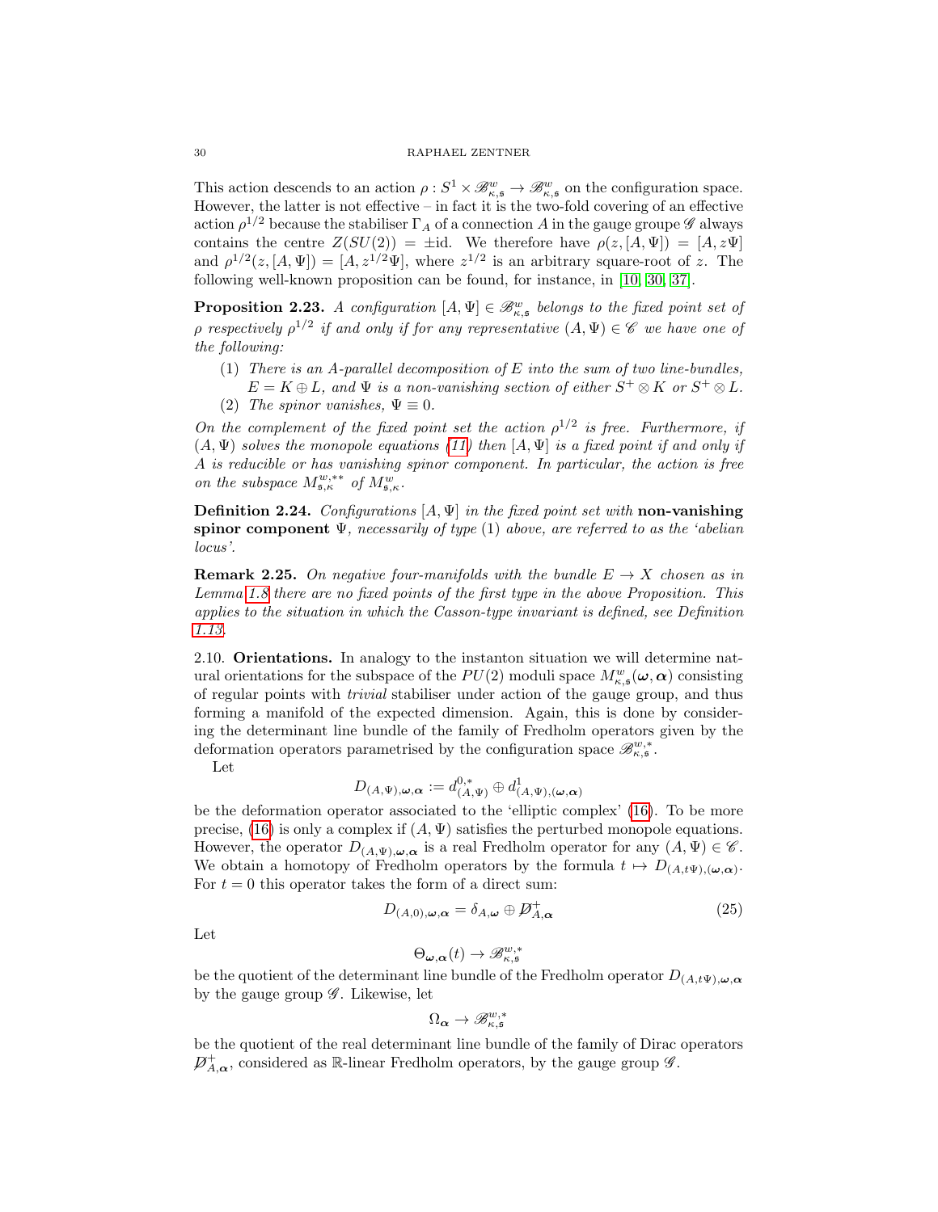This action descends to an action $\rho : S^1 \times \mathscr{B}^w_{\kappa,\mathfrak{s}} \to \mathscr{B}^w_{\kappa,\mathfrak{s}}$ on the configuration space. However, the latter is not effective – in fact it is the two-fold covering of an effective action $\rho^{1/2}$ because the stabiliser $\Gamma_A$ of a connection $A$ in the gauge groupe $\mathscr{G}$ always contains the centre $Z(SU(2)) = \pm \mathrm{id}$. We therefore have $\rho(z, [A, \Psi]) = [A, z\Psi]$ and $\rho^{1/2}(z, [A, \Psi]) = [A, z^{1/2}\Psi]$, where $z^{1/2}$ is an arbitrary square-root of $z$. The following well-known proposition can be found, for instance, in [10, 30, 37].

**Proposition 2.23.** *A configuration $[A, \Psi] \in \mathscr{B}^w_{\kappa,\mathfrak{s}}$ belongs to the fixed point set of $\rho$ respectively $\rho^{1/2}$ if and only if for any representative $(A, \Psi) \in \mathscr{C}$ we have one of the following:*

1. *There is an $A$-parallel decomposition of $E$ into the sum of two line-bundles, $E = K \oplus L$, and $\Psi$ is a non-vanishing section of either $S^+ \otimes K$ or $S^+ \otimes L$.*
2. *The spinor vanishes, $\Psi \equiv 0$.*

*On the complement of the fixed point set the action $\rho^{1/2}$ is free. Furthermore, if $(A, \Psi)$ solves the monopole equations (11) then $[A, \Psi]$ is a fixed point if and only if $A$ is reducible or has vanishing spinor component. In particular, the action is free on the subspace $M^{w,**}_{\mathfrak{s},\kappa}$ of $M^w_{\mathfrak{s},\kappa}$.*

**Definition 2.24.** *Configurations $[A, \Psi]$ in the fixed point set with* **non-vanishing spinor component** *$\Psi$, necessarily of type (1) above, are referred to as the 'abelian locus'.*

**Remark 2.25.** *On negative four-manifolds with the bundle $E \to X$ chosen as in Lemma 1.8 there are no fixed points of the first type in the above Proposition. This applies to the situation in which the Casson-type invariant is defined, see Definition 1.13.*

2.10. **Orientations.** In analogy to the instanton situation we will determine natural orientations for the subspace of the $PU(2)$ moduli space $M^w_{\kappa,\mathfrak{s}}(\boldsymbol{\omega}, \boldsymbol{\alpha})$ consisting of regular points with *trivial* stabiliser under action of the gauge group, and thus forming a manifold of the expected dimension. Again, this is done by considering the determinant line bundle of the family of Fredholm operators given by the deformation operators parametrised by the configuration space $\mathscr{B}^{w,*}_{\kappa,\mathfrak{s}}$.

Let

$$D_{(A,\Psi),\boldsymbol{\omega},\boldsymbol{\alpha}} := d^{0,*}_{(A,\Psi)} \oplus d^1_{(A,\Psi),(\boldsymbol{\omega},\boldsymbol{\alpha})}$$

be the deformation operator associated to the 'elliptic complex' (16). To be more precise, (16) is only a complex if $(A, \Psi)$ satisfies the perturbed monopole equations. However, the operator $D_{(A,\Psi),\boldsymbol{\omega},\boldsymbol{\alpha}}$ is a real Fredholm operator for any $(A, \Psi) \in \mathscr{C}$. We obtain a homotopy of Fredholm operators by the formula $t \mapsto D_{(A,t\Psi),(\boldsymbol{\omega},\boldsymbol{\alpha})}$. For $t = 0$ this operator takes the form of a direct sum:

$$D_{(A,0),\boldsymbol{\omega},\boldsymbol{\alpha}} = \delta_{A,\boldsymbol{\omega}} \oplus \not{D}^+_{A,\boldsymbol{\alpha}} \tag{25}$$

Let

$$\Theta_{\boldsymbol{\omega},\boldsymbol{\alpha}}(t) \to \mathscr{B}^{w,*}_{\kappa,\mathfrak{s}}$$

be the quotient of the determinant line bundle of the Fredholm operator $D_{(A,t\Psi),\boldsymbol{\omega},\boldsymbol{\alpha}}$ by the gauge group $\mathscr{G}$. Likewise, let

$$\Omega_{\boldsymbol{\alpha}} \to \mathscr{B}^{w,*}_{\kappa,\mathfrak{s}}$$

be the quotient of the real determinant line bundle of the family of Dirac operators $\not{D}^+_{A,\boldsymbol{\alpha}}$, considered as $\mathbb{R}$-linear Fredholm operators, by the gauge group $\mathscr{G}$.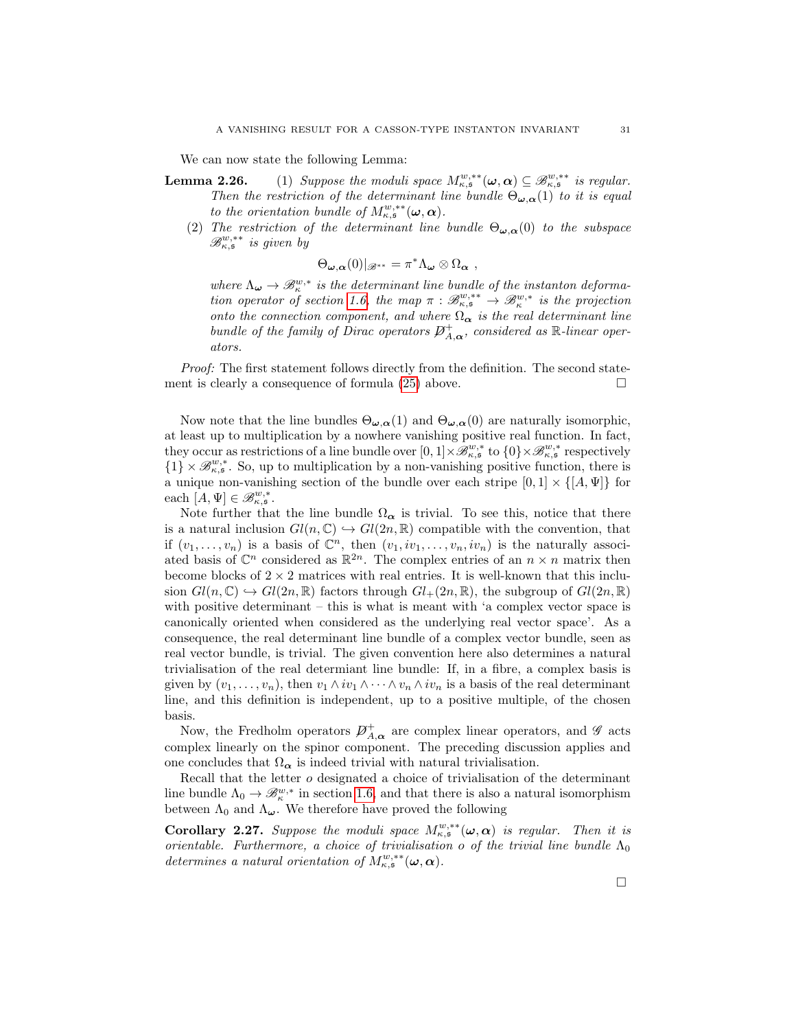We can now state the following Lemma:

**Lemma 2.26.** (1) *Suppose the moduli space $M^{w,**}_{\kappa,\mathfrak{s}}(\boldsymbol{\omega},\boldsymbol{\alpha}) \subseteq \mathscr{B}^{w,**}_{\kappa,\mathfrak{s}}$ is regular. Then the restriction of the determinant line bundle $\Theta_{\boldsymbol{\omega},\boldsymbol{\alpha}}(1)$ to it is equal to the orientation bundle of $M^{w,**}_{\kappa,\mathfrak{s}}(\boldsymbol{\omega},\boldsymbol{\alpha})$.*

(2) *The restriction of the determinant line bundle $\Theta_{\boldsymbol{\omega},\boldsymbol{\alpha}}(0)$ to the subspace $\mathscr{B}^{w,**}_{\kappa,\mathfrak{s}}$ is given by*

$$\Theta_{\boldsymbol{\omega},\boldsymbol{\alpha}}(0)|_{\mathscr{B}^{**}} = \pi^*\Lambda_{\boldsymbol{\omega}} \otimes \Omega_{\boldsymbol{\alpha}} \ ,$$

*where $\Lambda_{\boldsymbol{\omega}} \to \mathscr{B}^{w,*}_{\kappa}$ is the determinant line bundle of the instanton deformation operator of section 1.6, the map $\pi : \mathscr{B}^{w,**}_{\kappa,\mathfrak{s}} \to \mathscr{B}^{w,*}_{\kappa}$ is the projection onto the connection component, and where $\Omega_{\boldsymbol{\alpha}}$ is the real determinant line bundle of the family of Dirac operators $\not{D}^+_{A,\boldsymbol{\alpha}}$, considered as $\mathbb{R}$-linear operators.*

*Proof:* The first statement follows directly from the definition. The second statement is clearly a consequence of formula (25) above. $\square$

Now note that the line bundles $\Theta_{\boldsymbol{\omega},\boldsymbol{\alpha}}(1)$ and $\Theta_{\boldsymbol{\omega},\boldsymbol{\alpha}}(0)$ are naturally isomorphic, at least up to multiplication by a nowhere vanishing positive real function. In fact, they occur as restrictions of a line bundle over $[0,1]\times\mathscr{B}^{w,*}_{\kappa,\mathfrak{s}}$ to $\{0\}\times\mathscr{B}^{w,*}_{\kappa,\mathfrak{s}}$ respectively $\{1\}\times\mathscr{B}^{w,*}_{\kappa,\mathfrak{s}}$. So, up to multiplication by a non-vanishing positive function, there is a unique non-vanishing section of the bundle over each stripe $[0,1]\times\{[A,\Psi]\}$ for each $[A,\Psi]\in\mathscr{B}^{w,*}_{\kappa,\mathfrak{s}}$.

Note further that the line bundle $\Omega_{\boldsymbol{\alpha}}$ is trivial. To see this, notice that there is a natural inclusion $Gl(n,\mathbb{C}) \hookrightarrow Gl(2n,\mathbb{R})$ compatible with the convention, that if $(v_1,\dots,v_n)$ is a basis of $\mathbb{C}^n$, then $(v_1, iv_1,\dots,v_n,iv_n)$ is the naturally associated basis of $\mathbb{C}^n$ considered as $\mathbb{R}^{2n}$. The complex entries of an $n\times n$ matrix then become blocks of $2\times 2$ matrices with real entries. It is well-known that this inclusion $Gl(n,\mathbb{C}) \hookrightarrow Gl(2n,\mathbb{R})$ factors through $Gl_+(2n,\mathbb{R})$, the subgroup of $Gl(2n,\mathbb{R})$ with positive determinant – this is what is meant with 'a complex vector space is canonically oriented when considered as the underlying real vector space'. As a consequence, the real determinant line bundle of a complex vector bundle, seen as real vector bundle, is trivial. The given convention here also determines a natural trivialisation of the real determiant line bundle: If, in a fibre, a complex basis is given by $(v_1,\dots,v_n)$, then $v_1\wedge iv_1\wedge\dots\wedge v_n\wedge iv_n$ is a basis of the real determinant line, and this definition is independent, up to a positive multiple, of the chosen basis.

Now, the Fredholm operators $\not{D}^+_{A,\boldsymbol{\alpha}}$ are complex linear operators, and $\mathscr{G}$ acts complex linearly on the spinor component. The preceding discussion applies and one concludes that $\Omega_{\boldsymbol{\alpha}}$ is indeed trivial with natural trivialisation.

Recall that the letter $o$ designated a choice of trivialisation of the determinant line bundle $\Lambda_0 \to \mathscr{B}^{w,*}_{\kappa}$ in section 1.6, and that there is also a natural isomorphism between $\Lambda_0$ and $\Lambda_{\boldsymbol{\omega}}$. We therefore have proved the following

**Corollary 2.27.** *Suppose the moduli space $M^{w,**}_{\kappa,\mathfrak{s}}(\boldsymbol{\omega},\boldsymbol{\alpha})$ is regular. Then it is orientable. Furthermore, a choice of trivialisation $o$ of the trivial line bundle $\Lambda_0$ determines a natural orientation of $M^{w,**}_{\kappa,\mathfrak{s}}(\boldsymbol{\omega},\boldsymbol{\alpha})$.*

$\square$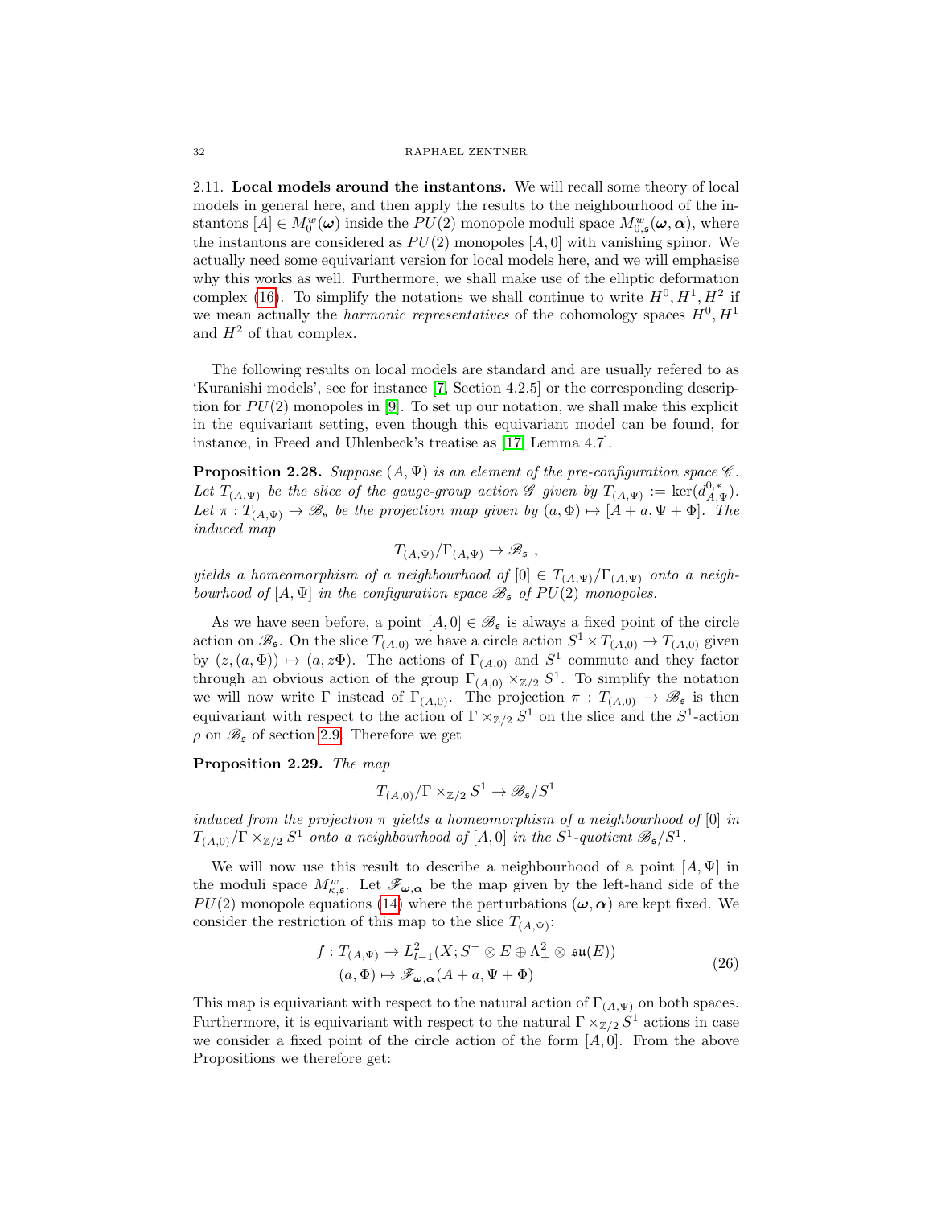## 2.11. Local models around the instantons.

We will recall some theory of local models in general here, and then apply the results to the neighbourhood of the instantons $[A] \in M_0^w(\boldsymbol{\omega})$ inside the $PU(2)$ monopole moduli space $M^w_{0,\mathfrak{s}}(\boldsymbol{\omega},\boldsymbol{\alpha})$, where the instantons are considered as $PU(2)$ monopoles $[A,0]$ with vanishing spinor. We actually need some equivariant version for local models here, and we will emphasise why this works as well. Furthermore, we shall make use of the elliptic deformation complex (16). To simplify the notations we shall continue to write $H^0, H^1, H^2$ if we mean actually the *harmonic representatives* of the cohomology spaces $H^0$, $H^1$ and $H^2$ of that complex.

The following results on local models are standard and are usually refered to as 'Kuranishi models', see for instance [7, Section 4.2.5] or the corresponding description for $PU(2)$ monopoles in [9]. To set up our notation, we shall make this explicit in the equivariant setting, even though this equivariant model can be found, for instance, in Freed and Uhlenbeck's treatise as [17, Lemma 4.7].

**Proposition 2.28.** *Suppose $(A,\Psi)$ is an element of the pre-configuration space $\mathscr{C}$. Let $T_{(A,\Psi)}$ be the slice of the gauge-group action $\mathscr{G}$ given by $T_{(A,\Psi)} := \ker(d^{0,*}_{A,\Psi})$. Let $\pi : T_{(A,\Psi)} \to \mathscr{B}_{\mathfrak{s}}$ be the projection map given by $(a,\Phi) \mapsto [A+a, \Psi+\Phi]$. The induced map*

$$T_{(A,\Psi)}/\Gamma_{(A,\Psi)} \to \mathscr{B}_{\mathfrak{s}} \ ,$$

*yields a homeomorphism of a neighbourhood of $[0] \in T_{(A,\Psi)}/\Gamma_{(A,\Psi)}$ onto a neighbourhood of $[A,\Psi]$ in the configuration space $\mathscr{B}_{\mathfrak{s}}$ of $PU(2)$ monopoles.*

As we have seen before, a point $[A,0] \in \mathscr{B}_{\mathfrak{s}}$ is always a fixed point of the circle action on $\mathscr{B}_{\mathfrak{s}}$. On the slice $T_{(A,0)}$ we have a circle action $S^1 \times T_{(A,0)} \to T_{(A,0)}$ given by $(z,(a,\Phi)) \mapsto (a, z\Phi)$. The actions of $\Gamma_{(A,0)}$ and $S^1$ commute and they factor through an obvious action of the group $\Gamma_{(A,0)} \times_{\mathbb{Z}/2} S^1$. To simplify the notation we will now write $\Gamma$ instead of $\Gamma_{(A,0)}$. The projection $\pi : T_{(A,0)} \to \mathscr{B}_{\mathfrak{s}}$ is then equivariant with respect to the action of $\Gamma \times_{\mathbb{Z}/2} S^1$ on the slice and the $S^1$-action $\rho$ on $\mathscr{B}_{\mathfrak{s}}$ of section 2.9. Therefore we get

**Proposition 2.29.** *The map*

$$T_{(A,0)}/\Gamma \times_{\mathbb{Z}/2} S^1 \to \mathscr{B}_{\mathfrak{s}}/S^1$$

*induced from the projection $\pi$ yields a homeomorphism of a neighbourhood of $[0]$ in $T_{(A,0)}/\Gamma \times_{\mathbb{Z}/2} S^1$ onto a neighbourhood of $[A,0]$ in the $S^1$-quotient $\mathscr{B}_{\mathfrak{s}}/S^1$.*

We will now use this result to describe a neighbourhood of a point $[A,\Psi]$ in the moduli space $M^w_{\kappa,\mathfrak{s}}$. Let $\mathscr{F}_{\boldsymbol{\omega},\boldsymbol{\alpha}}$ be the map given by the left-hand side of the $PU(2)$ monopole equations (14) where the perturbations $(\boldsymbol{\omega},\boldsymbol{\alpha})$ are kept fixed. We consider the restriction of this map to the slice $T_{(A,\Psi)}$:

$$\begin{aligned} f : T_{(A,\Psi)} &\to L^2_{l-1}(X; S^- \otimes E \oplus \Lambda^2_+ \otimes \mathfrak{su}(E)) \\ (a,\Phi) &\mapsto \mathscr{F}_{\boldsymbol{\omega},\boldsymbol{\alpha}}(A+a, \Psi+\Phi) \end{aligned} \tag{26}$$

This map is equivariant with respect to the natural action of $\Gamma_{(A,\Psi)}$ on both spaces. Furthermore, it is equivariant with respect to the natural $\Gamma \times_{\mathbb{Z}/2} S^1$ actions in case we consider a fixed point of the circle action of the form $[A,0]$. From the above Propositions we therefore get: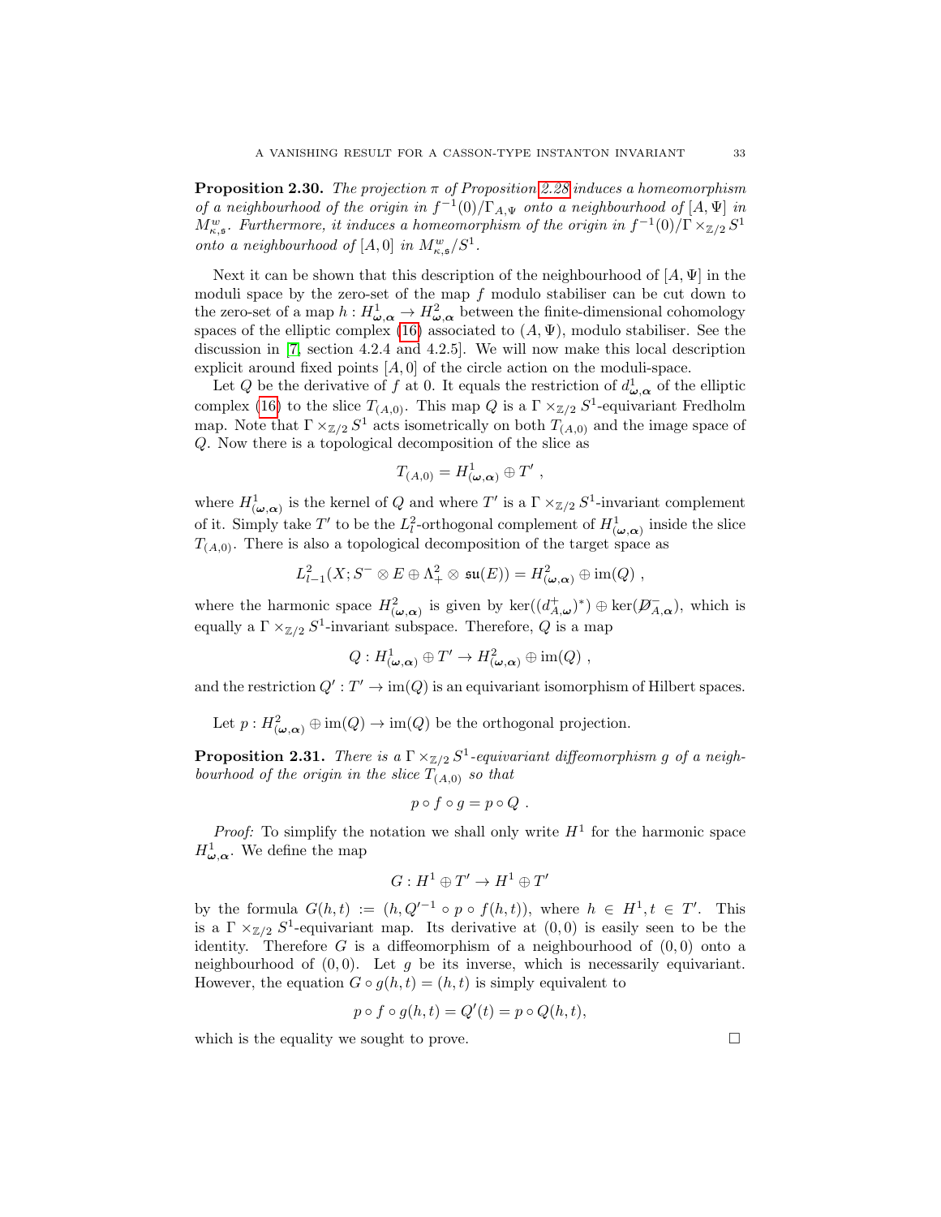**Proposition 2.30.** *The projection $\pi$ of Proposition 2.28 induces a homeomorphism of a neighbourhood of the origin in $f^{-1}(0)/\Gamma_{A,\Psi}$ onto a neighbourhood of $[A,\Psi]$ in $M^w_{\kappa,\mathfrak{s}}$. Furthermore, it induces a homeomorphism of the origin in $f^{-1}(0)/\Gamma \times_{\mathbb{Z}/2} S^1$ onto a neighbourhood of $[A,0]$ in $M^w_{\kappa,\mathfrak{s}}/S^1$.*

Next it can be shown that this description of the neighbourhood of $[A,\Psi]$ in the moduli space by the zero-set of the map $f$ modulo stabiliser can be cut down to the zero-set of a map $h : H^1_{\boldsymbol{\omega},\boldsymbol{\alpha}} \to H^2_{\boldsymbol{\omega},\boldsymbol{\alpha}}$ between the finite-dimensional cohomology spaces of the elliptic complex (16) associated to $(A,\Psi)$, modulo stabiliser. See the discussion in [7, section 4.2.4 and 4.2.5]. We will now make this local description explicit around fixed points $[A,0]$ of the circle action on the moduli-space.

Let $Q$ be the derivative of $f$ at 0. It equals the restriction of $d^1_{\boldsymbol{\omega},\boldsymbol{\alpha}}$ of the elliptic complex (16) to the slice $T_{(A,0)}$. This map $Q$ is a $\Gamma \times_{\mathbb{Z}/2} S^1$-equivariant Fredholm map. Note that $\Gamma \times_{\mathbb{Z}/2} S^1$ acts isometrically on both $T_{(A,0)}$ and the image space of $Q$. Now there is a topological decomposition of the slice as

$$T_{(A,0)} = H^1_{(\boldsymbol{\omega},\boldsymbol{\alpha})} \oplus T' \ ,$$

where $H^1_{(\boldsymbol{\omega},\boldsymbol{\alpha})}$ is the kernel of $Q$ and where $T'$ is a $\Gamma \times_{\mathbb{Z}/2} S^1$-invariant complement of it. Simply take $T'$ to be the $L^2_l$-orthogonal complement of $H^1_{(\boldsymbol{\omega},\boldsymbol{\alpha})}$ inside the slice $T_{(A,0)}$. There is also a topological decomposition of the target space as

$$L^2_{l-1}(X; S^- \otimes E \oplus \Lambda^2_+ \otimes \mathfrak{su}(E)) = H^2_{(\boldsymbol{\omega},\boldsymbol{\alpha})} \oplus \mathrm{im}(Q) \ ,$$

where the harmonic space $H^2_{(\boldsymbol{\omega},\boldsymbol{\alpha})}$ is given by $\ker((d^+_{A,\boldsymbol{\omega}})^*) \oplus \ker(\not{D}^-_{A,\boldsymbol{\alpha}})$, which is equally a $\Gamma \times_{\mathbb{Z}/2} S^1$-invariant subspace. Therefore, $Q$ is a map

$$Q : H^1_{(\boldsymbol{\omega},\boldsymbol{\alpha})} \oplus T' \to H^2_{(\boldsymbol{\omega},\boldsymbol{\alpha})} \oplus \mathrm{im}(Q) \ ,$$

and the restriction $Q' : T' \to \mathrm{im}(Q)$ is an equivariant isomorphism of Hilbert spaces.

Let $p : H^2_{(\boldsymbol{\omega},\boldsymbol{\alpha})} \oplus \mathrm{im}(Q) \to \mathrm{im}(Q)$ be the orthogonal projection.

**Proposition 2.31.** *There is a $\Gamma \times_{\mathbb{Z}/2} S^1$-equivariant diffeomorphism $g$ of a neighbourhood of the origin in the slice $T_{(A,0)}$ so that*

$$p \circ f \circ g = p \circ Q \ .$$

*Proof:* To simplify the notation we shall only write $H^1$ for the harmonic space $H^1_{\boldsymbol{\omega},\boldsymbol{\alpha}}$. We define the map

$$G : H^1 \oplus T' \to H^1 \oplus T'$$

by the formula $G(h,t) := (h, Q'^{-1} \circ p \circ f(h,t))$, where $h \in H^1, t \in T'$. This is a $\Gamma \times_{\mathbb{Z}/2} S^1$-equivariant map. Its derivative at $(0,0)$ is easily seen to be the identity. Therefore $G$ is a diffeomorphism of a neighbourhood of $(0,0)$ onto a neighbourhood of $(0,0)$. Let $g$ be its inverse, which is necessarily equivariant. However, the equation $G \circ g(h,t) = (h,t)$ is simply equivalent to

$$p \circ f \circ g(h,t) = Q'(t) = p \circ Q(h,t),$$

which is the equality we sought to prove. $\square$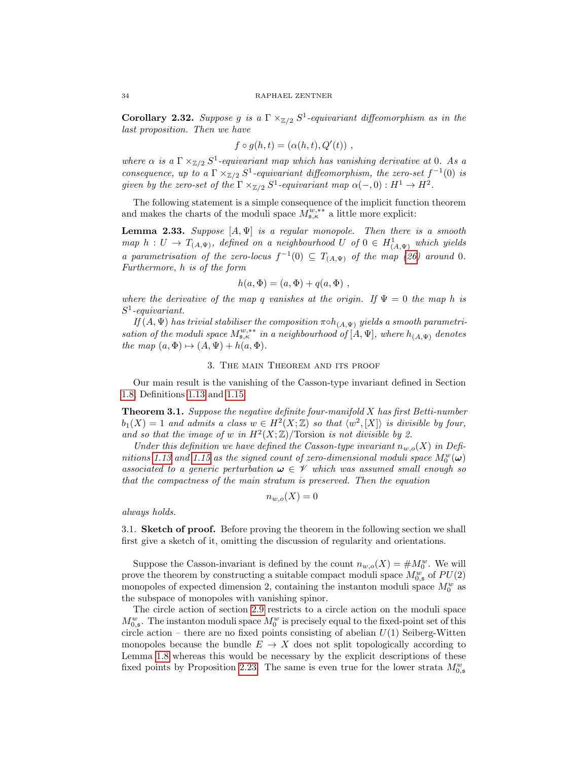**Corollary 2.32.** *Suppose $g$ is a $\Gamma \times_{\mathbb{Z}/2} S^1$-equivariant diffeomorphism as in the last proposition. Then we have*

$$f \circ g(h,t) = (\alpha(h,t), Q'(t)) \ ,$$

*where $\alpha$ is a $\Gamma \times_{\mathbb{Z}/2} S^1$-equivariant map which has vanishing derivative at $0$. As a consequence, up to a $\Gamma \times_{\mathbb{Z}/2} S^1$-equivariant diffeomorphism, the zero-set $f^{-1}(0)$ is given by the zero-set of the $\Gamma \times_{\mathbb{Z}/2} S^1$-equivariant map $\alpha(-,0) : H^1 \to H^2$.*

The following statement is a simple consequence of the implicit function theorem and makes the charts of the moduli space $M^{w,**}_{\mathfrak{s},\kappa}$ a little more explicit:

**Lemma 2.33.** *Suppose $[A,\Psi]$ is a regular monopole. Then there is a smooth map $h : U \to T_{(A,\Psi)}$, defined on a neighbourhood $U$ of $0 \in H^1_{(A,\Psi)}$ which yields a parametrisation of the zero-locus $f^{-1}(0) \subseteq T_{(A,\Psi)}$ of the map (26) around $0$. Furthermore, $h$ is of the form*

$$h(a,\Phi) = (a,\Phi) + q(a,\Phi) \ ,$$

*where the derivative of the map $q$ vanishes at the origin. If $\Psi = 0$ the map $h$ is $S^1$-equivariant.*

*If $(A,\Psi)$ has trivial stabiliser the composition $\pi \circ h_{(A,\Psi)}$ yields a smooth parametrisation of the moduli space $M^{w,**}_{\mathfrak{s},\kappa}$ in a neighbourhood of $[A,\Psi]$, where $h_{(A,\Psi)}$ denotes the map $(a,\Phi) \mapsto (A,\Psi) + h(a,\Phi)$.*

## 3. The main Theorem and its proof

Our main result is the vanishing of the Casson-type invariant defined in Section 1.8, Definitions 1.13 and 1.15.

**Theorem 3.1.** *Suppose the negative definite four-manifold $X$ has first Betti-number $b_1(X) = 1$ and admits a class $w \in H^2(X;\mathbb{Z})$ so that $\langle w^2, [X]\rangle$ is divisible by four, and so that the image of $w$ in $H^2(X;\mathbb{Z})/\text{Torsion}$ is not divisible by 2.*

*Under this definition we have defined the Casson-type invariant $n_{w,o}(X)$ in Definitions 1.13 and 1.15 as the signed count of zero-dimensional moduli space $M^w_0(\boldsymbol{\omega})$ associated to a generic perturbation $\boldsymbol{\omega} \in \mathscr{V}$ which was assumed small enough so that the compactness of the main stratum is preserved. Then the equation*

$$n_{w,o}(X) = 0$$

*always holds.*

### 3.1. Sketch of proof.

Before proving the theorem in the following section we shall first give a sketch of it, omitting the discussion of regularity and orientations.

Suppose the Casson-invariant is defined by the count $n_{w,o}(X) = \# M^w_0$. We will prove the theorem by constructing a suitable compact moduli space $M^w_{0,\mathfrak{s}}$ of $PU(2)$ monopoles of expected dimension 2, containing the instanton moduli space $M^w_0$ as the subspace of monopoles with vanishing spinor.

The circle action of section 2.9 restricts to a circle action on the moduli space $M^w_{0,\mathfrak{s}}$. The instanton moduli space $M^w_0$ is precisely equal to the fixed-point set of this circle action – there are no fixed points consisting of abelian $U(1)$ Seiberg-Witten monopoles because the bundle $E \to X$ does not split topologically according to Lemma 1.8 whereas this would be necessary by the explicit descriptions of these fixed points by Proposition 2.23. The same is even true for the lower strata $M^w_{0,\mathfrak{s}}$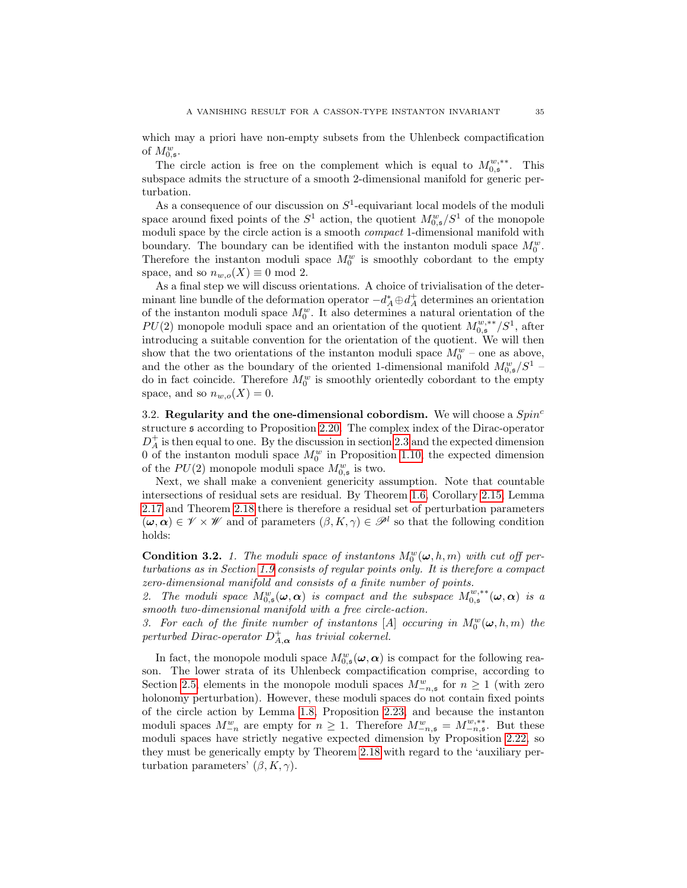which may a priori have non-empty subsets from the Uhlenbeck compactification of $M^w_{0,\mathfrak{s}}$.

The circle action is free on the complement which is equal to $M^{w,**}_{0,\mathfrak{s}}$. This subspace admits the structure of a smooth 2-dimensional manifold for generic perturbation.

As a consequence of our discussion on $S^1$-equivariant local models of the moduli space around fixed points of the $S^1$ action, the quotient $M^w_{0,\mathfrak{s}}/S^1$ of the monopole moduli space by the circle action is a smooth *compact* 1-dimensional manifold with boundary. The boundary can be identified with the instanton moduli space $M^w_0$. Therefore the instanton moduli space $M^w_0$ is smoothly cobordant to the empty space, and so $n_{w,o}(X) \equiv 0 \bmod 2$.

As a final step we will discuss orientations. A choice of trivialisation of the determinant line bundle of the deformation operator $-d^*_A \oplus d^+_A$ determines an orientation of the instanton moduli space $M^w_0$. It also determines a natural orientation of the $PU(2)$ monopole moduli space and an orientation of the quotient $M^{w,**}_{0,\mathfrak{s}}/S^1$, after introducing a suitable convention for the orientation of the quotient. We will then show that the two orientations of the instanton moduli space $M^w_0$ – one as above, and the other as the boundary of the oriented 1-dimensional manifold $M^w_{0,\mathfrak{s}}/S^1$ – do in fact coincide. Therefore $M^w_0$ is smoothly orientedly cobordant to the empty space, and so $n_{w,o}(X) = 0$.

3.2. **Regularity and the one-dimensional cobordism.** We will choose a $Spin^c$ structure $\mathfrak{s}$ according to Proposition 2.20. The complex index of the Dirac-operator $D^+_A$ is then equal to one. By the discussion in section 2.3 and the expected dimension 0 of the instanton moduli space $M^w_0$ in Proposition 1.10, the expected dimension of the $PU(2)$ monopole moduli space $M^w_{0,\mathfrak{s}}$ is two.

Next, we shall make a convenient genericity assumption. Note that countable intersections of residual sets are residual. By Theorem 1.6, Corollary 2.15, Lemma 2.17 and Theorem 2.18 there is therefore a residual set of perturbation parameters $(\boldsymbol{\omega}, \boldsymbol{\alpha}) \in \mathscr{V} \times \mathscr{W}$ and of parameters $(\beta, K, \gamma) \in \mathscr{P}^l$ so that the following condition holds:

**Condition 3.2.** *1. The moduli space of instantons $M^w_0(\boldsymbol{\omega}, h, m)$ with cut off perturbations as in Section 1.9 consists of regular points only. It is therefore a compact zero-dimensional manifold and consists of a finite number of points.*
*2. The moduli space $M^w_{0,\mathfrak{s}}(\boldsymbol{\omega}, \boldsymbol{\alpha})$ is compact and the subspace $M^{w,**}_{0,\mathfrak{s}}(\boldsymbol{\omega}, \boldsymbol{\alpha})$ is a smooth two-dimensional manifold with a free circle-action.*
*3. For each of the finite number of instantons $[A]$ occuring in $M^w_0(\boldsymbol{\omega}, h, m)$ the perturbed Dirac-operator $D^+_{A,\boldsymbol{\alpha}}$ has trivial cokernel.*

In fact, the monopole moduli space $M^w_{0,\mathfrak{s}}(\boldsymbol{\omega}, \boldsymbol{\alpha})$ is compact for the following reason. The lower strata of its Uhlenbeck compactification comprise, according to Section 2.5, elements in the monopole moduli spaces $M^w_{-n,\mathfrak{s}}$ for $n \geq 1$ (with zero holonomy perturbation). However, these moduli spaces do not contain fixed points of the circle action by Lemma 1.8, Proposition 2.23, and because the instanton moduli spaces $M^w_{-n}$ are empty for $n \geq 1$. Therefore $M^w_{-n,\mathfrak{s}} = M^{w,**}_{-n,\mathfrak{s}}$. But these moduli spaces have strictly negative expected dimension by Proposition 2.22, so they must be generically empty by Theorem 2.18 with regard to the 'auxiliary perturbation parameters' $(\beta, K, \gamma)$.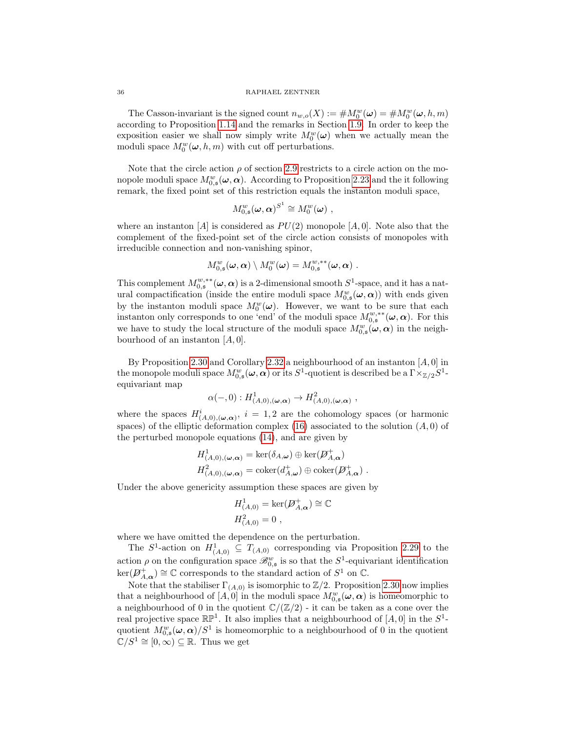The Casson-invariant is the signed count $n_{w,o}(X) := \#M_0^w(\boldsymbol{\omega}) = \#M_0^w(\boldsymbol{\omega}, h, m)$ according to Proposition 1.14 and the remarks in Section 1.9. In order to keep the exposition easier we shall now simply write $M_0^w(\boldsymbol{\omega})$ when we actually mean the moduli space $M_0^w(\boldsymbol{\omega}, h, m)$ with cut off perturbations.

Note that the circle action $\rho$ of section 2.9 restricts to a circle action on the monopole moduli space $M_{0,\mathfrak{s}}^w(\boldsymbol{\omega}, \boldsymbol{\alpha})$. According to Proposition 2.23 and the it following remark, the fixed point set of this restriction equals the instanton moduli space,

$$M_{0,\mathfrak{s}}^w(\boldsymbol{\omega}, \boldsymbol{\alpha})^{S^1} \cong M_0^w(\boldsymbol{\omega}) \ ,$$

where an instanton $[A]$ is considered as $PU(2)$ monopole $[A, 0]$. Note also that the complement of the fixed-point set of the circle action consists of monopoles with irreducible connection and non-vanishing spinor,

$$M_{0,\mathfrak{s}}^w(\boldsymbol{\omega}, \boldsymbol{\alpha}) \setminus M_0^w(\boldsymbol{\omega}) = M_{0,\mathfrak{s}}^{w,**}(\boldsymbol{\omega}, \boldsymbol{\alpha}) \ .$$

This complement $M_{0,\mathfrak{s}}^{w,**}(\boldsymbol{\omega}, \boldsymbol{\alpha})$ is a 2-dimensional smooth $S^1$-space, and it has a natural compactification (inside the entire moduli space $M_{0,\mathfrak{s}}^w(\boldsymbol{\omega}, \boldsymbol{\alpha})$) with ends given by the instanton moduli space $M_0^w(\boldsymbol{\omega})$. However, we want to be sure that each instanton only corresponds to one 'end' of the moduli space $M_{0,\mathfrak{s}}^{w,**}(\boldsymbol{\omega}, \boldsymbol{\alpha})$. For this we have to study the local structure of the moduli space $M_{0,\mathfrak{s}}^w(\boldsymbol{\omega}, \boldsymbol{\alpha})$ in the neighbourhood of an instanton $[A, 0]$.

By Proposition 2.30 and Corollary 2.32 a neighbourhood of an instanton $[A, 0]$ in the monopole moduli space $M_{0,\mathfrak{s}}^w(\boldsymbol{\omega}, \boldsymbol{\alpha})$ or its $S^1$-quotient is described be a $\Gamma \times_{\mathbb{Z}/2} S^1$-equivariant map

$$\alpha(-, 0) : H^1_{(A,0),(\boldsymbol{\omega},\boldsymbol{\alpha})} \to H^2_{(A,0),(\boldsymbol{\omega},\boldsymbol{\alpha})} \ ,$$

where the spaces $H^i_{(A,0),(\boldsymbol{\omega},\boldsymbol{\alpha})}$, $i = 1, 2$ are the cohomology spaces (or harmonic spaces) of the elliptic deformation complex (16) associated to the solution $(A, 0)$ of the perturbed monopole equations (14), and are given by

$$\begin{aligned} H^1_{(A,0),(\boldsymbol{\omega},\boldsymbol{\alpha})} &= \ker(\delta_{A,\boldsymbol{\omega}}) \oplus \ker(\not{D}^+_{A,\boldsymbol{\alpha}}) \\ H^2_{(A,0),(\boldsymbol{\omega},\boldsymbol{\alpha})} &= \operatorname{coker}(d^+_{A,\boldsymbol{\omega}}) \oplus \operatorname{coker}(\not{D}^+_{A,\boldsymbol{\alpha}}) \ . \end{aligned}$$

Under the above genericity assumption these spaces are given by

$$\begin{aligned} H^1_{(A,0)} &= \ker(\not{D}^+_{A,\boldsymbol{\alpha}}) \cong \mathbb{C} \\ H^2_{(A,0)} &= 0 \ , \end{aligned}$$

where we have omitted the dependence on the perturbation.

The $S^1$-action on $H^1_{(A,0)} \subseteq T_{(A,0)}$ corresponding via Proposition 2.29 to the action $\rho$ on the configuration space $\mathscr{B}_{0,\mathfrak{s}}^w$ is so that the $S^1$-equivariant identification $\ker(\not{D}^+_{A,\boldsymbol{\alpha}}) \cong \mathbb{C}$ corresponds to the standard action of $S^1$ on $\mathbb{C}$.

Note that the stabiliser $\Gamma_{(A,0)}$ is isomorphic to $\mathbb{Z}/2$. Proposition 2.30 now implies that a neighbourhood of $[A, 0]$ in the moduli space $M_{0,\mathfrak{s}}^w(\boldsymbol{\omega}, \boldsymbol{\alpha})$ is homeomorphic to a neighbourhood of 0 in the quotient $\mathbb{C}/(\mathbb{Z}/2)$ - it can be taken as a cone over the real projective space $\mathbb{RP}^1$. It also implies that a neighbourhood of $[A, 0]$ in the $S^1$-quotient $M_{0,\mathfrak{s}}^w(\boldsymbol{\omega}, \boldsymbol{\alpha})/S^1$ is homeomorphic to a neighbourhood of 0 in the quotient $\mathbb{C}/S^1 \cong [0, \infty) \subseteq \mathbb{R}$. Thus we get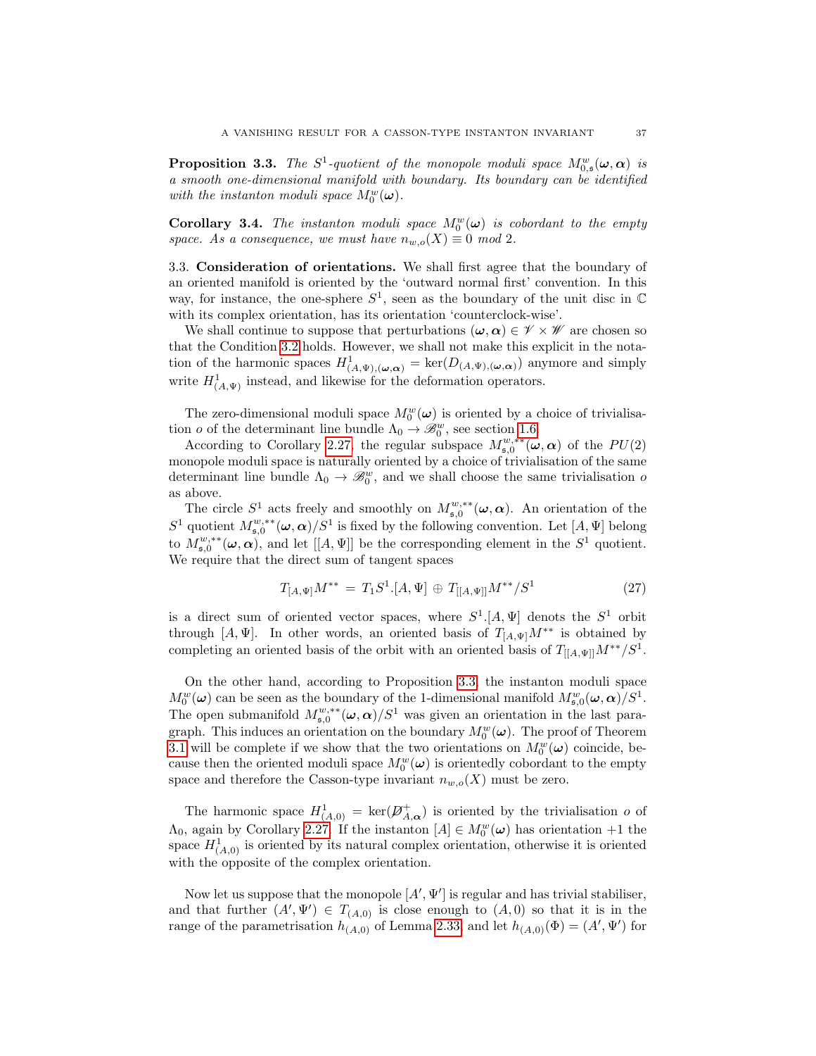**Proposition 3.3.** *The $S^1$-quotient of the monopole moduli space $M^w_{0,\mathfrak{s}}(\boldsymbol{\omega}, \boldsymbol{\alpha})$ is a smooth one-dimensional manifold with boundary. Its boundary can be identified with the instanton moduli space $M^w_0(\boldsymbol{\omega})$.*

**Corollary 3.4.** *The instanton moduli space $M^w_0(\boldsymbol{\omega})$ is cobordant to the empty space. As a consequence, we must have $n_{w,o}(X) \equiv 0 \text{ mod } 2$.*

### 3.3. Consideration of orientations.

We shall first agree that the boundary of an oriented manifold is oriented by the 'outward normal first' convention. In this way, for instance, the one-sphere $S^1$, seen as the boundary of the unit disc in $\mathbb{C}$ with its complex orientation, has its orientation 'counterclock-wise'.

We shall continue to suppose that perturbations $(\boldsymbol{\omega}, \boldsymbol{\alpha}) \in \mathscr{V} \times \mathscr{W}$ are chosen so that the Condition 3.2 holds. However, we shall not make this explicit in the notation of the harmonic spaces $H^1_{(A,\Psi),(\boldsymbol{\omega},\boldsymbol{\alpha})} = \ker(D_{(A,\Psi),(\boldsymbol{\omega},\boldsymbol{\alpha})})$ anymore and simply write $H^1_{(A,\Psi)}$ instead, and likewise for the deformation operators.

The zero-dimensional moduli space $M^w_0(\boldsymbol{\omega})$ is oriented by a choice of trivialisation $o$ of the determinant line bundle $\Lambda_0 \to \mathscr{B}^w_0$, see section 1.6.

According to Corollary 2.27, the regular subspace $M^{w,**}_{\mathfrak{s},0}(\boldsymbol{\omega}, \boldsymbol{\alpha})$ of the $PU(2)$ monopole moduli space is naturally oriented by a choice of trivialisation of the same determinant line bundle $\Lambda_0 \to \mathscr{B}^w_0$, and we shall choose the same trivialisation $o$ as above.

The circle $S^1$ acts freely and smoothly on $M^{w,**}_{\mathfrak{s},0}(\boldsymbol{\omega}, \boldsymbol{\alpha})$. An orientation of the $S^1$ quotient $M^{w,**}_{\mathfrak{s},0}(\boldsymbol{\omega}, \boldsymbol{\alpha})/S^1$ is fixed by the following convention. Let $[A, \Psi]$ belong to $M^{w,**}_{\mathfrak{s},0}(\boldsymbol{\omega}, \boldsymbol{\alpha})$, and let $[[A, \Psi]]$ be the corresponding element in the $S^1$ quotient. We require that the direct sum of tangent spaces

$$T_{[A,\Psi]}M^{**} = T_1 S^1.[A, \Psi] \oplus T_{[[A,\Psi]]}M^{**}/S^1 \tag{27}$$

is a direct sum of oriented vector spaces, where $S^1.[A, \Psi]$ denotes the $S^1$ orbit through $[A, \Psi]$. In other words, an oriented basis of $T_{[A,\Psi]}M^{**}$ is obtained by completing an oriented basis of the orbit with an oriented basis of $T_{[[A,\Psi]]}M^{**}/S^1$.

On the other hand, according to Proposition 3.3, the instanton moduli space $M^w_0(\boldsymbol{\omega})$ can be seen as the boundary of the 1-dimensional manifold $M^w_{\mathfrak{s},0}(\boldsymbol{\omega}, \boldsymbol{\alpha})/S^1$. The open submanifold $M^{w,**}_{\mathfrak{s},0}(\boldsymbol{\omega}, \boldsymbol{\alpha})/S^1$ was given an orientation in the last paragraph. This induces an orientation on the boundary $M^w_0(\boldsymbol{\omega})$. The proof of Theorem 3.1 will be complete if we show that the two orientations on $M^w_0(\boldsymbol{\omega})$ coincide, because then the oriented moduli space $M^w_0(\boldsymbol{\omega})$ is orientedly cobordant to the empty space and therefore the Casson-type invariant $n_{w,o}(X)$ must be zero.

The harmonic space $H^1_{(A,0)} = \ker(\not{D}^+_{A,\boldsymbol{\alpha}})$ is oriented by the trivialisation $o$ of $\Lambda_0$, again by Corollary 2.27. If the instanton $[A] \in M^w_0(\boldsymbol{\omega})$ has orientation $+1$ the space $H^1_{(A,0)}$ is oriented by its natural complex orientation, otherwise it is oriented with the opposite of the complex orientation.

Now let us suppose that the monopole $[A', \Psi']$ is regular and has trivial stabiliser, and that further $(A', \Psi') \in T_{(A,0)}$ is close enough to $(A, 0)$ so that it is in the range of the parametrisation $h_{(A,0)}$ of Lemma 2.33, and let $h_{(A,0)}(\Phi) = (A', \Psi')$ for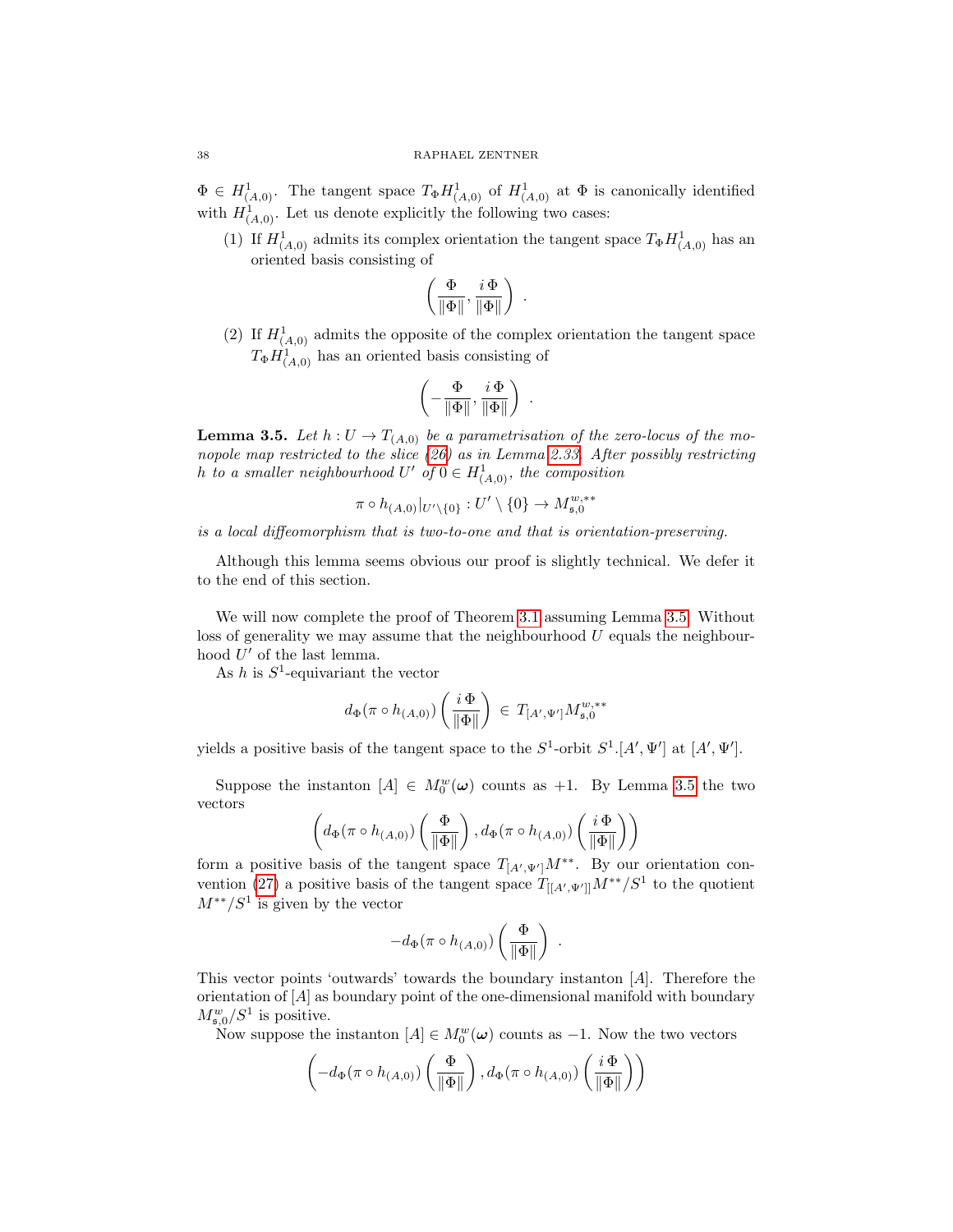$\Phi \in H^1_{(A,0)}$. The tangent space $T_\Phi H^1_{(A,0)}$ of $H^1_{(A,0)}$ at $\Phi$ is canonically identified with $H^1_{(A,0)}$. Let us denote explicitly the following two cases:

(1) If $H^1_{(A,0)}$ admits its complex orientation the tangent space $T_\Phi H^1_{(A,0)}$ has an oriented basis consisting of

$$\left( \frac{\Phi}{\|\Phi\|}, \frac{i\,\Phi}{\|\Phi\|} \right) \ .$$

(2) If $H^1_{(A,0)}$ admits the opposite of the complex orientation the tangent space $T_\Phi H^1_{(A,0)}$ has an oriented basis consisting of

$$\left( -\frac{\Phi}{\|\Phi\|}, \frac{i\,\Phi}{\|\Phi\|} \right) \ .$$

**Lemma 3.5.** *Let $h : U \to T_{(A,0)}$ be a parametrisation of the zero-locus of the monopole map restricted to the slice (26) as in Lemma 2.33. After possibly restricting $h$ to a smaller neighbourhood $U'$ of $0 \in H^1_{(A,0)}$, the composition*

$$\pi \circ h_{(A,0)}|_{U' \setminus \{0\}} : U' \setminus \{0\} \to M^{w,**}_{\mathfrak{s},0}$$

*is a local diffeomorphism that is two-to-one and that is orientation-preserving.*

Although this lemma seems obvious our proof is slightly technical. We defer it to the end of this section.

We will now complete the proof of Theorem 3.1 assuming Lemma 3.5. Without loss of generality we may assume that the neighbourhood $U$ equals the neighbourhood $U'$ of the last lemma.

As $h$ is $S^1$-equivariant the vector

$$d_\Phi(\pi \circ h_{(A,0)}) \left( \frac{i\,\Phi}{\|\Phi\|} \right) \ \in \ T_{[A',\Psi']} M^{w,**}_{\mathfrak{s},0}$$

yields a positive basis of the tangent space to the $S^1$-orbit $S^1.[A',\Psi']$ at $[A',\Psi']$.

Suppose the instanton $[A] \in M^w_0(\boldsymbol{\omega})$ counts as $+1$. By Lemma 3.5 the two vectors

$$\left( d_\Phi(\pi \circ h_{(A,0)}) \left( \frac{\Phi}{\|\Phi\|} \right), d_\Phi(\pi \circ h_{(A,0)}) \left( \frac{i\,\Phi}{\|\Phi\|} \right) \right)$$

form a positive basis of the tangent space $T_{[A',\Psi']} M^{**}$. By our orientation convention (27) a positive basis of the tangent space $T_{[[A',\Psi']]} M^{**}/S^1$ to the quotient $M^{**}/S^1$ is given by the vector

$$-d_\Phi(\pi \circ h_{(A,0)}) \left( \frac{\Phi}{\|\Phi\|} \right) \ .$$

This vector points 'outwards' towards the boundary instanton $[A]$. Therefore the orientation of $[A]$ as boundary point of the one-dimensional manifold with boundary $M^w_{\mathfrak{s},0}/S^1$ is positive.

Now suppose the instanton $[A] \in M^w_0(\boldsymbol{\omega})$ counts as $-1$. Now the two vectors

$$\left( -d_\Phi(\pi \circ h_{(A,0)}) \left( \frac{\Phi}{\|\Phi\|} \right), d_\Phi(\pi \circ h_{(A,0)}) \left( \frac{i\,\Phi}{\|\Phi\|} \right) \right)$$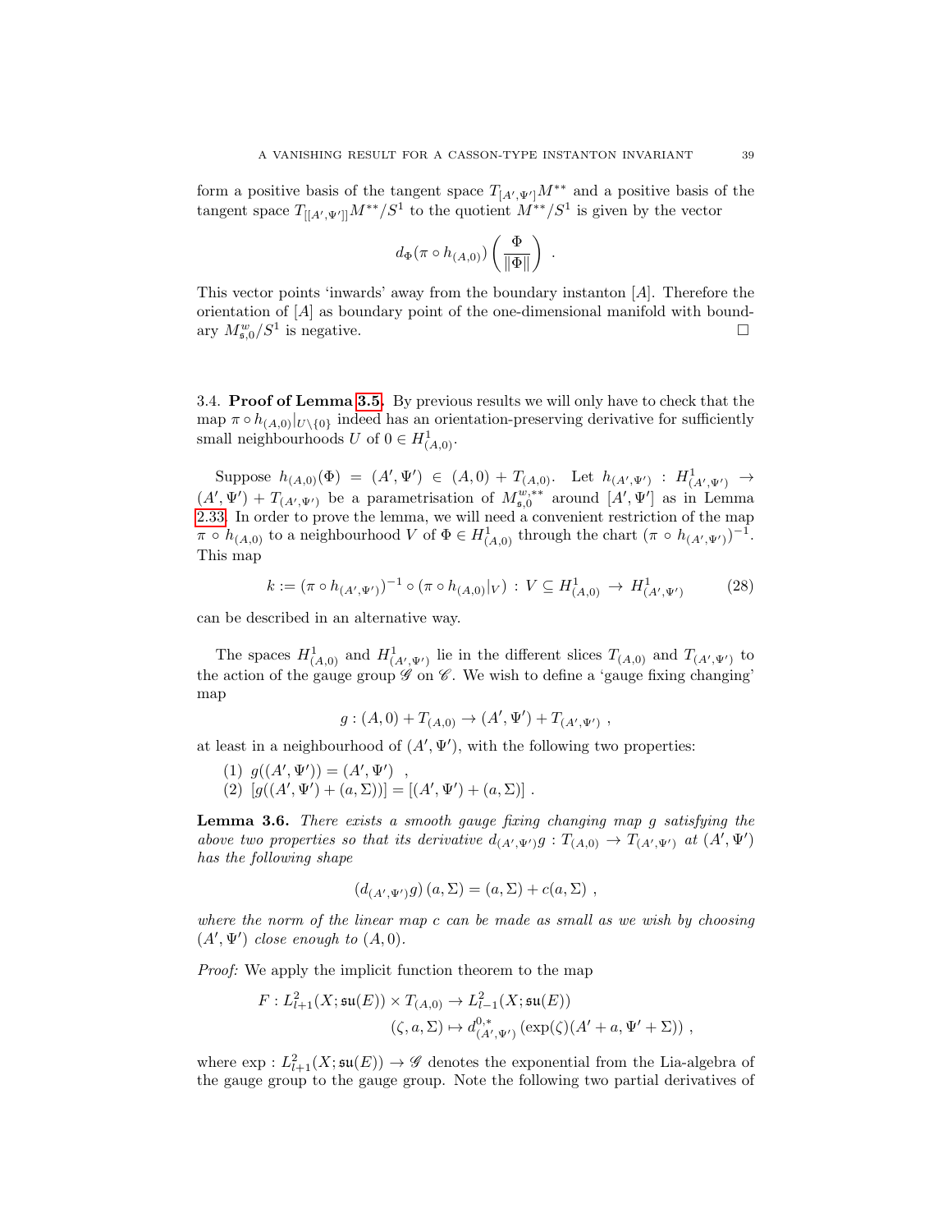form a positive basis of the tangent space $T_{[A',\Psi']}M^{**}$ and a positive basis of the tangent space $T_{[[A',\Psi']]}M^{**}/S^1$ to the quotient $M^{**}/S^1$ is given by the vector

$$d_\Phi(\pi \circ h_{(A,0)}) \left( \frac{\Phi}{\|\Phi\|} \right) .$$

This vector points 'inwards' away from the boundary instanton $[A]$. Therefore the orientation of $[A]$ as boundary point of the one-dimensional manifold with boundary $M^w_{\mathfrak{s},0}/S^1$ is negative. □

### 3.4. **Proof of Lemma 3.5.**

By previous results we will only have to check that the map $\pi \circ h_{(A,0)}|_{U\setminus\{0\}}$ indeed has an orientation-preserving derivative for sufficiently small neighbourhoods $U$ of $0 \in H^1_{(A,0)}$.

Suppose $h_{(A,0)}(\Phi) = (A',\Psi') \in (A,0) + T_{(A,0)}$. Let $h_{(A',\Psi')} : H^1_{(A',\Psi')} \to (A',\Psi') + T_{(A',\Psi')}$ be a parametrisation of $M^{w,**}_{\mathfrak{s},0}$ around $[A',\Psi']$ as in Lemma 2.33. In order to prove the lemma, we will need a convenient restriction of the map $\pi \circ h_{(A,0)}$ to a neighbourhood $V$ of $\Phi \in H^1_{(A,0)}$ through the chart $(\pi \circ h_{(A',\Psi')})^{-1}$. This map

$$k := (\pi \circ h_{(A',\Psi')})^{-1} \circ (\pi \circ h_{(A,0)}|_V) : V \subseteq H^1_{(A,0)} \to H^1_{(A',\Psi')} \tag{28}$$

can be described in an alternative way.

The spaces $H^1_{(A,0)}$ and $H^1_{(A',\Psi')}$ lie in the different slices $T_{(A,0)}$ and $T_{(A',\Psi')}$ to the action of the gauge group $\mathscr{G}$ on $\mathscr{C}$. We wish to define a 'gauge fixing changing' map

$$g : (A,0) + T_{(A,0)} \to (A',\Psi') + T_{(A',\Psi')} ,$$

at least in a neighbourhood of $(A',\Psi')$, with the following two properties:

(1) $g((A',\Psi')) = (A',\Psi')$ ,
(2) $[g((A',\Psi') + (a,\Sigma))] = [(A',\Psi') + (a,\Sigma)]$ .

**Lemma 3.6.** *There exists a smooth gauge fixing changing map $g$ satisfying the above two properties so that its derivative $d_{(A',\Psi')}g : T_{(A,0)} \to T_{(A',\Psi')}$ at $(A',\Psi')$ has the following shape*

$$(d_{(A',\Psi')}g)(a,\Sigma) = (a,\Sigma) + c(a,\Sigma) ,$$

*where the norm of the linear map $c$ can be made as small as we wish by choosing $(A',\Psi')$ close enough to $(A,0)$.*

*Proof:* We apply the implicit function theorem to the map

$$F : L^2_{l+1}(X;\mathfrak{su}(E)) \times T_{(A,0)} \to L^2_{l-1}(X;\mathfrak{su}(E))$$
$$(\zeta, a, \Sigma) \mapsto d^{0,*}_{(A',\Psi')}\left(\exp(\zeta)(A' + a, \Psi' + \Sigma)\right) ,$$

where $\exp : L^2_{l+1}(X;\mathfrak{su}(E)) \to \mathscr{G}$ denotes the exponential from the Lia-algebra of the gauge group to the gauge group. Note the following two partial derivatives of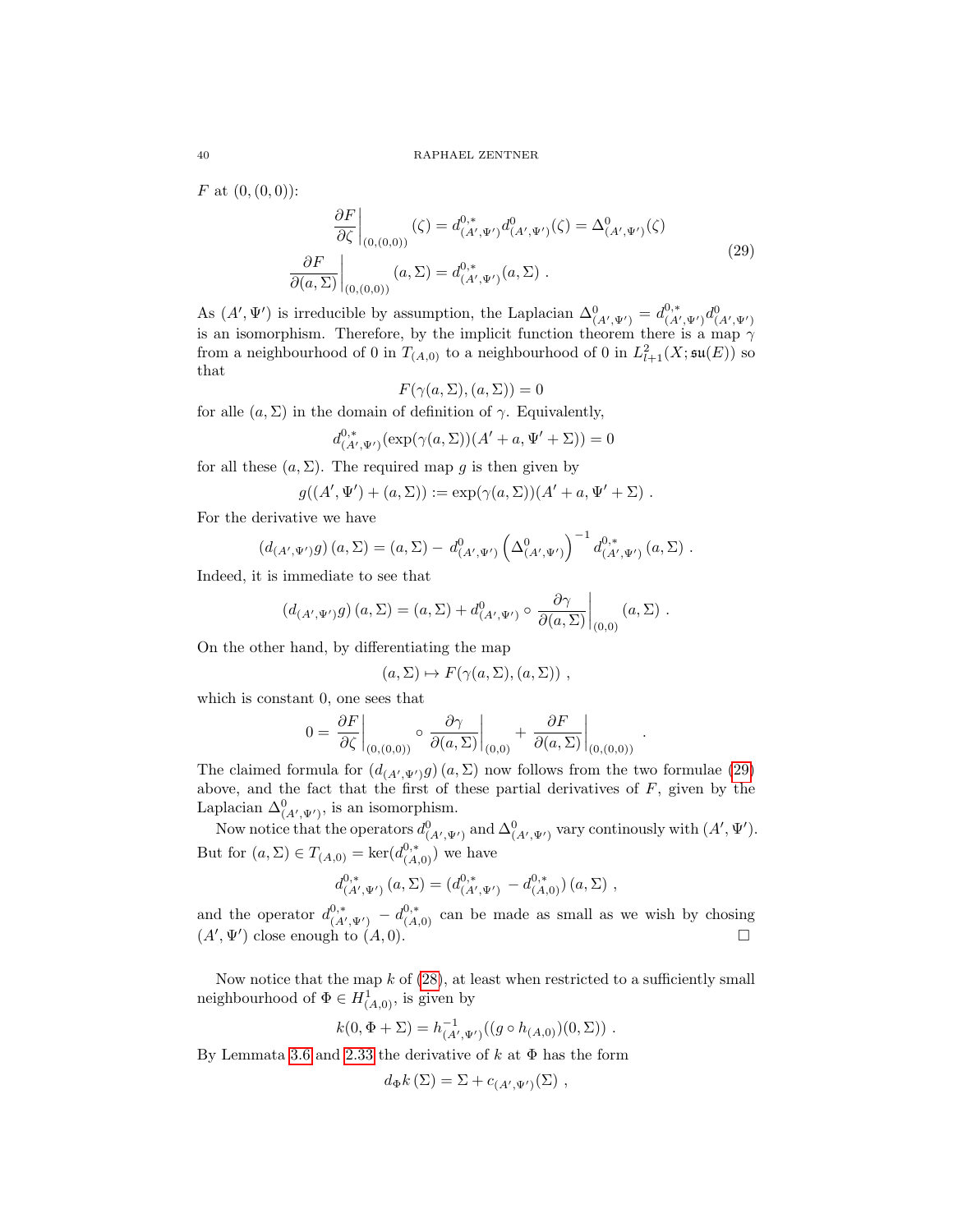$F$ at $(0,(0,0))$:

$$
\begin{aligned}
\left.\frac{\partial F}{\partial \zeta}\right|_{(0,(0,0))}(\zeta) &= d^{0,*}_{(A',\Psi')} d^0_{(A',\Psi')}(\zeta) = \Delta^0_{(A',\Psi')}(\zeta) \\
\left.\frac{\partial F}{\partial (a,\Sigma)}\right|_{(0,(0,0))}(a,\Sigma) &= d^{0,*}_{(A',\Psi')}(a,\Sigma) \ .
\end{aligned}
\tag{29}
$$

As $(A',\Psi')$ is irreducible by assumption, the Laplacian $\Delta^0_{(A',\Psi')} = d^{0,*}_{(A',\Psi')} d^0_{(A',\Psi')}$ is an isomorphism. Therefore, by the implicit function theorem there is a map $\gamma$ from a neighbourhood of 0 in $T_{(A,0)}$ to a neighbourhood of 0 in $L^2_{l+1}(X;\mathfrak{su}(E))$ so that

$$F(\gamma(a,\Sigma),(a,\Sigma)) = 0$$

for alle $(a,\Sigma)$ in the domain of definition of $\gamma$. Equivalently,

$$d^{0,*}_{(A',\Psi')}(\exp(\gamma(a,\Sigma))(A'+a,\Psi'+\Sigma)) = 0$$

for all these $(a,\Sigma)$. The required map $g$ is then given by

$$g((A',\Psi')+(a,\Sigma)) := \exp(\gamma(a,\Sigma))(A'+a,\Psi'+\Sigma) \ .$$

For the derivative we have

$$\left(d_{(A',\Psi')}g\right)(a,\Sigma) = (a,\Sigma) - \, d^0_{(A',\Psi')}\left(\Delta^0_{(A',\Psi')}\right)^{-1} d^{0,*}_{(A',\Psi')}(a,\Sigma) \ .$$

Indeed, it is immediate to see that

$$\left(d_{(A',\Psi')}g\right)(a,\Sigma) = (a,\Sigma) + d^0_{(A',\Psi')} \circ \left.\frac{\partial \gamma}{\partial (a,\Sigma)}\right|_{(0,0)}(a,\Sigma) \ .$$

On the other hand, by differentiating the map

$$(a,\Sigma) \mapsto F(\gamma(a,\Sigma),(a,\Sigma)) \ ,$$

which is constant 0, one sees that

$$0 = \left.\frac{\partial F}{\partial \zeta}\right|_{(0,(0,0))} \circ \left.\frac{\partial \gamma}{\partial (a,\Sigma)}\right|_{(0,0)} + \left.\frac{\partial F}{\partial (a,\Sigma)}\right|_{(0,(0,0))} \ .$$

The claimed formula for $\left(d_{(A',\Psi')}g\right)(a,\Sigma)$ now follows from the two formulae (29) above, and the fact that the first of these partial derivatives of $F$, given by the Laplacian $\Delta^0_{(A',\Psi')}$, is an isomorphism.

Now notice that the operators $d^0_{(A',\Psi')}$ and $\Delta^0_{(A',\Psi')}$ vary continously with $(A',\Psi')$. But for $(a,\Sigma) \in T_{(A,0)} = \ker(d^{0,*}_{(A,0)})$ we have

$$d^{0,*}_{(A',\Psi')}(a,\Sigma) = (d^{0,*}_{(A',\Psi')} - d^{0,*}_{(A,0)})(a,\Sigma) \ ,$$

and the operator $d^{0,*}_{(A',\Psi')} - d^{0,*}_{(A,0)}$ can be made as small as we wish by chosing $(A',\Psi')$ close enough to $(A,0)$. □

Now notice that the map $k$ of (28), at least when restricted to a sufficiently small neighbourhood of $\Phi \in H^1_{(A,0)}$, is given by

$$k(0,\Phi+\Sigma) = h^{-1}_{(A',\Psi')}((g \circ h_{(A,0)})(0,\Sigma)) \ .$$

By Lemmata 3.6 and 2.33 the derivative of $k$ at $\Phi$ has the form

$$d_\Phi k\,(\Sigma) = \Sigma + c_{(A',\Psi')}(\Sigma) \ ,$$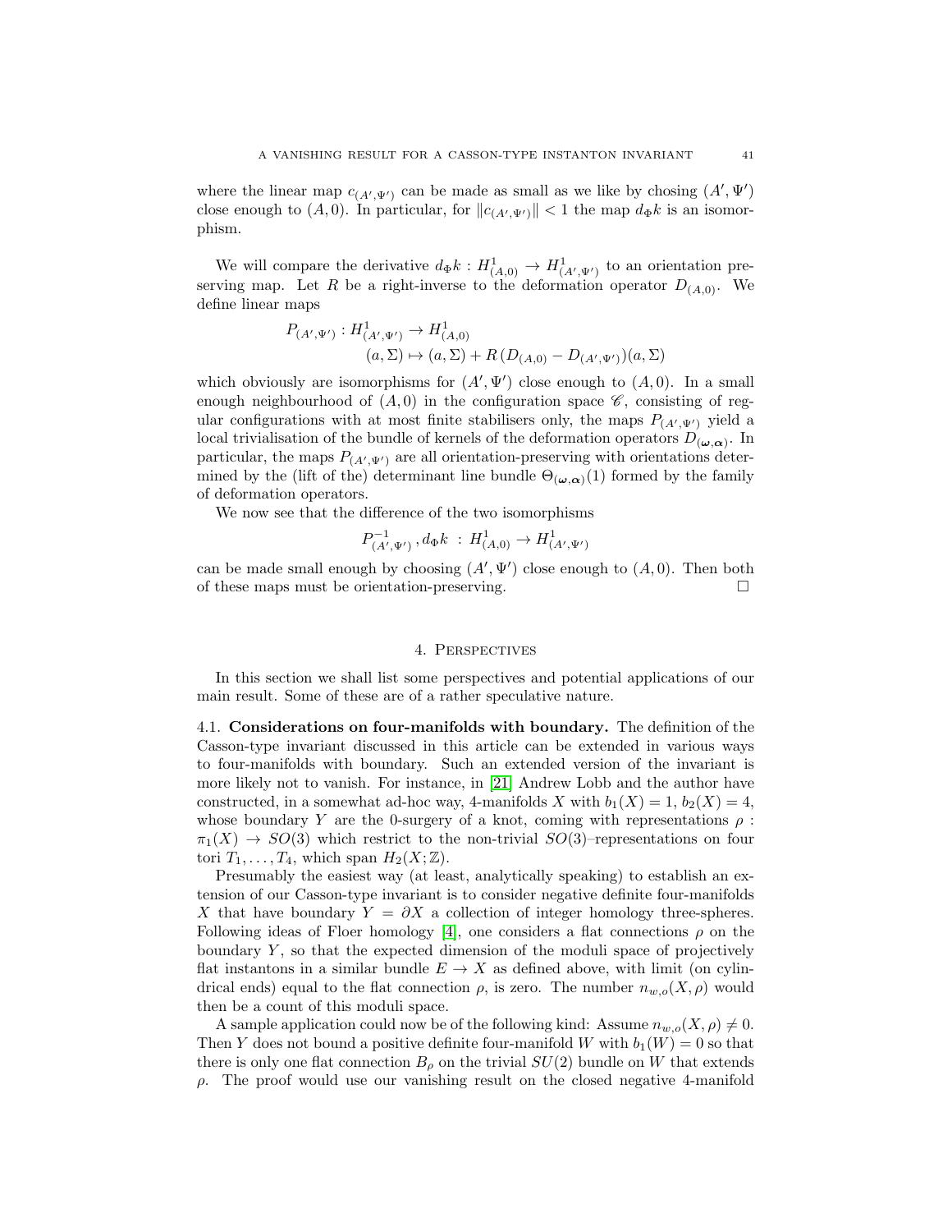where the linear map $c_{(A',\Psi')}$ can be made as small as we like by chosing $(A',\Psi')$ close enough to $(A,0)$. In particular, for $\|c_{(A',\Psi')}\| < 1$ the map $d_\Phi k$ is an isomorphism.

We will compare the derivative $d_\Phi k : H^1_{(A,0)} \to H^1_{(A',\Psi')}$ to an orientation preserving map. Let $R$ be a right-inverse to the deformation operator $D_{(A,0)}$. We define linear maps

$$
\begin{aligned}
P_{(A',\Psi')} : H^1_{(A',\Psi')} &\to H^1_{(A,0)} \\
(a,\Sigma) &\mapsto (a,\Sigma) + R\,(D_{(A,0)} - D_{(A',\Psi')})(a,\Sigma)
\end{aligned}
$$

which obviously are isomorphisms for $(A',\Psi')$ close enough to $(A,0)$. In a small enough neighbourhood of $(A,0)$ in the configuration space $\mathscr{C}$, consisting of regular configurations with at most finite stabilisers only, the maps $P_{(A',\Psi')}$ yield a local trivialisation of the bundle of kernels of the deformation operators $D_{(\boldsymbol{\omega},\boldsymbol{\alpha})}$. In particular, the maps $P_{(A',\Psi')}$ are all orientation-preserving with orientations determined by the (lift of the) determinant line bundle $\Theta_{(\boldsymbol{\omega},\boldsymbol{\alpha})}(1)$ formed by the family of deformation operators.

We now see that the difference of the two isomorphisms

$$
P^{-1}_{(A',\Psi')}\,, d_\Phi k \;:\; H^1_{(A,0)} \to H^1_{(A',\Psi')}
$$

can be made small enough by choosing $(A',\Psi')$ close enough to $(A,0)$. Then both of these maps must be orientation-preserving. □

## 4. Perspectives

In this section we shall list some perspectives and potential applications of our main result. Some of these are of a rather speculative nature.

4.1. **Considerations on four-manifolds with boundary.** The definition of the Casson-type invariant discussed in this article can be extended in various ways to four-manifolds with boundary. Such an extended version of the invariant is more likely not to vanish. For instance, in [21] Andrew Lobb and the author have constructed, in a somewhat ad-hoc way, 4-manifolds $X$ with $b_1(X) = 1$, $b_2(X) = 4$, whose boundary $Y$ are the 0-surgery of a knot, coming with representations $\rho : \pi_1(X) \to SO(3)$ which restrict to the non-trivial $SO(3)$–representations on four tori $T_1, \dots, T_4$, which span $H_2(X;\mathbb{Z})$.

Presumably the easiest way (at least, analytically speaking) to establish an extension of our Casson-type invariant is to consider negative definite four-manifolds $X$ that have boundary $Y = \partial X$ a collection of integer homology three-spheres. Following ideas of Floer homology [4], one considers a flat connections $\rho$ on the boundary $Y$, so that the expected dimension of the moduli space of projectively flat instantons in a similar bundle $E \to X$ as defined above, with limit (on cylindrical ends) equal to the flat connection $\rho$, is zero. The number $n_{w,o}(X,\rho)$ would then be a count of this moduli space.

A sample application could now be of the following kind: Assume $n_{w,o}(X,\rho) \neq 0$. Then $Y$ does not bound a positive definite four-manifold $W$ with $b_1(W) = 0$ so that there is only one flat connection $B_\rho$ on the trivial $SU(2)$ bundle on $W$ that extends $\rho$. The proof would use our vanishing result on the closed negative 4-manifold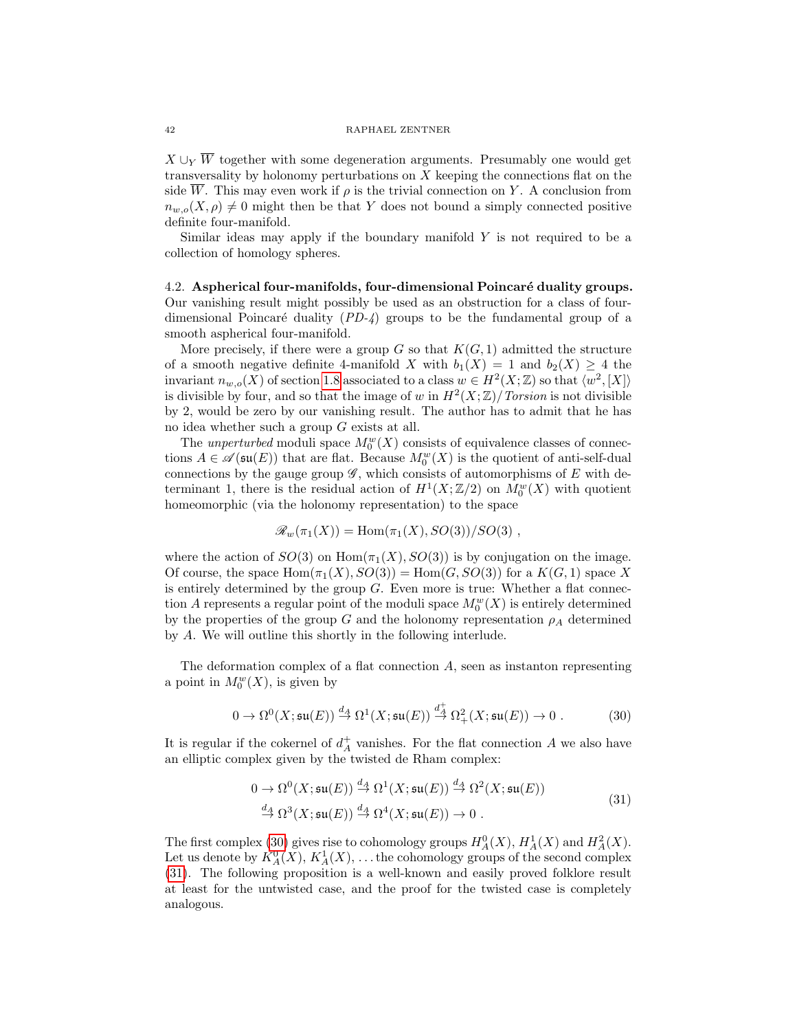$X \cup_Y \overline{W}$ together with some degeneration arguments. Presumably one would get transversality by holonomy perturbations on $X$ keeping the connections flat on the side $\overline{W}$. This may even work if $\rho$ is the trivial connection on $Y$. A conclusion from $n_{w,o}(X,\rho) \neq 0$ might then be that $Y$ does not bound a simply connected positive definite four-manifold.

Similar ideas may apply if the boundary manifold $Y$ is not required to be a collection of homology spheres.

### 4.2. Aspherical four-manifolds, four-dimensional Poincaré duality groups.

Our vanishing result might possibly be used as an obstruction for a class of four-dimensional Poincaré duality (*PD-4*) groups to be the fundamental group of a smooth aspherical four-manifold.

More precisely, if there were a group $G$ so that $K(G,1)$ admitted the structure of a smooth negative definite 4-manifold $X$ with $b_1(X) = 1$ and $b_2(X) \geq 4$ the invariant $n_{w,o}(X)$ of section 1.8 associated to a class $w \in H^2(X;\mathbb{Z})$ so that $\langle w^2, [X] \rangle$ is divisible by four, and so that the image of $w$ in $H^2(X;\mathbb{Z})/\mathit{Torsion}$ is not divisible by 2, would be zero by our vanishing result. The author has to admit that he has no idea whether such a group $G$ exists at all.

The *unperturbed* moduli space $M_0^w(X)$ consists of equivalence classes of connections $A \in \mathscr{A}(\mathfrak{su}(E))$ that are flat. Because $M_0^w(X)$ is the quotient of anti-self-dual connections by the gauge group $\mathscr{G}$, which consists of automorphisms of $E$ with determinant 1, there is the residual action of $H^1(X;\mathbb{Z}/2)$ on $M_0^w(X)$ with quotient homeomorphic (via the holonomy representation) to the space

$$\mathscr{R}_w(\pi_1(X)) = \mathrm{Hom}(\pi_1(X), SO(3))/SO(3) \ ,$$

where the action of $SO(3)$ on $\mathrm{Hom}(\pi_1(X), SO(3))$ is by conjugation on the image. Of course, the space $\mathrm{Hom}(\pi_1(X), SO(3)) = \mathrm{Hom}(G, SO(3))$ for a $K(G,1)$ space $X$ is entirely determined by the group $G$. Even more is true: Whether a flat connection $A$ represents a regular point of the moduli space $M_0^w(X)$ is entirely determined by the properties of the group $G$ and the holonomy representation $\rho_A$ determined by $A$. We will outline this shortly in the following interlude.

The deformation complex of a flat connection $A$, seen as instanton representing a point in $M_0^w(X)$, is given by

$$0 \to \Omega^0(X;\mathfrak{su}(E)) \xrightarrow{d_A} \Omega^1(X;\mathfrak{su}(E)) \xrightarrow{d_A^+} \Omega^2_+(X;\mathfrak{su}(E)) \to 0 \ . \tag{30}$$

It is regular if the cokernel of $d_A^+$ vanishes. For the flat connection $A$ we also have an elliptic complex given by the twisted de Rham complex:

$$\begin{aligned} 0 \to \Omega^0(X;\mathfrak{su}(E)) &\xrightarrow{d_A} \Omega^1(X;\mathfrak{su}(E)) \xrightarrow{d_A} \Omega^2(X;\mathfrak{su}(E)) \\ &\xrightarrow{d_A} \Omega^3(X;\mathfrak{su}(E)) \xrightarrow{d_A} \Omega^4(X;\mathfrak{su}(E)) \to 0 \ . \end{aligned} \tag{31}$$

The first complex (30) gives rise to cohomology groups $H^0_A(X)$, $H^1_A(X)$ and $H^2_A(X)$. Let us denote by $K^0_A(X)$, $K^1_A(X)$, ... the cohomology groups of the second complex (31). The following proposition is a well-known and easily proved folklore result at least for the untwisted case, and the proof for the twisted case is completely analogous.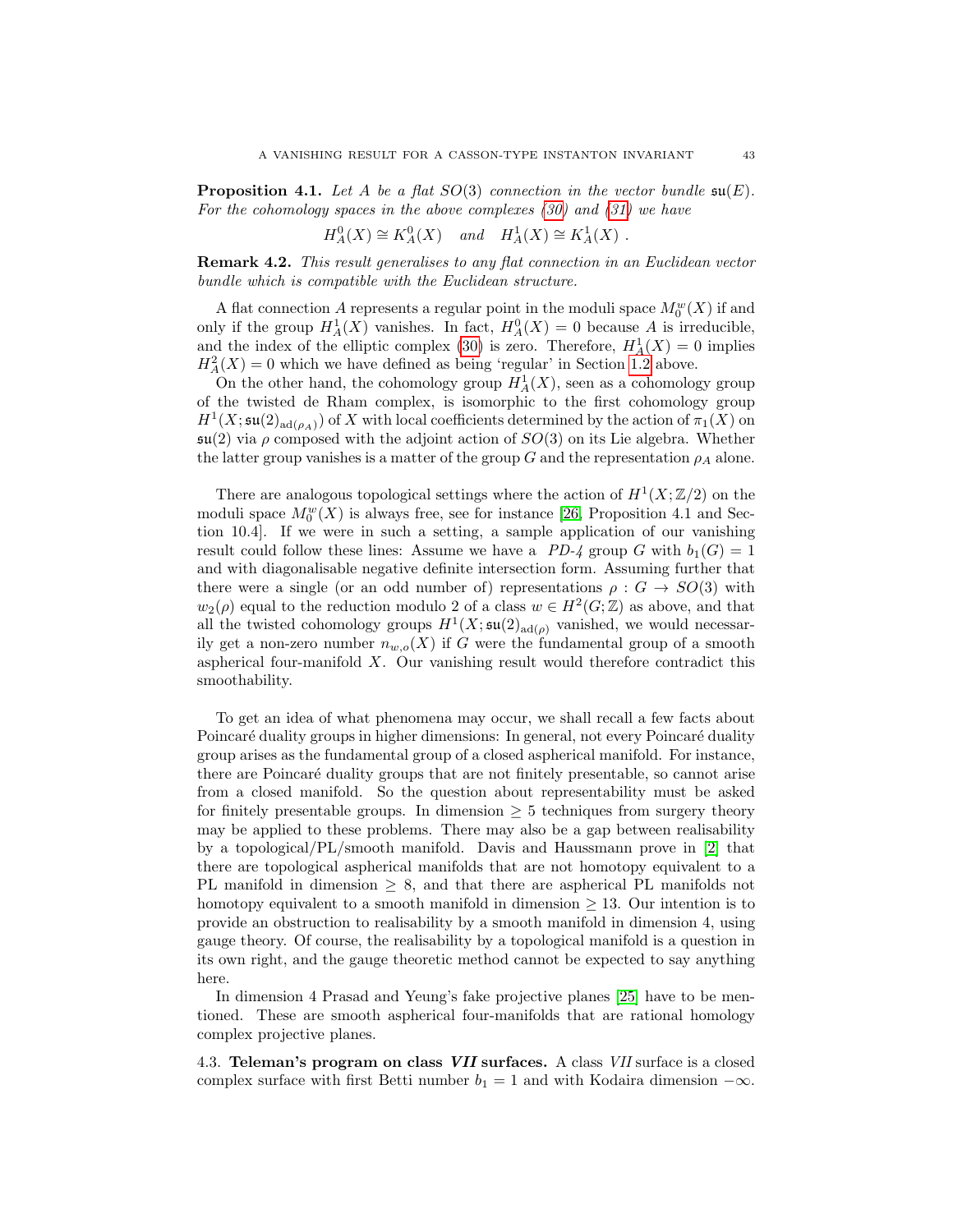**Proposition 4.1.** *Let $A$ be a flat $SO(3)$ connection in the vector bundle $\mathfrak{su}(E)$. For the cohomology spaces in the above complexes (30) and (31) we have*

$$H^0_A(X) \cong K^0_A(X) \quad \text{and} \quad H^1_A(X) \cong K^1_A(X) \ .$$

**Remark 4.2.** *This result generalises to any flat connection in an Euclidean vector bundle which is compatible with the Euclidean structure.*

A flat connection $A$ represents a regular point in the moduli space $M^w_0(X)$ if and only if the group $H^1_A(X)$ vanishes. In fact, $H^0_A(X) = 0$ because $A$ is irreducible, and the index of the elliptic complex (30) is zero. Therefore, $H^1_A(X) = 0$ implies $H^2_A(X) = 0$ which we have defined as being 'regular' in Section 1.2 above.

On the other hand, the cohomology group $H^1_A(X)$, seen as a cohomology group of the twisted de Rham complex, is isomorphic to the first cohomology group $H^1(X; \mathfrak{su}(2)_{\mathrm{ad}(\rho_A)})$ of $X$ with local coefficients determined by the action of $\pi_1(X)$ on $\mathfrak{su}(2)$ via $\rho$ composed with the adjoint action of $SO(3)$ on its Lie algebra. Whether the latter group vanishes is a matter of the group $G$ and the representation $\rho_A$ alone.

There are analogous topological settings where the action of $H^1(X; \mathbb{Z}/2)$ on the moduli space $M^w_0(X)$ is always free, see for instance [26, Proposition 4.1 and Section 10.4]. If we were in such a setting, a sample application of our vanishing result could follow these lines: Assume we have a *PD-4* group $G$ with $b_1(G) = 1$ and with diagonalisable negative definite intersection form. Assuming further that there were a single (or an odd number of) representations $\rho : G \to SO(3)$ with $w_2(\rho)$ equal to the reduction modulo 2 of a class $w \in H^2(G; \mathbb{Z})$ as above, and that all the twisted cohomology groups $H^1(X; \mathfrak{su}(2)_{\mathrm{ad}(\rho)}$ vanished, we would necessarily get a non-zero number $n_{w,o}(X)$ if $G$ were the fundamental group of a smooth aspherical four-manifold $X$. Our vanishing result would therefore contradict this smoothability.

To get an idea of what phenomena may occur, we shall recall a few facts about Poincaré duality groups in higher dimensions: In general, not every Poincaré duality group arises as the fundamental group of a closed aspherical manifold. For instance, there are Poincaré duality groups that are not finitely presentable, so cannot arise from a closed manifold. So the question about representability must be asked for finitely presentable groups. In dimension $\geq 5$ techniques from surgery theory may be applied to these problems. There may also be a gap between realisability by a topological/PL/smooth manifold. Davis and Haussmann prove in [2] that there are topological aspherical manifolds that are not homotopy equivalent to a PL manifold in dimension $\geq 8$, and that there are aspherical PL manifolds not homotopy equivalent to a smooth manifold in dimension $\geq 13$. Our intention is to provide an obstruction to realisability by a smooth manifold in dimension 4, using gauge theory. Of course, the realisability by a topological manifold is a question in its own right, and the gauge theoretic method cannot be expected to say anything here.

In dimension 4 Prasad and Yeung's fake projective planes [25] have to be mentioned. These are smooth aspherical four-manifolds that are rational homology complex projective planes.

4.3. **Teleman's program on class *VII* surfaces.** A class *VII* surface is a closed complex surface with first Betti number $b_1 = 1$ and with Kodaira dimension $-\infty$.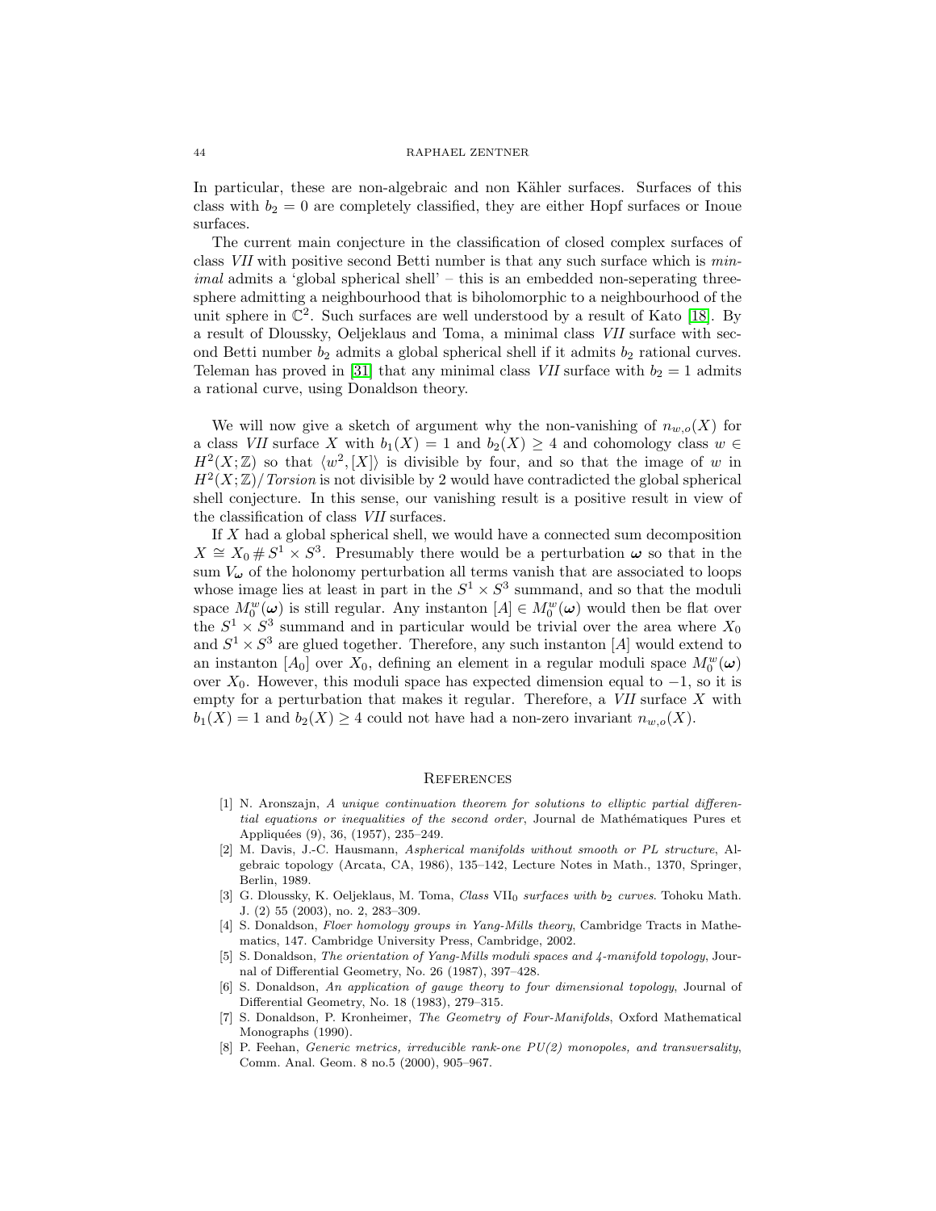In particular, these are non-algebraic and non Kähler surfaces. Surfaces of this class with $b_2 = 0$ are completely classified, they are either Hopf surfaces or Inoue surfaces.

The current main conjecture in the classification of closed complex surfaces of class *VII* with positive second Betti number is that any such surface which is *minimal* admits a 'global spherical shell' – this is an embedded non-seperating three-sphere admitting a neighbourhood that is biholomorphic to a neighbourhood of the unit sphere in $\mathbb{C}^2$. Such surfaces are well understood by a result of Kato [18]. By a result of Dloussky, Oeljeklaus and Toma, a minimal class *VII* surface with second Betti number $b_2$ admits a global spherical shell if it admits $b_2$ rational curves. Teleman has proved in [31] that any minimal class *VII* surface with $b_2 = 1$ admits a rational curve, using Donaldson theory.

We will now give a sketch of argument why the non-vanishing of $n_{w,o}(X)$ for a class *VII* surface $X$ with $b_1(X) = 1$ and $b_2(X) \geq 4$ and cohomology class $w \in H^2(X;\mathbb{Z})$ so that $\langle w^2, [X] \rangle$ is divisible by four, and so that the image of $w$ in $H^2(X;\mathbb{Z})/\mathit{Torsion}$ is not divisible by 2 would have contradicted the global spherical shell conjecture. In this sense, our vanishing result is a positive result in view of the classification of class *VII* surfaces.

If $X$ had a global spherical shell, we would have a connected sum decomposition $X \cong X_0 \# S^1 \times S^3$. Presumably there would be a perturbation $\boldsymbol{\omega}$ so that in the sum $V_{\boldsymbol{\omega}}$ of the holonomy perturbation all terms vanish that are associated to loops whose image lies at least in part in the $S^1 \times S^3$ summand, and so that the moduli space $M_0^w(\boldsymbol{\omega})$ is still regular. Any instanton $[A] \in M_0^w(\boldsymbol{\omega})$ would then be flat over the $S^1 \times S^3$ summand and in particular would be trivial over the area where $X_0$ and $S^1 \times S^3$ are glued together. Therefore, any such instanton $[A]$ would extend to an instanton $[A_0]$ over $X_0$, defining an element in a regular moduli space $M_0^w(\boldsymbol{\omega})$ over $X_0$. However, this moduli space has expected dimension equal to $-1$, so it is empty for a perturbation that makes it regular. Therefore, a *VII* surface $X$ with $b_1(X) = 1$ and $b_2(X) \geq 4$ could not have had a non-zero invariant $n_{w,o}(X)$.

## References

[1] N. Aronszajn, *A unique continuation theorem for solutions to elliptic partial differential equations or inequalities of the second order*, Journal de Mathématiques Pures et Appliquées (9), 36, (1957), 235–249.

[2] M. Davis, J.-C. Hausmann, *Aspherical manifolds without smooth or PL structure*, Algebraic topology (Arcata, CA, 1986), 135–142, Lecture Notes in Math., 1370, Springer, Berlin, 1989.

[3] G. Dloussky, K. Oeljeklaus, M. Toma, *Class* $\mathrm{VII}_0$ *surfaces with* $b_2$ *curves*. Tohoku Math. J. (2) 55 (2003), no. 2, 283–309.

[4] S. Donaldson, *Floer homology groups in Yang-Mills theory*, Cambridge Tracts in Mathematics, 147. Cambridge University Press, Cambridge, 2002.

[5] S. Donaldson, *The orientation of Yang-Mills moduli spaces and 4-manifold topology*, Journal of Differential Geometry, No. 26 (1987), 397–428.

[6] S. Donaldson, *An application of gauge theory to four dimensional topology*, Journal of Differential Geometry, No. 18 (1983), 279–315.

[7] S. Donaldson, P. Kronheimer, *The Geometry of Four-Manifolds*, Oxford Mathematical Monographs (1990).

[8] P. Feehan, *Generic metrics, irreducible rank-one PU(2) monopoles, and transversality*, Comm. Anal. Geom. 8 no.5 (2000), 905–967.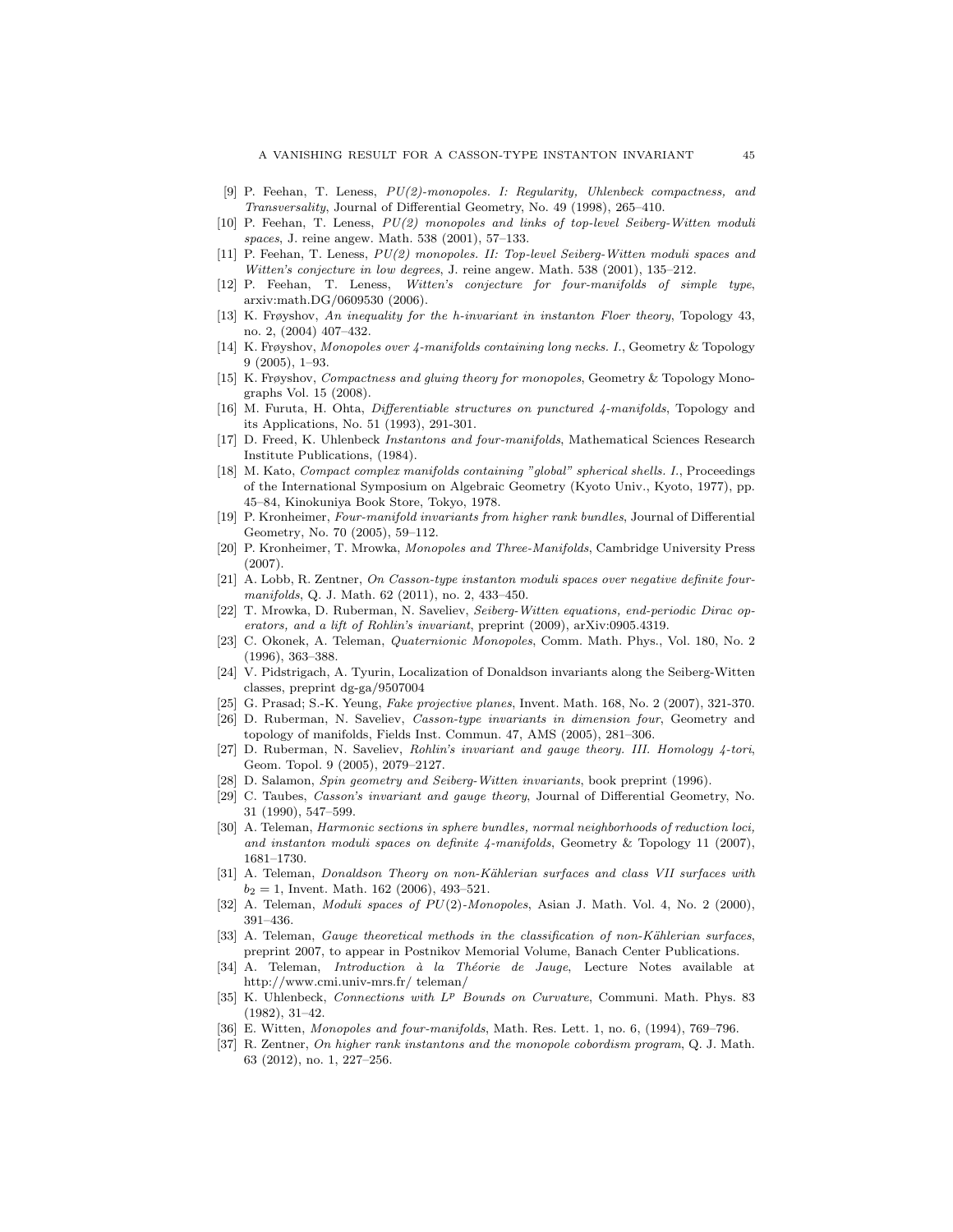[9] P. Feehan, T. Leness, *PU(2)-monopoles. I: Regularity, Uhlenbeck compactness, and Transversality*, Journal of Differential Geometry, No. 49 (1998), 265–410.

[10] P. Feehan, T. Leness, *PU(2) monopoles and links of top-level Seiberg-Witten moduli spaces*, J. reine angew. Math. 538 (2001), 57–133.

[11] P. Feehan, T. Leness, *PU(2) monopoles. II: Top-level Seiberg-Witten moduli spaces and Witten's conjecture in low degrees*, J. reine angew. Math. 538 (2001), 135–212.

[12] P. Feehan, T. Leness, *Witten's conjecture for four-manifolds of simple type*, arxiv:math.DG/0609530 (2006).

[13] K. Frøyshov, *An inequality for the h-invariant in instanton Floer theory*, Topology 43, no. 2, (2004) 407–432.

[14] K. Frøyshov, *Monopoles over 4-manifolds containing long necks. I.*, Geometry & Topology 9 (2005), 1–93.

[15] K. Frøyshov, *Compactness and gluing theory for monopoles*, Geometry & Topology Monographs Vol. 15 (2008).

[16] M. Furuta, H. Ohta, *Differentiable structures on punctured 4-manifolds*, Topology and its Applications, No. 51 (1993), 291-301.

[17] D. Freed, K. Uhlenbeck *Instantons and four-manifolds*, Mathematical Sciences Research Institute Publications, (1984).

[18] M. Kato, *Compact complex manifolds containing "global" spherical shells. I.*, Proceedings of the International Symposium on Algebraic Geometry (Kyoto Univ., Kyoto, 1977), pp. 45–84, Kinokuniya Book Store, Tokyo, 1978.

[19] P. Kronheimer, *Four-manifold invariants from higher rank bundles*, Journal of Differential Geometry, No. 70 (2005), 59–112.

[20] P. Kronheimer, T. Mrowka, *Monopoles and Three-Manifolds*, Cambridge University Press (2007).

[21] A. Lobb, R. Zentner, *On Casson-type instanton moduli spaces over negative definite four-manifolds*, Q. J. Math. 62 (2011), no. 2, 433–450.

[22] T. Mrowka, D. Ruberman, N. Saveliev, *Seiberg-Witten equations, end-periodic Dirac operators, and a lift of Rohlin's invariant*, preprint (2009), arXiv:0905.4319.

[23] C. Okonek, A. Teleman, *Quaternionic Monopoles*, Comm. Math. Phys., Vol. 180, No. 2 (1996), 363–388.

[24] V. Pidstrigach, A. Tyurin, Localization of Donaldson invariants along the Seiberg-Witten classes, preprint dg-ga/9507004

[25] G. Prasad; S.-K. Yeung, *Fake projective planes*, Invent. Math. 168, No. 2 (2007), 321-370.

[26] D. Ruberman, N. Saveliev, *Casson-type invariants in dimension four*, Geometry and topology of manifolds, Fields Inst. Commun. 47, AMS (2005), 281–306.

[27] D. Ruberman, N. Saveliev, *Rohlin's invariant and gauge theory. III. Homology 4-tori*, Geom. Topol. 9 (2005), 2079–2127.

[28] D. Salamon, *Spin geometry and Seiberg-Witten invariants*, book preprint (1996).

[29] C. Taubes, *Casson's invariant and gauge theory*, Journal of Differential Geometry, No. 31 (1990), 547–599.

[30] A. Teleman, *Harmonic sections in sphere bundles, normal neighborhoods of reduction loci, and instanton moduli spaces on definite 4-manifolds*, Geometry & Topology 11 (2007), 1681–1730.

[31] A. Teleman, *Donaldson Theory on non-Kählerian surfaces and class VII surfaces with $b_2 = 1$*, Invent. Math. 162 (2006), 493–521.

[32] A. Teleman, *Moduli spaces of $PU(2)$-Monopoles*, Asian J. Math. Vol. 4, No. 2 (2000), 391–436.

[33] A. Teleman, *Gauge theoretical methods in the classification of non-Kählerian surfaces*, preprint 2007, to appear in Postnikov Memorial Volume, Banach Center Publications.

[34] A. Teleman, *Introduction à la Théorie de Jauge*, Lecture Notes available at http://www.cmi.univ-mrs.fr/ teleman/

[35] K. Uhlenbeck, *Connections with $L^p$ Bounds on Curvature*, Communi. Math. Phys. 83 (1982), 31–42.

[36] E. Witten, *Monopoles and four-manifolds*, Math. Res. Lett. 1, no. 6, (1994), 769–796.

[37] R. Zentner, *On higher rank instantons and the monopole cobordism program*, Q. J. Math. 63 (2012), no. 1, 227–256.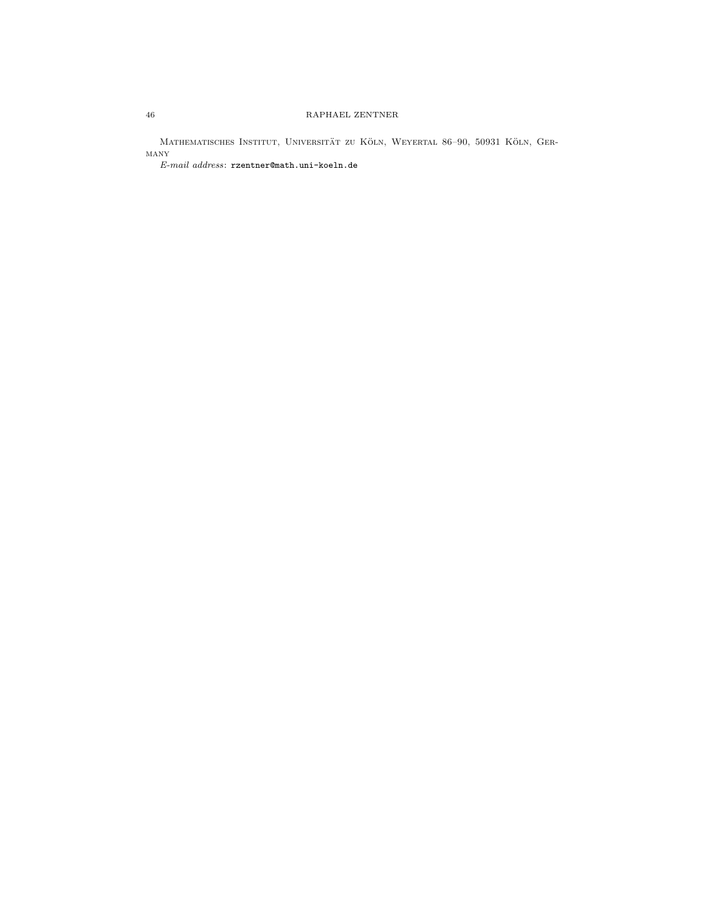Mathematisches Institut, Universität zu Köln, Weyertal 86–90, 50931 Köln, Germany

*E-mail address*: rzentner@math.uni-koeln.de